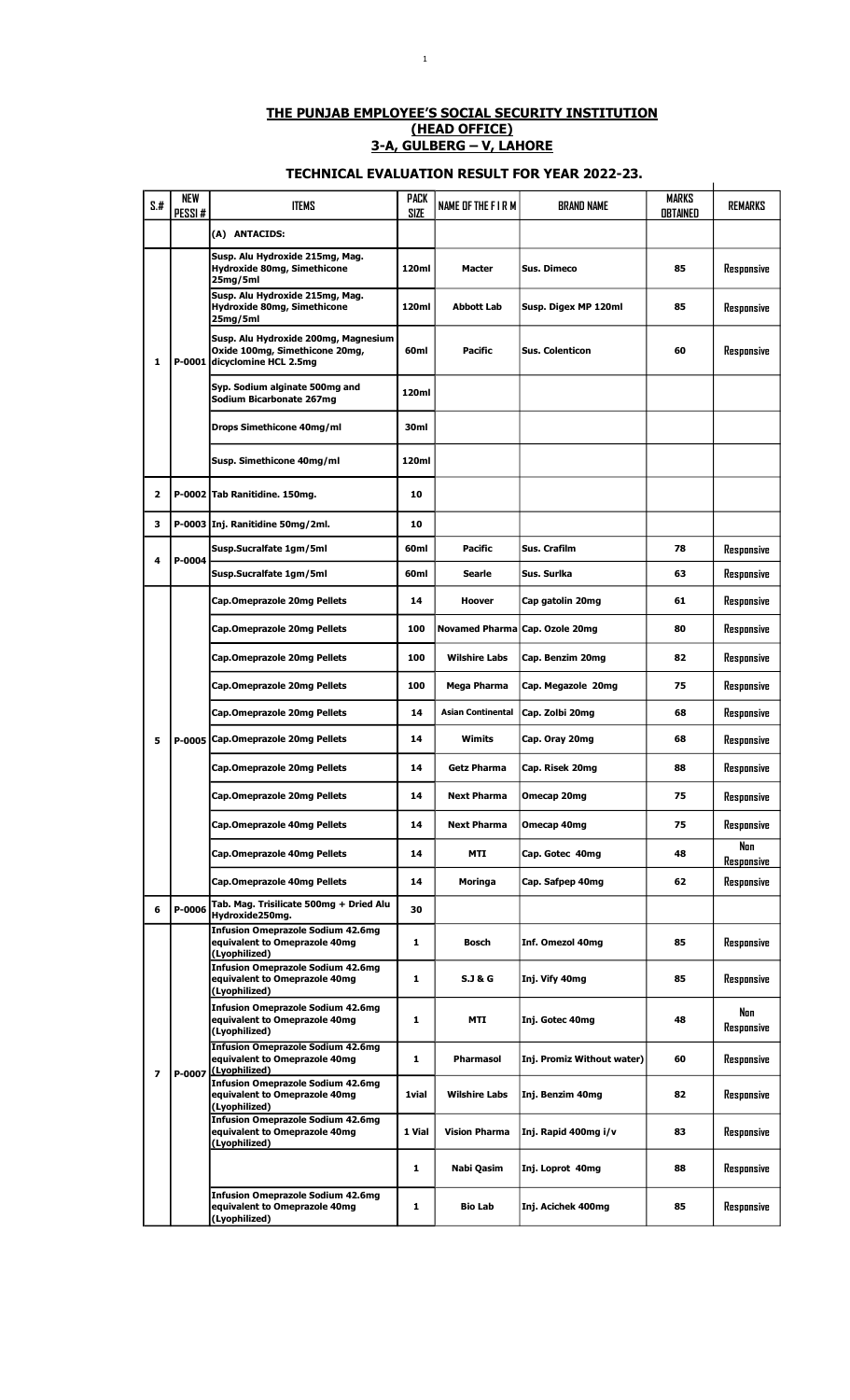# THE PUNJAB EMPLOYEE'S SOCIAL SECURITY INSTITUTION
## (HEAD OFFICE)
## 3-A, GULBERG – V, LAHORE

### TECHNICAL EVALUATION RESULT FOR YEAR 2022-23.

| S.# | NEW PESSI # | ITEMS | PACK SIZE | NAME OF THE F I R M | BRAND NAME | MARKS OBTAINED | REMARKS |
|---|---|---|---|---|---|---|---|
| | | (A) ANTACIDS: | | | | | |
| 1 | P-0001 | Susp. Alu Hydroxide 215mg, Mag. Hydroxide 80mg, Simethicone 25mg/5ml | 120ml | Macter | Sus. Dimeco | 85 | Responsive |
| | | Susp. Alu Hydroxide 215mg, Mag. Hydroxide 80mg, Simethicone 25mg/5ml | 120ml | Abbott Lab | Susp. Digex MP 120ml | 85 | Responsive |
| | | Susp. Alu Hydroxide 200mg, Magnesium Oxide 100mg, Simethicone 20mg, dicyclomine HCL 2.5mg | 60ml | Pacific | Sus. Colenticon | 60 | Responsive |
| | | Syp. Sodium alginate 500mg and Sodium Bicarbonate 267mg | 120ml | | | | |
| | | Drops Simethicone 40mg/ml | 30ml | | | | |
| | | Susp. Simethicone 40mg/ml | 120ml | | | | |
| 2 | P-0002 | Tab Ranitidine. 150mg. | 10 | | | | |
| 3 | P-0003 | Inj. Ranitidine 50mg/2ml. | 10 | | | | |
| 4 | P-0004 | Susp.Sucralfate 1gm/5ml | 60ml | Pacific | Sus. Crafilm | 78 | Responsive |
| | | Susp.Sucralfate 1gm/5ml | 60ml | Searle | Sus. Surlka | 63 | Responsive |
| 5 | P-0005 | Cap.Omeprazole 20mg Pellets | 14 | Hoover | Cap gatolin 20mg | 61 | Responsive |
| | | Cap.Omeprazole 20mg Pellets | 100 | Novamed Pharma | Cap. Ozole 20mg | 80 | Responsive |
| | | Cap.Omeprazole 20mg Pellets | 100 | Wilshire Labs | Cap. Benzim 20mg | 82 | Responsive |
| | | Cap.Omeprazole 20mg Pellets | 100 | Mega Pharma | Cap. Megazole 20mg | 75 | Responsive |
| | | Cap.Omeprazole 20mg Pellets | 14 | Asian Continental | Cap. Zolbi 20mg | 68 | Responsive |
| | | Cap.Omeprazole 20mg Pellets | 14 | Wimits | Cap. Oray 20mg | 68 | Responsive |
| | | Cap.Omeprazole 20mg Pellets | 14 | Getz Pharma | Cap. Risek 20mg | 88 | Responsive |
| | | Cap.Omeprazole 20mg Pellets | 14 | Next Pharma | Omecap 20mg | 75 | Responsive |
| | | Cap.Omeprazole 40mg Pellets | 14 | Next Pharma | Omecap 40mg | 75 | Responsive |
| | | Cap.Omeprazole 40mg Pellets | 14 | MTI | Cap. Gotec 40mg | 48 | Non Responsive |
| | | Cap.Omeprazole 40mg Pellets | 14 | Moringa | Cap. Safpep 40mg | 62 | Responsive |
| 6 | P-0006 | Tab. Mag. Trisilicate 500mg + Dried Alu Hydroxide250mg. | 30 | | | | |
| 7 | P-0007 | Infusion Omeprazole Sodium 42.6mg equivalent to Omeprazole 40mg (Lyophilized) | 1 | Bosch | Inf. Omezol 40mg | 85 | Responsive |
| | | Infusion Omeprazole Sodium 42.6mg equivalent to Omeprazole 40mg (Lyophilized) | 1 | S.J & G | Inj. Vify 40mg | 85 | Responsive |
| | | Infusion Omeprazole Sodium 42.6mg equivalent to Omeprazole 40mg (Lyophilized) | 1 | MTI | Inj. Gotec 40mg | 48 | Non Responsive |
| | | Infusion Omeprazole Sodium 42.6mg equivalent to Omeprazole 40mg (Lyophilized) | 1 | Pharmasol | Inj. Promiz (Without water) | 60 | Responsive |
| | | Infusion Omeprazole Sodium 42.6mg equivalent to Omeprazole 40mg (Lyophilized) | 1vial | Wilshire Labs | Inj. Benzim 40mg | 82 | Responsive |
| | | Infusion Omeprazole Sodium 42.6mg equivalent to Omeprazole 40mg (Lyophilized) | 1 Vial | Vision Pharma | Inj. Rapid 400mg i/v | 83 | Responsive |
| | | | 1 | Nabi Qasim | Inj. Loprot 40mg | 88 | Responsive |
| | | Infusion Omeprazole Sodium 42.6mg equivalent to Omeprazole 40mg (Lyophilized) | 1 | Bio Lab | Inj. Acichek 400mg | 85 | Responsive |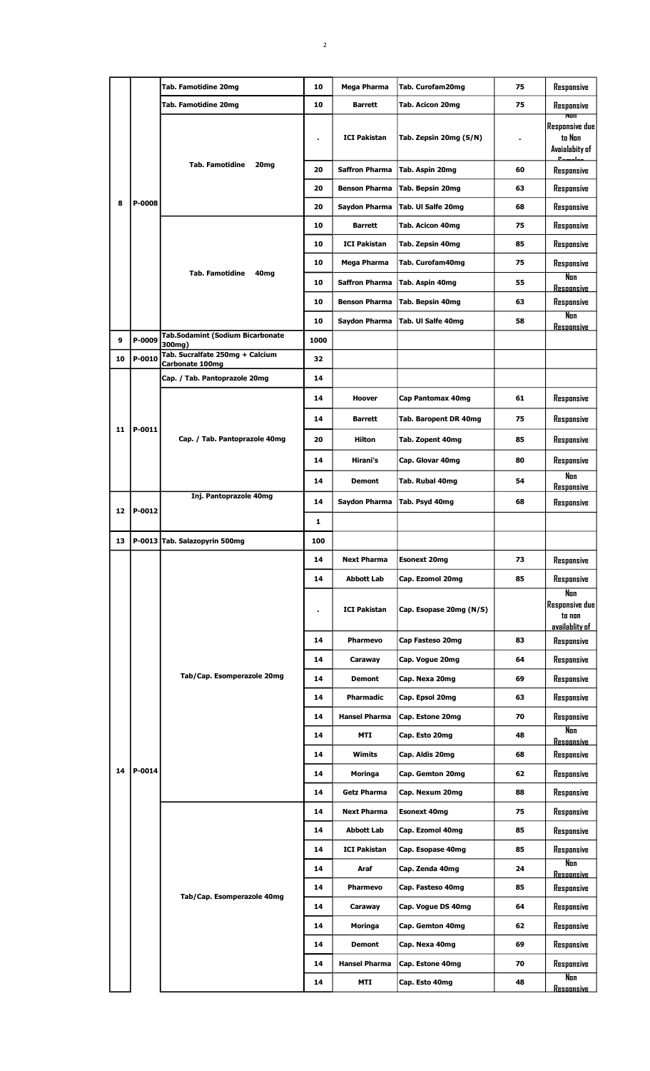|   |   |   |   |   |   |   |   |
|---|---|---|---|---|---|---|---|
|   |   | Tab. Famotidine 20mg | 10 | Mega Pharma | Tab. Curofam20mg | 75 | Responsive |
|   |   | Tab. Famotidine 20mg | 10 | Barrett | Tab. Acicon 20mg | 75 | Responsive |
|   |   | Tab. Famotidine 20mg | . | ICI Pakistan | Tab. Zepsin 20mg (S/N) | . | Non Responsive due to Non Avaialabity of Samples |
|   |   |   | 20 | Saffron Pharma | Tab. Aspin 20mg | 60 | Responsive |
|   |   |   | 20 | Benson Pharma | Tab. Bepsin 20mg | 63 | Responsive |
| 8 | P-0008 |   | 20 | Saydon Pharma | Tab. Ul Salfe 20mg | 68 | Responsive |
|   |   | Tab. Famotidine 40mg | 10 | Barrett | Tab. Acicon 40mg | 75 | Responsive |
|   |   |   | 10 | ICI Pakistan | Tab. Zepsin 40mg | 85 | Responsive |
|   |   |   | 10 | Mega Pharma | Tab. Curofam40mg | 75 | Responsive |
|   |   |   | 10 | Saffron Pharma | Tab. Aspin 40mg | 55 | Non Responsive |
|   |   |   | 10 | Benson Pharma | Tab. Bepsin 40mg | 63 | Responsive |
|   |   |   | 10 | Saydon Pharma | Tab. Ul Salfe 40mg | 58 | Non Responsive |
| 9 | P-0009 | Tab.Sodamint (Sodium Bicarbonate 300mg) | 1000 |   |   |   |   |
| 10 | P-0010 | Tab. Sucralfate 250mg + Calcium Carbonate 100mg | 32 |   |   |   |   |
| 11 | P-0011 | Cap. / Tab. Pantoprazole 20mg | 14 |   |   |   |   |
|   |   | Cap. / Tab. Pantoprazole 40mg | 14 | Hoover | Cap Pantomax 40mg | 61 | Responsive |
|   |   |   | 14 | Barrett | Tab. Baropent DR 40mg | 75 | Responsive |
|   |   |   | 20 | Hilton | Tab. Zopent 40mg | 85 | Responsive |
|   |   |   | 14 | Hirani's | Cap. Glovar 40mg | 80 | Responsive |
|   |   |   | 14 | Demont | Tab. Rubal 40mg | 54 | Non Responsive |
| 12 | P-0012 | Inj. Pantoprazole 40mg | 14 | Saydon Pharma | Tab. Psyd 40mg | 68 | Responsive |
|   |   |   | 1 |   |   |   |   |
| 13 | P-0013 | Tab. Salazopyrin 500mg | 100 |   |   |   |   |
| 14 | P-0014 | Tab/Cap. Esomperazole 20mg | 14 | Next Pharma | Esonext 20mg | 73 | Responsive |
|   |   |   | 14 | Abbott Lab | Cap. Ezomol 20mg | 85 | Responsive |
|   |   |   | . | ICI Pakistan | Cap. Esopase 20mg (N/S) |   | Non Responsive due to non availablity of |
|   |   |   | 14 | Pharmevo | Cap Fasteso 20mg | 83 | Responsive |
|   |   |   | 14 | Caraway | Cap. Vogue 20mg | 64 | Responsive |
|   |   |   | 14 | Demont | Cap. Nexa 20mg | 69 | Responsive |
|   |   |   | 14 | Pharmadic | Cap. Epsol 20mg | 63 | Responsive |
|   |   |   | 14 | Hansel Pharma | Cap. Estone 20mg | 70 | Responsive |
|   |   |   | 14 | MTI | Cap. Esto 20mg | 48 | Non Responsive |
|   |   |   | 14 | Wimits | Cap. Aldis 20mg | 68 | Responsive |
|   |   |   | 14 | Moringa | Cap. Gemton 20mg | 62 | Responsive |
|   |   |   | 14 | Getz Pharma | Cap. Nexum 20mg | 88 | Responsive |
|   |   | Tab/Cap. Esomperazole 40mg | 14 | Next Pharma | Esonext 40mg | 75 | Responsive |
|   |   |   | 14 | Abbott Lab | Cap. Ezomol 40mg | 85 | Responsive |
|   |   |   | 14 | ICI Pakistan | Cap. Esopase 40mg | 85 | Responsive |
|   |   |   | 14 | Araf | Cap. Zenda 40mg | 24 | Non Responsive |
|   |   |   | 14 | Pharmevo | Cap. Fasteso 40mg | 85 | Responsive |
|   |   |   | 14 | Caraway | Cap. Vogue DS 40mg | 64 | Responsive |
|   |   |   | 14 | Moringa | Cap. Gemton 40mg | 62 | Responsive |
|   |   |   | 14 | Demont | Cap. Nexa 40mg | 69 | Responsive |
|   |   |   | 14 | Hansel Pharma | Cap. Estone 40mg | 70 | Responsive |
|   |   |   | 14 | MTI | Cap. Esto 40mg | 48 | Non Responsive |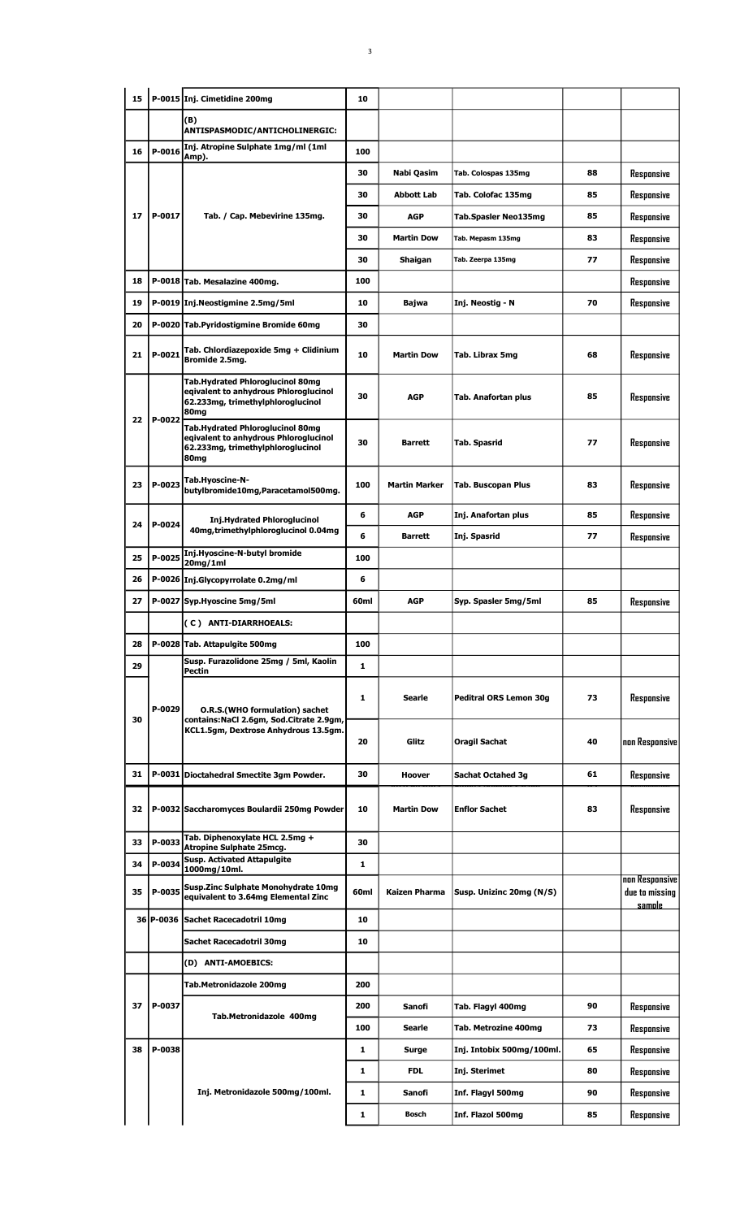| 15 | P-0015 | Inj. Cimetidine 200mg | 10 | | | | |
|---|---|---|---|---|---|---|---|
| | | (B) ANTISPASMODIC/ANTICHOLINERGIC: | | | | | |
| 16 | P-0016 | Inj. Atropine Sulphate 1mg/ml (1ml Amp). | 100 | | | | |
| 17 | P-0017 | Tab. / Cap. Mebevirine 135mg. | 30 | Nabi Qasim | Tab. Colospas 135mg | 88 | Responsive |
| | | | 30 | Abbott Lab | Tab. Colofac 135mg | 85 | Responsive |
| | | | 30 | AGP | Tab.Spasler Neo135mg | 85 | Responsive |
| | | | 30 | Martin Dow | Tab. Mepasm 135mg | 83 | Responsive |
| | | | 30 | Shaigan | Tab. Zeerpa 135mg | 77 | Responsive |
| 18 | P-0018 | Tab. Mesalazine 400mg. | 100 | | | | Responsive |
| 19 | P-0019 | Inj.Neostigmine 2.5mg/5ml | 10 | Bajwa | Inj. Neostig - N | 70 | Responsive |
| 20 | P-0020 | Tab.Pyridostigmine Bromide 60mg | 30 | | | | |
| 21 | P-0021 | Tab. Chlordiazepoxide 5mg + Clidinium Bromide 2.5mg. | 10 | Martin Dow | Tab. Librax 5mg | 68 | Responsive |
| 22 | P-0022 | Tab.Hydrated Phloroglucinol 80mg eqivalent to anhydrous Phloroglucinol 62.233mg, trimethylphloroglucinol 80mg | 30 | AGP | Tab. Anafortan plus | 85 | Responsive |
| | | Tab.Hydrated Phloroglucinol 80mg eqivalent to anhydrous Phloroglucinol 62.233mg, trimethylphloroglucinol 80mg | 30 | Barrett | Tab. Spasrid | 77 | Responsive |
| 23 | P-0023 | Tab.Hyoscine-N-butylbromide10mg,Paracetamol500mg. | 100 | Martin Marker | Tab. Buscopan Plus | 83 | Responsive |
| 24 | P-0024 | Inj.Hydrated Phloroglucinol 40mg,trimethylphloroglucinol 0.04mg | 6 | AGP | Inj. Anafortan plus | 85 | Responsive |
| | | | 6 | Barrett | Inj. Spasrid | 77 | Responsive |
| 25 | P-0025 | Inj.Hyoscine-N-butyl bromide 20mg/1ml | 100 | | | | |
| 26 | P-0026 | Inj.Glycopyrrolate 0.2mg/ml | 6 | | | | |
| 27 | P-0027 | Syp.Hyoscine 5mg/5ml | 60ml | AGP | Syp. Spasler 5mg/5ml | 85 | Responsive |
| | | ( C ) ANTI-DIARRHOEALS: | | | | | |
| 28 | P-0028 | Tab. Attapulgite 500mg | 100 | | | | |
| 29 | | Susp. Furazolidone 25mg / 5ml, Kaolin Pectin | 1 | | | | |
| 30 | P-0029 | O.R.S.(WHO formulation) sachet contains:NaCl 2.6gm, Sod.Citrate 2.9gm, KCL1.5gm, Dextrose Anhydrous 13.5gm. | 1 | Searle | Peditral ORS Lemon 30g | 73 | Responsive |
| | | | 20 | Glitz | Oragil Sachat | 40 | non Responsive |
| 31 | P-0031 | Dioctahedral Smectite 3gm Powder. | 30 | Hoover | Sachat Octahed 3g | 61 | Responsive |
| 32 | P-0032 | Saccharomyces Boulardii 250mg Powder | 10 | Martin Dow | Enflor Sachet | 83 | Responsive |
| 33 | P-0033 | Tab. Diphenoxylate HCL 2.5mg + Atropine Sulphate 25mcg. | 30 | | | | |
| 34 | P-0034 | Susp. Activated Attapulgite 1000mg/10ml. | 1 | | | | |
| 35 | P-0035 | Susp.Zinc Sulphate Monohydrate 10mg equivalent to 3.64mg Elemental Zinc | 60ml | Kaizen Pharma | Susp. Unizinc 20mg (N/S) | | non Responsive due to missing sample |
| 36 | P-0036 | Sachet Racecadotril 10mg | 10 | | | | |
| | | Sachet Racecadotril 30mg | 10 | | | | |
| | | (D) ANTI-AMOEBICS: | | | | | |
| | | Tab.Metronidazole 200mg | 200 | | | | |
| 37 | P-0037 | Tab.Metronidazole 400mg | 200 | Sanofi | Tab. Flagyl 400mg | 90 | Responsive |
| | | | 100 | Searle | Tab. Metrozine 400mg | 73 | Responsive |
| 38 | P-0038 | Inj. Metronidazole 500mg/100ml. | 1 | Surge | Inj. Intobix 500mg/100ml. | 65 | Responsive |
| | | | 1 | FDL | Inj. Sterimet | 80 | Responsive |
| | | | 1 | Sanofi | Inf. Flagyl 500mg | 90 | Responsive |
| | | | 1 | Bosch | Inf. Flazol 500mg | 85 | Responsive |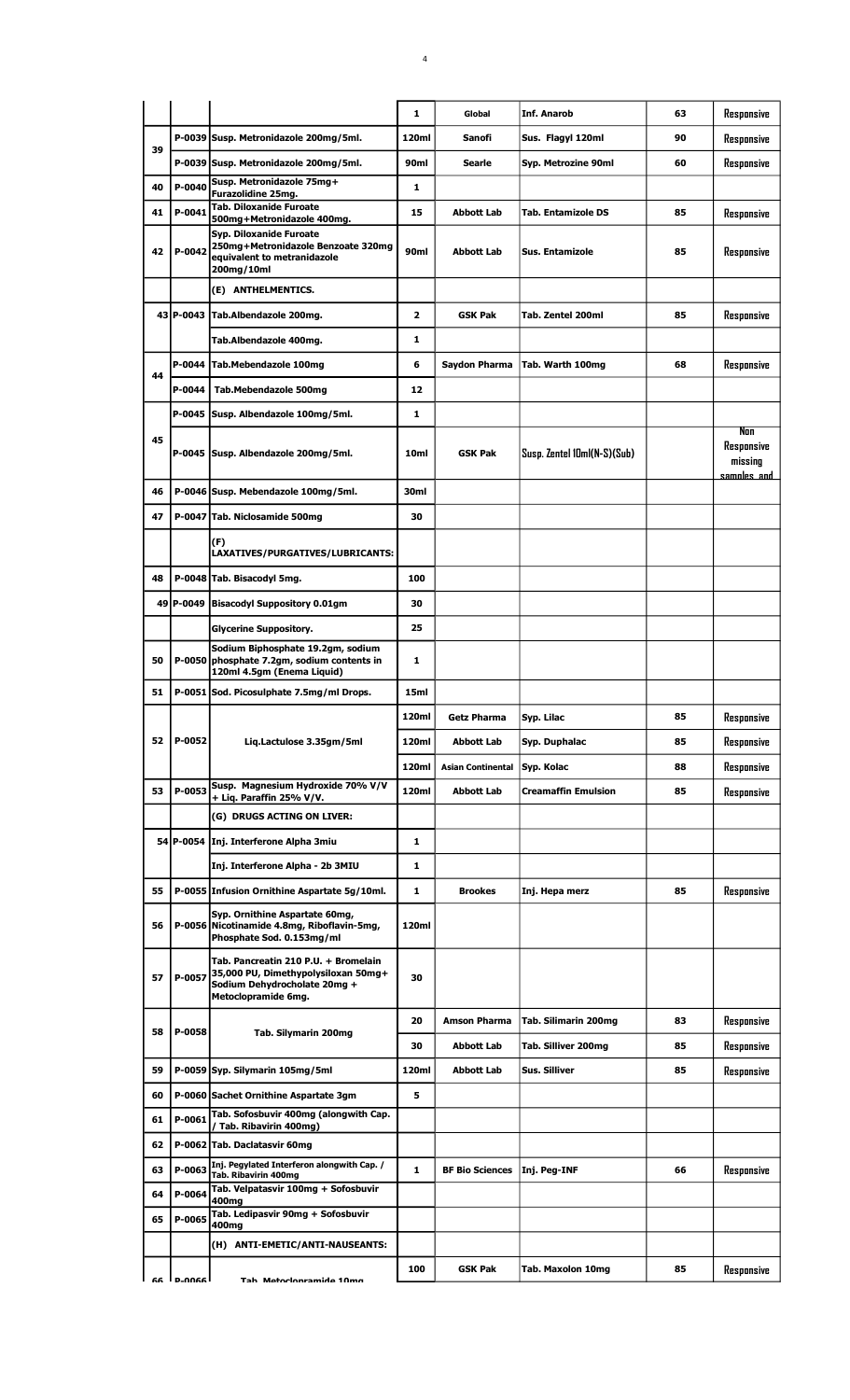| | | | 1 | Global | Inf. Anarob | 63 | Responsive |
|---|---|---|---|---|---|---|---|
| 39 | P-0039 | Susp. Metronidazole 200mg/5ml. | 120ml | Sanofi | Sus. Flagyl 120ml | 90 | Responsive |
| | P-0039 | Susp. Metronidazole 200mg/5ml. | 90ml | Searle | Syp. Metrozine 90ml | 60 | Responsive |
| 40 | P-0040 | Susp. Metronidazole 75mg+ Furazolidine 25mg. | 1 | | | | |
| 41 | P-0041 | Tab. Diloxanide Furoate 500mg+Metronidazole 400mg. | 15 | Abbott Lab | Tab. Entamizole DS | 85 | Responsive |
| 42 | P-0042 | Syp. Diloxanide Furoate 250mg+Metronidazole Benzoate 320mg equivalent to metranidazole 200mg/10ml | 90ml | Abbott Lab | Sus. Entamizole | 85 | Responsive |
| | | (E) ANTHELMENTICS. | | | | | |
| 43 | P-0043 | Tab.Albendazole 200mg. | 2 | GSK Pak | Tab. Zentel 200ml | 85 | Responsive |
| | | Tab.Albendazole 400mg. | 1 | | | | |
| 44 | P-0044 | Tab.Mebendazole 100mg | 6 | Saydon Pharma | Tab. Warth 100mg | 68 | Responsive |
| | P-0044 | Tab.Mebendazole 500mg | 12 | | | | |
| 45 | P-0045 | Susp. Albendazole 100mg/5ml. | 1 | | | | |
| | P-0045 | Susp. Albendazole 200mg/5ml. | 10ml | GSK Pak | Susp. Zentel 10ml(N-S)(Sub) | | Non Responsive missing samples and |
| 46 | P-0046 | Susp. Mebendazole 100mg/5ml. | 30ml | | | | |
| 47 | P-0047 | Tab. Niclosamide 500mg | 30 | | | | |
| | | (F) LAXATIVES/PURGATIVES/LUBRICANTS: | | | | | |
| 48 | P-0048 | Tab. Bisacodyl 5mg. | 100 | | | | |
| 49 | P-0049 | Bisacodyl Suppository 0.01gm | 30 | | | | |
| | | Glycerine Suppository. | 25 | | | | |
| 50 | P-0050 | Sodium Biphosphate 19.2gm, sodium phosphate 7.2gm, sodium contents in 120ml 4.5gm (Enema Liquid) | 1 | | | | |
| 51 | P-0051 | Sod. Picosulphate 7.5mg/ml Drops. | 15ml | | | | |
| 52 | P-0052 | Liq.Lactulose 3.35gm/5ml | 120ml | Getz Pharma | Syp. Lilac | 85 | Responsive |
| | | | 120ml | Abbott Lab | Syp. Duphalac | 85 | Responsive |
| | | | 120ml | Asian Continental | Syp. Kolac | 88 | Responsive |
| 53 | P-0053 | Susp. Magnesium Hydroxide 70% V/V + Liq. Paraffin 25% V/V. | 120ml | Abbott Lab | Creamaffin Emulsion | 85 | Responsive |
| | | (G) DRUGS ACTING ON LIVER: | | | | | |
| 54 | P-0054 | Inj. Interferone Alpha 3miu | 1 | | | | |
| | | Inj. Interferone Alpha - 2b 3MIU | 1 | | | | |
| 55 | P-0055 | Infusion Ornithine Aspartate 5g/10ml. | 1 | Brookes | Inj. Hepa merz | 85 | Responsive |
| 56 | P-0056 | Syp. Ornithine Aspartate 60mg, Nicotinamide 4.8mg, Riboflavin-5mg, Phosphate Sod. 0.153mg/ml | 120ml | | | | |
| 57 | P-0057 | Tab. Pancreatin 210 P.U. + Bromelain 35,000 PU, Dimethypolysiloxan 50mg+ Sodium Dehydrocholate 20mg + Metoclopramide 6mg. | 30 | | | | |
| 58 | P-0058 | Tab. Silymarin 200mg | 20 | Amson Pharma | Tab. Silimarin 200mg | 83 | Responsive |
| | | | 30 | Abbott Lab | Tab. Silliver 200mg | 85 | Responsive |
| 59 | P-0059 | Syp. Silymarin 105mg/5ml | 120ml | Abbott Lab | Sus. Silliver | 85 | Responsive |
| 60 | P-0060 | Sachet Ornithine Aspartate 3gm | 5 | | | | |
| 61 | P-0061 | Tab. Sofosbuvir 400mg (alongwith Cap. / Tab. Ribavirin 400mg) | | | | | |
| 62 | P-0062 | Tab. Daclatasvir 60mg | | | | | |
| 63 | P-0063 | Inj. Pegylated Interferon alongwith Cap. / Tab. Ribavirin 400mg | 1 | BF Bio Sciences | Inj. Peg-INF | 66 | Responsive |
| 64 | P-0064 | Tab. Velpatasvir 100mg + Sofosbuvir 400mg | | | | | |
| 65 | P-0065 | Tab. Ledipasvir 90mg + Sofosbuvir 400mg | | | | | |
| | | (H) ANTI-EMETIC/ANTI-NAUSEANTS: | | | | | |
| 66 | P-0066 | Tab. Metoclopramide 10mg | 100 | GSK Pak | Tab. Maxolon 10mg | 85 | Responsive |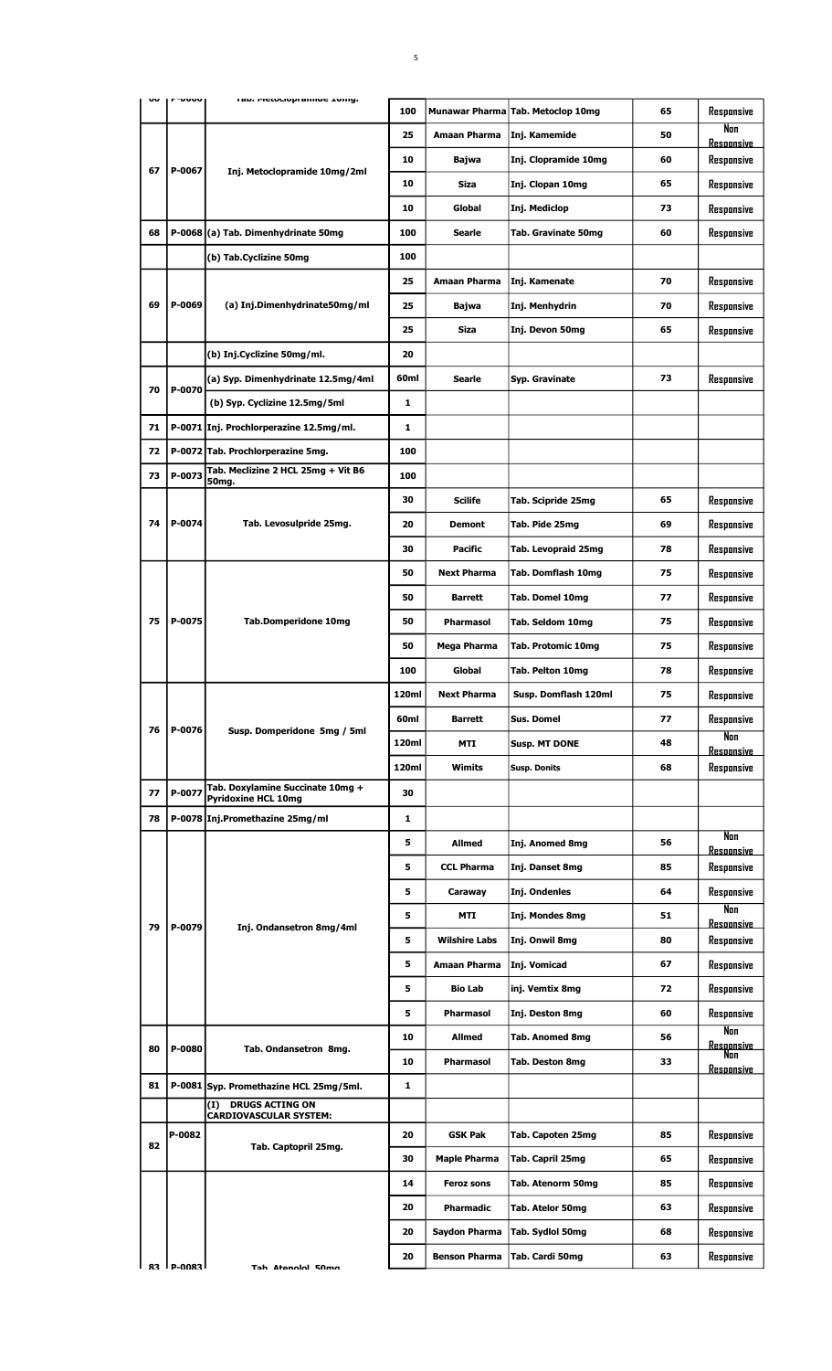| 66 | P-0066 | Tab. Metoclopramide 10mg. | 100 | Munawar Pharma | Tab. Metoclop 10mg | 65 | Responsive |
|---|---|---|---|---|---|---|---|
| 67 | P-0067 | Inj. Metoclopramide 10mg/2ml | 25 | Amaan Pharma | Inj. Kamemide | 50 | Non Responsive |
| | | | 10 | Bajwa | Inj. Clopramide 10mg | 60 | Responsive |
| | | | 10 | Siza | Inj. Clopan 10mg | 65 | Responsive |
| | | | 10 | Global | Inj. Mediclop | 73 | Responsive |
| 68 | P-0068 | (a) Tab. Dimenhydrinate 50mg | 100 | Searle | Tab. Gravinate 50mg | 60 | Responsive |
| | | (b) Tab.Cyclizine 50mg | 100 | | | | |
| 69 | P-0069 | (a) Inj.Dimenhydrinate50mg/ml | 25 | Amaan Pharma | Inj. Kamenate | 70 | Responsive |
| | | | 25 | Bajwa | Inj. Menhydrin | 70 | Responsive |
| | | | 25 | Siza | Inj. Devon 50mg | 65 | Responsive |
| | | (b) Inj.Cyclizine 50mg/ml. | 20 | | | | |
| 70 | P-0070 | (a) Syp. Dimenhydrinate 12.5mg/4ml | 60ml | Searle | Syp. Gravinate | 73 | Responsive |
| | | (b) Syp. Cyclizine 12.5mg/5ml | 1 | | | | |
| 71 | P-0071 | Inj. Prochlorperazine 12.5mg/ml. | 1 | | | | |
| 72 | P-0072 | Tab. Prochlorperazine 5mg. | 100 | | | | |
| 73 | P-0073 | Tab. Meclizine 2 HCL 25mg + Vit B6 50mg. | 100 | | | | |
| 74 | P-0074 | Tab. Levosulpride 25mg. | 30 | Scilife | Tab. Scipride 25mg | 65 | Responsive |
| | | | 20 | Demont | Tab. Pide 25mg | 69 | Responsive |
| | | | 30 | Pacific | Tab. Levopraid 25mg | 78 | Responsive |
| 75 | P-0075 | Tab.Domperidone 10mg | 50 | Next Pharma | Tab. Domflash 10mg | 75 | Responsive |
| | | | 50 | Barrett | Tab. Domel 10mg | 77 | Responsive |
| | | | 50 | Pharmasol | Tab. Seldom 10mg | 75 | Responsive |
| | | | 50 | Mega Pharma | Tab. Protomic 10mg | 75 | Responsive |
| | | | 100 | Global | Tab. Pelton 10mg | 78 | Responsive |
| 76 | P-0076 | Susp. Domperidone 5mg / 5ml | 120ml | Next Pharma | Susp. Domflash 120ml | 75 | Responsive |
| | | | 60ml | Barrett | Sus. Domel | 77 | Responsive |
| | | | 120ml | MTI | Susp. MT DONE | 48 | Non Responsive |
| | | | 120ml | Wimits | Susp. Donits | 68 | Responsive |
| 77 | P-0077 | Tab. Doxylamine Succinate 10mg + Pyridoxine HCL 10mg | 30 | | | | |
| 78 | P-0078 | Inj.Promethazine 25mg/ml | 1 | | | | |
| 79 | P-0079 | Inj. Ondansetron 8mg/4ml | 5 | Allmed | Inj. Anomed 8mg | 56 | Non Responsive |
| | | | 5 | CCL Pharma | Inj. Danset 8mg | 85 | Responsive |
| | | | 5 | Caraway | Inj. Ondenles | 64 | Responsive |
| | | | 5 | MTI | Inj. Mondes 8mg | 51 | Non Responsive |
| | | | 5 | Wilshire Labs | Inj. Onwil 8mg | 80 | Responsive |
| | | | 5 | Amaan Pharma | Inj. Vomicad | 67 | Responsive |
| | | | 5 | Bio Lab | inj. Vemtix 8mg | 72 | Responsive |
| | | | 5 | Pharmasol | Inj. Deston 8mg | 60 | Responsive |
| 80 | P-0080 | Tab. Ondansetron 8mg. | 10 | Allmed | Tab. Anomed 8mg | 56 | Non Responsive |
| | | | 10 | Pharmasol | Tab. Deston 8mg | 33 | Non Responsive |
| 81 | P-0081 | Syp. Promethazine HCL 25mg/5ml. | 1 | | | | |
| | | (I) DRUGS ACTING ON CARDIOVASCULAR SYSTEM: | | | | | |
| 82 | P-0082 | Tab. Captopril 25mg. | 20 | GSK Pak | Tab. Capoten 25mg | 85 | Responsive |
| | | | 30 | Maple Pharma | Tab. Capril 25mg | 65 | Responsive |
| 83 | P-0083 | Tab. Atenolol 50mg | 14 | Feroz sons | Tab. Atenorm 50mg | 85 | Responsive |
| | | | 20 | Pharmadic | Tab. Atelor 50mg | 63 | Responsive |
| | | | 20 | Saydon Pharma | Tab. Sydlol 50mg | 68 | Responsive |
| | | | 20 | Benson Pharma | Tab. Cardi 50mg | 63 | Responsive |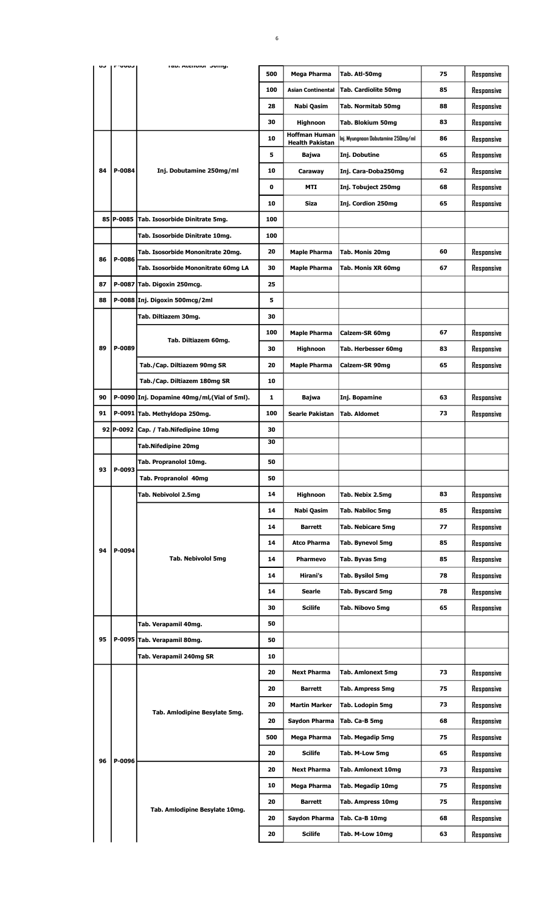| 83 | P-0083 | Tab. Atenolol 50mg. | 500 | Mega Pharma | Tab. Atl-50mg | 75 | Responsive |
|---|---|---|---|---|---|---|---|
| | | | 100 | Asian Continental | Tab. Cardiolite 50mg | 85 | Responsive |
| | | | 28 | Nabi Qasim | Tab. Normitab 50mg | 88 | Responsive |
| | | | 30 | Highnoon | Tab. Blokium 50mg | 83 | Responsive |
| 84 | P-0084 | Inj. Dobutamine 250mg/ml | 10 | Hoffman Human Health Pakistan | Inj. Myungmoon Dobutamine 250mg/ml | 86 | Responsive |
| | | | 5 | Bajwa | Inj. Dobutine | 65 | Responsive |
| | | | 10 | Caraway | Inj. Cara-Doba250mg | 62 | Responsive |
| | | | 0 | MTI | Inj. Tobuject 250mg | 68 | Responsive |
| | | | 10 | Siza | Inj. Cordion 250mg | 65 | Responsive |
| 85 | P-0085 | Tab. Isosorbide Dinitrate 5mg. | 100 | | | | |
| | | Tab. Isosorbide Dinitrate 10mg. | 100 | | | | |
| 86 | P-0086 | Tab. Isosorbide Mononitrate 20mg. | 20 | Maple Pharma | Tab. Monis 20mg | 60 | Responsive |
| | | Tab. Isosorbide Mononitrate 60mg LA | 30 | Maple Pharma | Tab. Monis XR 60mg | 67 | Responsive |
| 87 | P-0087 | Tab. Digoxin 250mcg. | 25 | | | | |
| 88 | P-0088 | Inj. Digoxin 500mcg/2ml | 5 | | | | |
| 89 | P-0089 | Tab. Diltiazem 30mg. | 30 | | | | |
| | | Tab. Diltiazem 60mg. | 100 | Maple Pharma | Calzem-SR 60mg | 67 | Responsive |
| | | | 30 | Highnoon | Tab. Herbesser 60mg | 83 | Responsive |
| | | Tab./Cap. Diltiazem 90mg SR | 20 | Maple Pharma | Calzem-SR 90mg | 65 | Responsive |
| | | Tab./Cap. Diltiazem 180mg SR | 10 | | | | |
| 90 | P-0090 | Inj. Dopamine 40mg/ml,(Vial of 5ml). | 1 | Bajwa | Inj. Bopamine | 63 | Responsive |
| 91 | P-0091 | Tab. Methyldopa 250mg. | 100 | Searle Pakistan | Tab. Aldomet | 73 | Responsive |
| 92 | P-0092 | Cap. / Tab.Nifedipine 10mg | 30 | | | | |
| | | Tab.Nifedipine 20mg | 30 | | | | |
| 93 | P-0093 | Tab. Propranolol 10mg. | 50 | | | | |
| | | Tab. Propranolol 40mg | 50 | | | | |
| 94 | P-0094 | Tab. Nebivolol 2.5mg | 14 | Highnoon | Tab. Nebix 2.5mg | 83 | Responsive |
| | | Tab. Nebivolol 5mg | 14 | Nabi Qasim | Tab. Nabiloc 5mg | 85 | Responsive |
| | | | 14 | Barrett | Tab. Nebicare 5mg | 77 | Responsive |
| | | | 14 | Atco Pharma | Tab. Bynevol 5mg | 85 | Responsive |
| | | | 14 | Pharmevo | Tab. Byvas 5mg | 85 | Responsive |
| | | | 14 | Hirani's | Tab. Bysilol 5mg | 78 | Responsive |
| | | | 14 | Searle | Tab. Byscard 5mg | 78 | Responsive |
| | | | 30 | Scilife | Tab. Nibovo 5mg | 65 | Responsive |
| 95 | P-0095 | Tab. Verapamil 40mg. | 50 | | | | |
| | | Tab. Verapamil 80mg. | 50 | | | | |
| | | Tab. Verapamil 240mg SR | 10 | | | | |
| 96 | P-0096 | Tab. Amlodipine Besylate 5mg. | 20 | Next Pharma | Tab. Amlonext 5mg | 73 | Responsive |
| | | | 20 | Barrett | Tab. Ampress 5mg | 75 | Responsive |
| | | | 20 | Martin Marker | Tab. Lodopin 5mg | 73 | Responsive |
| | | | 20 | Saydon Pharma | Tab. Ca-B 5mg | 68 | Responsive |
| | | | 500 | Mega Pharma | Tab. Megadip 5mg | 75 | Responsive |
| | | | 20 | Scilife | Tab. M-Low 5mg | 65 | Responsive |
| | | Tab. Amlodipine Besylate 10mg. | 20 | Next Pharma | Tab. Amlonext 10mg | 73 | Responsive |
| | | | 10 | Mega Pharma | Tab. Megadip 10mg | 75 | Responsive |
| | | | 20 | Barrett | Tab. Ampress 10mg | 75 | Responsive |
| | | | 20 | Saydon Pharma | Tab. Ca-B 10mg | 68 | Responsive |
| | | | 20 | Scilife | Tab. M-Low 10mg | 63 | Responsive |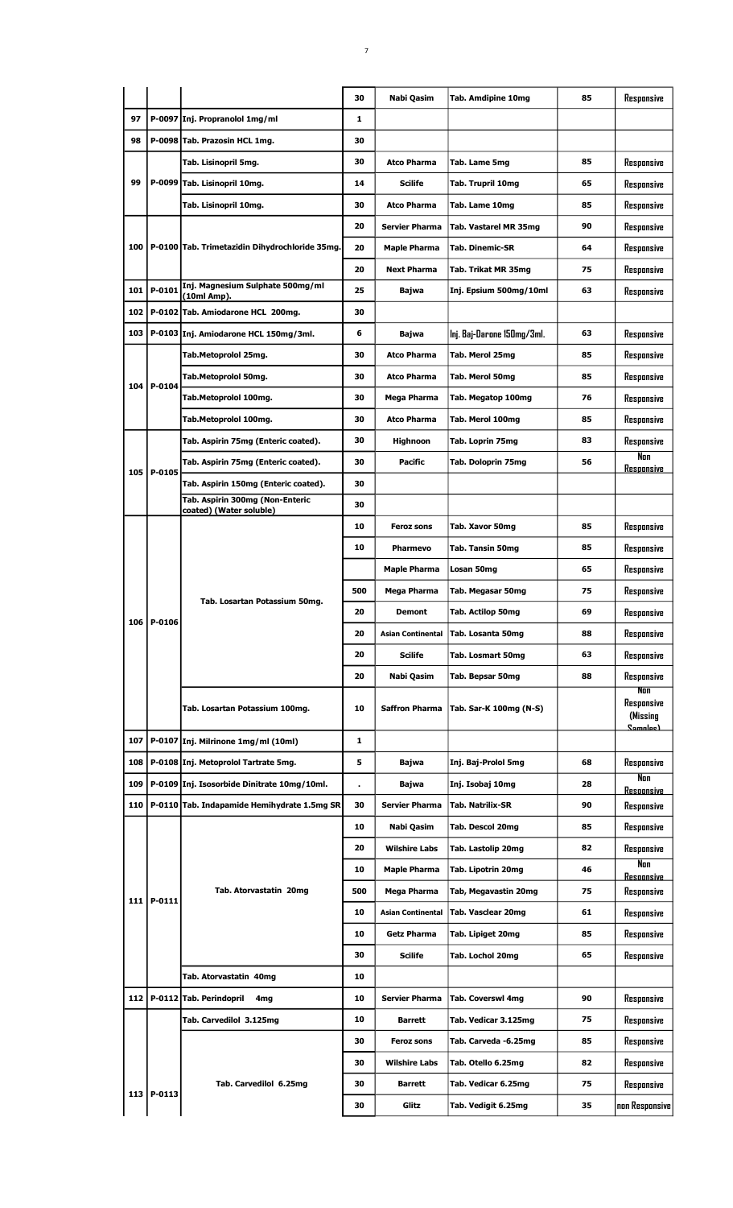| | | | 30 | Nabi Qasim | Tab. Amdipine 10mg | 85 | Responsive |
|---|---|---|---|---|---|---|---|
| 97 | P-0097 | Inj. Propranolol 1mg/ml | 1 | | | | |
| 98 | P-0098 | Tab. Prazosin HCL 1mg. | 30 | | | | |
| 99 | P-0099 | Tab. Lisinopril 5mg. | 30 | Atco Pharma | Tab. Lame 5mg | 85 | Responsive |
| | | Tab. Lisinopril 10mg. | 14 | Scilife | Tab. Trupril 10mg | 65 | Responsive |
| | | Tab. Lisinopril 10mg. | 30 | Atco Pharma | Tab. Lame 10mg | 85 | Responsive |
| 100 | P-0100 | Tab. Trimetazidin Dihydrochloride 35mg. | 20 | Servier Pharma | Tab. Vastarel MR 35mg | 90 | Responsive |
| | | | 20 | Maple Pharma | Tab. Dinemic-SR | 64 | Responsive |
| | | | 20 | Next Pharma | Tab. Trikat MR 35mg | 75 | Responsive |
| 101 | P-0101 | Inj. Magnesium Sulphate 500mg/ml (10ml Amp). | 25 | Bajwa | Inj. Epsium 500mg/10ml | 63 | Responsive |
| 102 | P-0102 | Tab. Amiodarone HCL 200mg. | 30 | | | | |
| 103 | P-0103 | Inj. Amiodarone HCL 150mg/3ml. | 6 | Bajwa | Inj. Baj-Darone 150mg/3ml. | 63 | Responsive |
| 104 | P-0104 | Tab.Metoprolol 25mg. | 30 | Atco Pharma | Tab. Merol 25mg | 85 | Responsive |
| | | Tab.Metoprolol 50mg. | 30 | Atco Pharma | Tab. Merol 50mg | 85 | Responsive |
| | | Tab.Metoprolol 100mg. | 30 | Mega Pharma | Tab. Megatop 100mg | 76 | Responsive |
| | | Tab.Metoprolol 100mg. | 30 | Atco Pharma | Tab. Merol 100mg | 85 | Responsive |
| 105 | P-0105 | Tab. Aspirin 75mg (Enteric coated). | 30 | Highnoon | Tab. Loprin 75mg | 83 | Responsive |
| | | Tab. Aspirin 75mg (Enteric coated). | 30 | Pacific | Tab. Doloprin 75mg | 56 | Non Responsive |
| | | Tab. Aspirin 150mg (Enteric coated). | 30 | | | | |
| | | Tab. Aspirin 300mg (Non-Enteric coated) (Water soluble) | 30 | | | | |
| 106 | P-0106 | Tab. Losartan Potassium 50mg. | 10 | Feroz sons | Tab. Xavor 50mg | 85 | Responsive |
| | | | 10 | Pharmevo | Tab. Tansin 50mg | 85 | Responsive |
| | | | | Maple Pharma | Losan 50mg | 65 | Responsive |
| | | | 500 | Mega Pharma | Tab. Megasar 50mg | 75 | Responsive |
| | | | 20 | Demont | Tab. Actilop 50mg | 69 | Responsive |
| | | | 20 | Asian Continental | Tab. Losanta 50mg | 88 | Responsive |
| | | | 20 | Scilife | Tab. Losmart 50mg | 63 | Responsive |
| | | | 20 | Nabi Qasim | Tab. Bepsar 50mg | 88 | Responsive |
| | | Tab. Losartan Potassium 100mg. | 10 | Saffron Pharma | Tab. Sar-K 100mg (N-S) | | Non Responsive (Missing Samples) |
| 107 | P-0107 | Inj. Milrinone 1mg/ml (10ml) | 1 | | | | |
| 108 | P-0108 | Inj. Metoprolol Tartrate 5mg. | 5 | Bajwa | Inj. Baj-Prolol 5mg | 68 | Responsive |
| 109 | P-0109 | Inj. Isosorbide Dinitrate 10mg/10ml. | . | Bajwa | Inj. Isobaj 10mg | 28 | Non Responsive |
| 110 | P-0110 | Tab. Indapamide Hemihydrate 1.5mg SR | 30 | Servier Pharma | Tab. Natrilix-SR | 90 | Responsive |
| 111 | P-0111 | Tab. Atorvastatin 20mg | 10 | Nabi Qasim | Tab. Descol 20mg | 85 | Responsive |
| | | | 20 | Wilshire Labs | Tab. Lastolip 20mg | 82 | Responsive |
| | | | 10 | Maple Pharma | Tab. Lipotrin 20mg | 46 | Non Responsive |
| | | | 500 | Mega Pharma | Tab, Megavastin 20mg | 75 | Responsive |
| | | | 10 | Asian Continental | Tab. Vasclear 20mg | 61 | Responsive |
| | | | 10 | Getz Pharma | Tab. Lipiget 20mg | 85 | Responsive |
| | | | 30 | Scilife | Tab. Lochol 20mg | 65 | Responsive |
| | | Tab. Atorvastatin 40mg | 10 | | | | |
| 112 | P-0112 | Tab. Perindopril 4mg | 10 | Servier Pharma | Tab. Coverswl 4mg | 90 | Responsive |
| 113 | P-0113 | Tab. Carvedilol 3.125mg | 10 | Barrett | Tab. Vedicar 3.125mg | 75 | Responsive |
| | | Tab. Carvedilol 6.25mg | 30 | Feroz sons | Tab. Carveda -6.25mg | 85 | Responsive |
| | | | 30 | Wilshire Labs | Tab. Otello 6.25mg | 82 | Responsive |
| | | | 30 | Barrett | Tab. Vedicar 6.25mg | 75 | Responsive |
| | | | 30 | Glitz | Tab. Vedigit 6.25mg | 35 | non Responsive |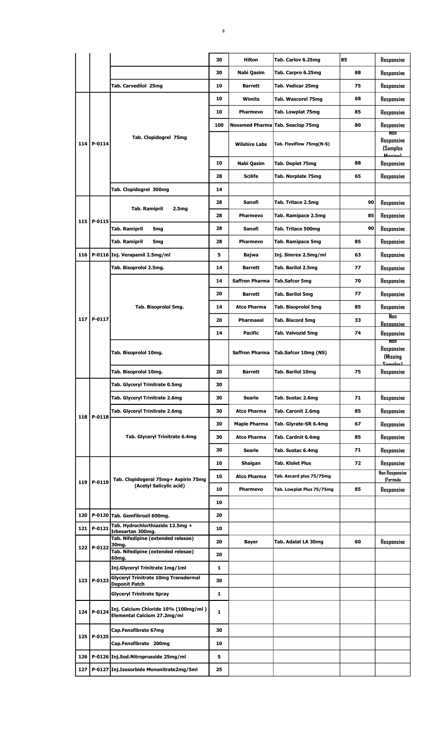| | | | 30 | Hilton | Tab. Carlov 6.25mg | 85 | Responsive |
|---|---|---|---|---|---|---|---|
| | | | 30 | Nabi Qasim | Tab. Carpro 6.25mg | 88 | Responsive |
| | | Tab. Carvedilol 25mg | 10 | Barrett | Tab. Vedicar 25mg | 75 | Responsive |
| 114 | P-0114 | Tab. Clopidogrel 75mg | 10 | Wimits | Tab. Wascorel 75mg | 68 | Responsive |
| | | | 10 | Pharmevo | Tab. Lowplat 75mg | 85 | Responsive |
| | | | 100 | Novamed Pharma | Tab. Seaclop 75mg | 80 | Responsive |
| | | | | Wilshire Labs | Tab. Flexiflow 75mg(N-S) | | Non Responsive (Samples Missing) |
| | | | 10 | Nabi Qasim | Tab. Deplet 75mg | 88 | Responsive |
| | | | 28 | Scilife | Tab. Norplate 75mg | 65 | Responsive |
| | | Tab. Clopidogrel 300mg | 14 | | | | |
| 115 | P-0115 | Tab. Ramipril 2.5mg | 28 | Sanofi | Tab. Tritace 2.5mg | 90 | Responsive |
| | | | 28 | Pharmevo | Tab. Ramipace 2.5mg | 85 | Responsive |
| | | Tab. Ramipril 5mg | 28 | Sanofi | Tab. Tritace 500mg | 90 | Responsive |
| | | Tab. Ramipril 5mg | 28 | Pharmevo | Tab. Ramipace 5mg | 85 | Responsive |
| 116 | P-0116 | Inj. Verapamil 2.5mg/ml | 5 | Bajwa | Inj. Simrex 2.5mg/ml | 63 | Responsive |
| 117 | P-0117 | Tab. Bisoprolol 2.5mg. | 14 | Barrett | Tab. Barilol 2.5mg | 77 | Responsive |
| | | Tab. Bisoprolol 5mg. | 14 | Saffron Pharma | Tab.Safcor 5mg | 70 | Responsive |
| | | | 20 | Barrett | Tab. Barilol 5mg | 77 | Responsive |
| | | | 14 | Atco Pharma | Tab. Bisoprolol 5mg | 85 | Responsive |
| | | | 20 | Pharmasol | Tab. Biscord 5mg | 33 | Non Responsive |
| | | | 14 | Pacific | Tab. Valvozid 5mg | 74 | Responsive |
| | | Tab. Bisoprolol 10mg. | | Saffron Pharma | Tab.Safcor 10mg (NS) | | Non Responsive (Missing Samples) |
| | | Tab. Bisoprolol 10mg. | 20 | Barrett | Tab. Barilol 10mg | 75 | Responsive |
| 118 | P-0118 | Tab. Glyceryl Trinitrate 0.5mg | 30 | | | | |
| | | Tab. Glyceryl Trinitrate 2.6mg | 30 | Searle | Tab. Sustac 2.6mg | 71 | Responsive |
| | | Tab. Glyceryl Trinitrate 2.6mg | 30 | Atco Pharma | Tab. Caronit 2.6mg | 85 | Responsive |
| | | Tab. Glyceryl Trinitrate 6.4mg | 30 | Maple Pharma | Tab. Glyrate-SR 6.4mg | 67 | Responsive |
| | | | 30 | Atco Pharma | Tab. Cardnit 6.4mg | 85 | Responsive |
| | | | 30 | Searle | Tab. Sustac 6.4mg | 71 | Responsive |
| 119 | P-0119 | Tab. Clopidogeral 75mg+ Aspirin 75mg (Acetyl Salicylic acid) | 10 | Shaigan | Tab. Klolet Plus | 72 | Responsive |
| | | | 10 | Atco Pharma | Tab. Ascard plus 75/75mg | | Non Responsive (Formula |
| | | | 10 | Pharmevo | Tab. Lowplat Plus 75/75mg | 85 | Responsive |
| | | | 10 | | | | |
| 120 | P-0120 | Tab. Gemfibrozil 600mg. | 20 | | | | |
| 121 | P-0121 | Tab. Hydrochlorthiazide 12.5mg + Irbesartan 300mg. | 10 | | | | |
| 122 | P-0122 | Tab. Nifedipine (extended relesae) 30mg. | 20 | Bayer | Tab. Adalat LA 30mg | 60 | Responsive |
| | | Tab. Nifedipine (extended relesae) 60mg. | 20 | | | | |
| 123 | P-0123 | Inj.Glyceryl Trinitrate 1mg/1ml | 1 | | | | |
| | | Glyceryl Trinitrate 10mg Transdermal Deponit Patch | 30 | | | | |
| | | Glyceryl Trinitrate Spray | 1 | | | | |
| 124 | P-0124 | Inj. Calcium Chloride 10% (100mg/ml ) Elemental Calcium 27.2mg/ml | 1 | | | | |
| 125 | P-0125 | Cap.Fenofibrate 67mg | 30 | | | | |
| | | Cap.Fenofibrate 200mg | 10 | | | | |
| 126 | P-0126 | Inj.Sod.Nitroprusside 25mg/ml | 5 | | | | |
| 127 | P-0127 | Inj.Isosorbide Mononitrate2mg/5ml | 25 | | | | |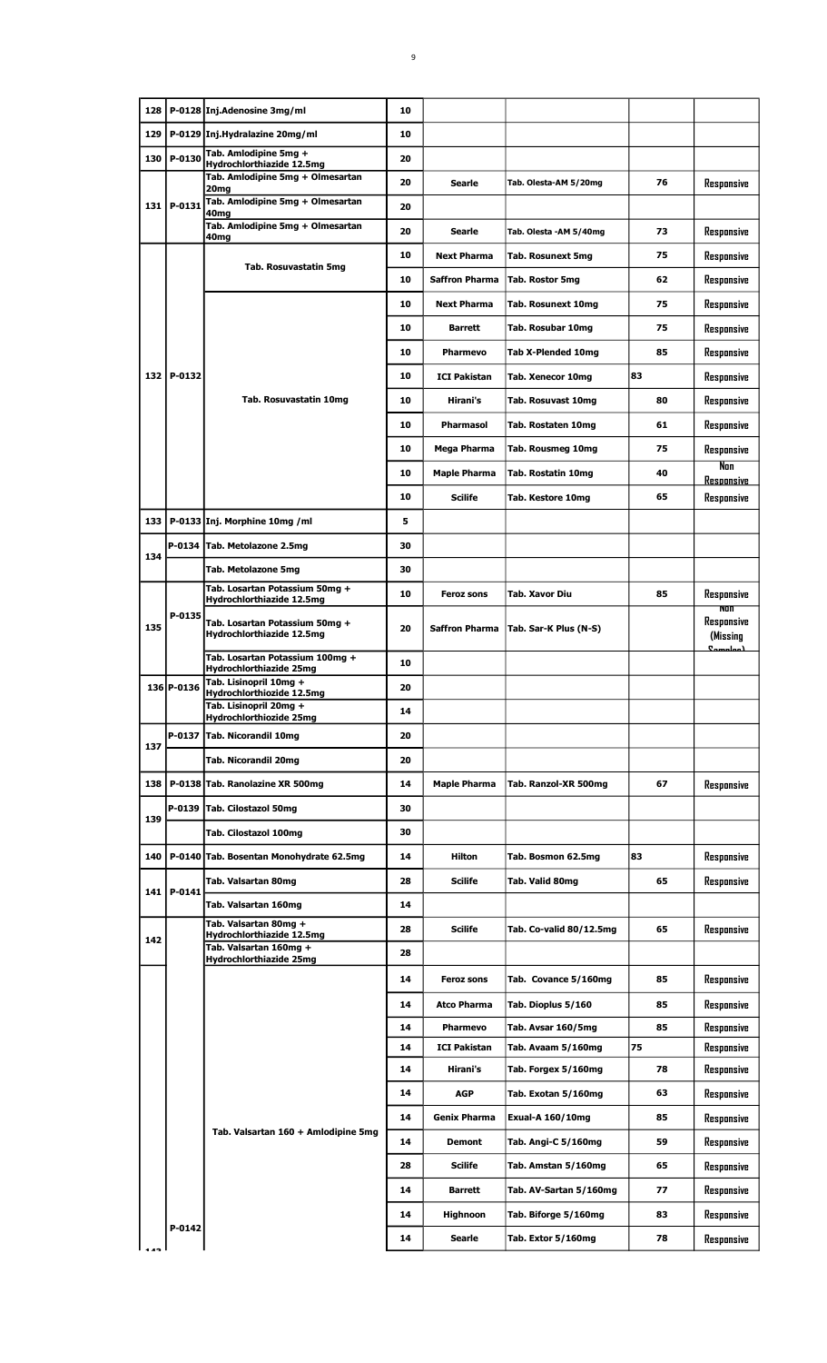| 128 | P-0128 | Inj.Adenosine 3mg/ml | 10 | | | | |
|---|---|---|---|---|---|---|---|
| 129 | P-0129 | Inj.Hydralazine 20mg/ml | 10 | | | | |
| 130 | P-0130 | Tab. Amlodipine 5mg + Hydrochlorthiazide 12.5mg | 20 | | | | |
| 131 | P-0131 | Tab. Amlodipine 5mg + Olmesartan 20mg | 20 | Searle | Tab. Olesta-AM 5/20mg | 76 | Responsive |
| | | Tab. Amlodipine 5mg + Olmesartan 40mg | 20 | | | | |
| | | Tab. Amlodipine 5mg + Olmesartan 40mg | 20 | Searle | Tab. Olesta -AM 5/40mg | 73 | Responsive |
| 132 | P-0132 | Tab. Rosuvastatin 5mg | 10 | Next Pharma | Tab. Rosunext 5mg | 75 | Responsive |
| | | | 10 | Saffron Pharma | Tab. Rostor 5mg | 62 | Responsive |
| | | Tab. Rosuvastatin 10mg | 10 | Next Pharma | Tab. Rosunext 10mg | 75 | Responsive |
| | | | 10 | Barrett | Tab. Rosubar 10mg | 75 | Responsive |
| | | | 10 | Pharmevo | Tab X-Plended 10mg | 85 | Responsive |
| | | | 10 | ICI Pakistan | Tab. Xenecor 10mg | 83 | Responsive |
| | | | 10 | Hirani's | Tab. Rosuvast 10mg | 80 | Responsive |
| | | | 10 | Pharmasol | Tab. Rostaten 10mg | 61 | Responsive |
| | | | 10 | Mega Pharma | Tab. Rousmeg 10mg | 75 | Responsive |
| | | | 10 | Maple Pharma | Tab. Rostatin 10mg | 40 | Non Responsive |
| | | | 10 | Scilife | Tab. Kestore 10mg | 65 | Responsive |
| 133 | P-0133 | Inj. Morphine 10mg /ml | 5 | | | | |
| 134 | P-0134 | Tab. Metolazone 2.5mg | 30 | | | | |
| | | Tab. Metolazone 5mg | 30 | | | | |
| 135 | P-0135 | Tab. Losartan Potassium 50mg + Hydrochlorthiazide 12.5mg | 10 | Feroz sons | Tab. Xavor Diu | 85 | Responsive |
| | | Tab. Losartan Potassium 50mg + Hydrochlorthiazide 12.5mg | 20 | Saffron Pharma | Tab. Sar-K Plus (N-S) | | Non Responsive (Missing Samples) |
| | | Tab. Losartan Potassium 100mg + Hydrochlorthiazide 25mg | 10 | | | | |
| 136 | P-0136 | Tab. Lisinopril 10mg + Hydrochlorthiozide 12.5mg | 20 | | | | |
| | | Tab. Lisinopril 20mg + Hydrochlorthiozide 25mg | 14 | | | | |
| 137 | P-0137 | Tab. Nicorandil 10mg | 20 | | | | |
| | | Tab. Nicorandil 20mg | 20 | | | | |
| 138 | P-0138 | Tab. Ranolazine XR 500mg | 14 | Maple Pharma | Tab. Ranzol-XR 500mg | 67 | Responsive |
| 139 | P-0139 | Tab. Cilostazol 50mg | 30 | | | | |
| | | Tab. Cilostazol 100mg | 30 | | | | |
| 140 | P-0140 | Tab. Bosentan Monohydrate 62.5mg | 14 | Hilton | Tab. Bosmon 62.5mg | 83 | Responsive |
| 141 | P-0141 | Tab. Valsartan 80mg | 28 | Scilife | Tab. Valid 80mg | 65 | Responsive |
| | | Tab. Valsartan 160mg | 14 | | | | |
| 142 | | Tab. Valsartan 80mg + Hydrochlorthiazide 12.5mg | 28 | Scilife | Tab. Co-valid 80/12.5mg | 65 | Responsive |
| | | Tab. Valsartan 160mg + Hydrochlorthiazide 25mg | 28 | | | | |
| 143 | P-0142 | Tab. Valsartan 160 + Amlodipine 5mg | 14 | Feroz sons | Tab. Covance 5/160mg | 85 | Responsive |
| | | | 14 | Atco Pharma | Tab. Dioplus 5/160 | 85 | Responsive |
| | | | 14 | Pharmevo | Tab. Avsar 160/5mg | 85 | Responsive |
| | | | 14 | ICI Pakistan | Tab. Avaam 5/160mg | 75 | Responsive |
| | | | 14 | Hirani's | Tab. Forgex 5/160mg | 78 | Responsive |
| | | | 14 | AGP | Tab. Exotan 5/160mg | 63 | Responsive |
| | | | 14 | Genix Pharma | Exual-A 160/10mg | 85 | Responsive |
| | | | 14 | Demont | Tab. Angi-C 5/160mg | 59 | Responsive |
| | | | 28 | Scilife | Tab. Amstan 5/160mg | 65 | Responsive |
| | | | 14 | Barrett | Tab. AV-Sartan 5/160mg | 77 | Responsive |
| | | | 14 | Highnoon | Tab. Biforge 5/160mg | 83 | Responsive |
| | | | 14 | Searle | Tab. Extor 5/160mg | 78 | Responsive |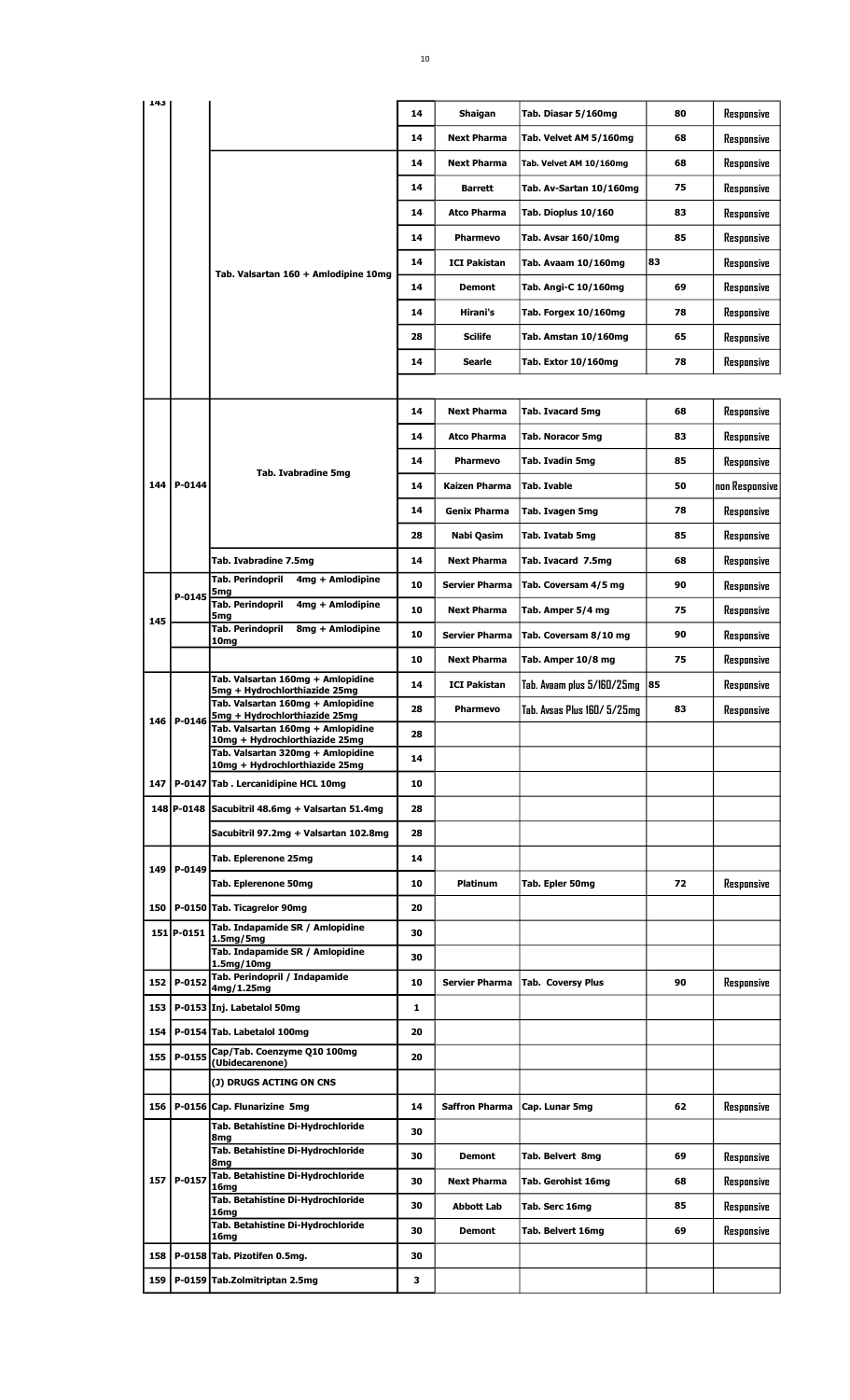| | | | | | | | |
|---|---|---|---|---|---|---|---|
| 143 | | | 14 | Shaigan | Tab. Diasar 5/160mg | 80 | Responsive |
| | | | 14 | Next Pharma | Tab. Velvet AM 5/160mg | 68 | Responsive |
| | | Tab. Valsartan 160 + Amlodipine 10mg | 14 | Next Pharma | Tab. Velvet AM 10/160mg | 68 | Responsive |
| | | | 14 | Barrett | Tab. Av-Sartan 10/160mg | 75 | Responsive |
| | | | 14 | Atco Pharma | Tab. Dioplus 10/160 | 83 | Responsive |
| | | | 14 | Pharmevo | Tab. Avsar 160/10mg | 85 | Responsive |
| | | | 14 | ICI Pakistan | Tab. Avaam 10/160mg | 83 | Responsive |
| | | | 14 | Demont | Tab. Angi-C 10/160mg | 69 | Responsive |
| | | | 14 | Hirani's | Tab. Forgex 10/160mg | 78 | Responsive |
| | | | 28 | Scilife | Tab. Amstan 10/160mg | 65 | Responsive |
| | | | 14 | Searle | Tab. Extor 10/160mg | 78 | Responsive |
| | | | | | | | |
| 144 | P-0144 | Tab. Ivabradine 5mg | 14 | Next Pharma | Tab. Ivacard 5mg | 68 | Responsive |
| | | | 14 | Atco Pharma | Tab. Noracor 5mg | 83 | Responsive |
| | | | 14 | Pharmevo | Tab. Ivadin 5mg | 85 | Responsive |
| | | | 14 | Kaizen Pharma | Tab. Ivable | 50 | non Responsive |
| | | | 14 | Genix Pharma | Tab. Ivagen 5mg | 78 | Responsive |
| | | | 28 | Nabi Qasim | Tab. Ivatab 5mg | 85 | Responsive |
| | | Tab. Ivabradine 7.5mg | 14 | Next Pharma | Tab. Ivacard 7.5mg | 68 | Responsive |
| 145 | P-0145 | Tab. Perindopril 4mg + Amlodipine 5mg | 10 | Servier Pharma | Tab. Coversam 4/5 mg | 90 | Responsive |
| | | Tab. Perindopril 4mg + Amlodipine 5mg | 10 | Next Pharma | Tab. Amper 5/4 mg | 75 | Responsive |
| | | Tab. Perindopril 8mg + Amlodipine 10mg | 10 | Servier Pharma | Tab. Coversam 8/10 mg | 90 | Responsive |
| | | | 10 | Next Pharma | Tab. Amper 10/8 mg | 75 | Responsive |
| 146 | P-0146 | Tab. Valsartan 160mg + Amlopidine 5mg + Hydrochlorthiazide 25mg | 14 | ICI Pakistan | Tab. Avaam plus 5/160/25mg | 85 | Responsive |
| | | Tab. Valsartan 160mg + Amlopidine 5mg + Hydrochlorthiazide 25mg | 28 | Pharmevo | Tab. Avsas Plus 160/ 5/25mg | 83 | Responsive |
| | | Tab. Valsartan 160mg + Amlopidine 10mg + Hydrochlorthiazide 25mg | 28 | | | | |
| | | Tab. Valsartan 320mg + Amlopidine 10mg + Hydrochlorthiazide 25mg | 14 | | | | |
| 147 | P-0147 | Tab . Lercanidipine HCL 10mg | 10 | | | | |
| 148 | P-0148 | Sacubitril 48.6mg + Valsartan 51.4mg | 28 | | | | |
| | | Sacubitril 97.2mg + Valsartan 102.8mg | 28 | | | | |
| 149 | P-0149 | Tab. Eplerenone 25mg | 14 | | | | |
| | | Tab. Eplerenone 50mg | 10 | Platinum | Tab. Epler 50mg | 72 | Responsive |
| 150 | P-0150 | Tab. Ticagrelor 90mg | 20 | | | | |
| 151 | P-0151 | Tab. Indapamide SR / Amlopidine 1.5mg/5mg | 30 | | | | |
| | | Tab. Indapamide SR / Amlopidine 1.5mg/10mg | 30 | | | | |
| 152 | P-0152 | Tab. Perindopril / Indapamide 4mg/1.25mg | 10 | Servier Pharma | Tab. Coversy Plus | 90 | Responsive |
| 153 | P-0153 | Inj. Labetalol 50mg | 1 | | | | |
| 154 | P-0154 | Tab. Labetalol 100mg | 20 | | | | |
| 155 | P-0155 | Cap/Tab. Coenzyme Q10 100mg (Ubidecarenone) | 20 | | | | |
| | | (J) DRUGS ACTING ON CNS | | | | | |
| 156 | P-0156 | Cap. Flunarizine 5mg | 14 | Saffron Pharma | Cap. Lunar 5mg | 62 | Responsive |
| 157 | P-0157 | Tab. Betahistine Di-Hydrochloride 8mg | 30 | | | | |
| | | Tab. Betahistine Di-Hydrochloride 8mg | 30 | Demont | Tab. Belvert 8mg | 69 | Responsive |
| | | Tab. Betahistine Di-Hydrochloride 16mg | 30 | Next Pharma | Tab. Gerohist 16mg | 68 | Responsive |
| | | Tab. Betahistine Di-Hydrochloride 16mg | 30 | Abbott Lab | Tab. Serc 16mg | 85 | Responsive |
| | | Tab. Betahistine Di-Hydrochloride 16mg | 30 | Demont | Tab. Belvert 16mg | 69 | Responsive |
| 158 | P-0158 | Tab. Pizotifen 0.5mg. | 30 | | | | |
| 159 | P-0159 | Tab.Zolmitriptan 2.5mg | 3 | | | | |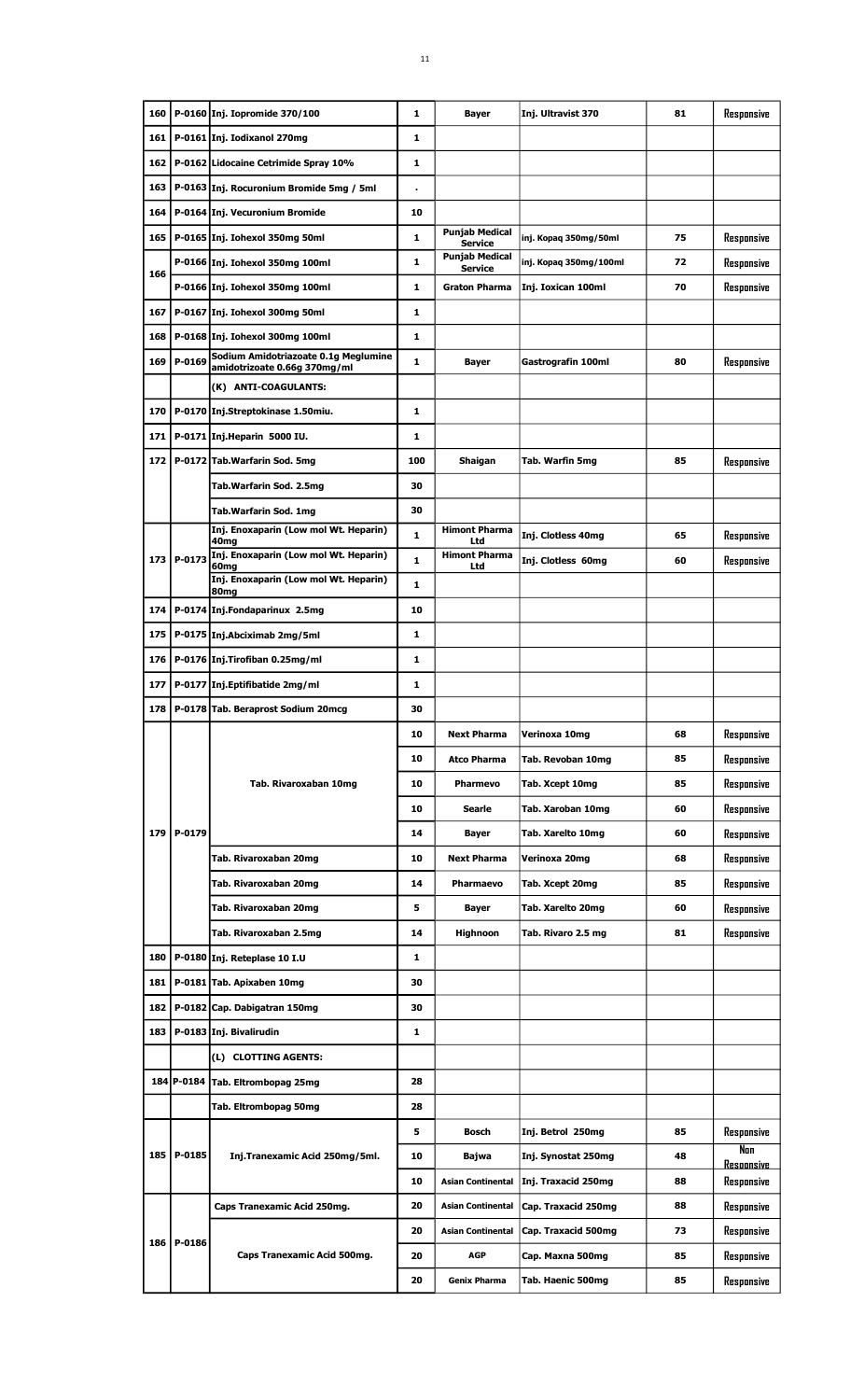| 160 | P-0160 | Inj. Iopromide 370/100 | 1 | Bayer | Inj. Ultravist 370 | 81 | Responsive |
|---|---|---|---|---|---|---|---|
| 161 | P-0161 | Inj. Iodixanol 270mg | 1 | | | | |
| 162 | P-0162 | Lidocaine Cetrimide Spray 10% | 1 | | | | |
| 163 | P-0163 | Inj. Rocuronium Bromide 5mg / 5ml | . | | | | |
| 164 | P-0164 | Inj. Vecuronium Bromide | 10 | | | | |
| 165 | P-0165 | Inj. Iohexol 350mg 50ml | 1 | Punjab Medical Service | inj. Kopaq 350mg/50ml | 75 | Responsive |
| 166 | P-0166 | Inj. Iohexol 350mg 100ml | 1 | Punjab Medical Service | inj. Kopaq 350mg/100ml | 72 | Responsive |
| | P-0166 | Inj. Iohexol 350mg 100ml | 1 | Graton Pharma | Inj. Ioxican 100ml | 70 | Responsive |
| 167 | P-0167 | Inj. Iohexol 300mg 50ml | 1 | | | | |
| 168 | P-0168 | Inj. Iohexol 300mg 100ml | 1 | | | | |
| 169 | P-0169 | Sodium Amidotriazoate 0.1g Meglumine amidotrizoate 0.66g 370mg/ml | 1 | Bayer | Gastrografin 100ml | 80 | Responsive |
| | | (K) ANTI-COAGULANTS: | | | | | |
| 170 | P-0170 | Inj.Streptokinase 1.50miu. | 1 | | | | |
| 171 | P-0171 | Inj.Heparin 5000 IU. | 1 | | | | |
| 172 | P-0172 | Tab.Warfarin Sod. 5mg | 100 | Shaigan | Tab. Warfin 5mg | 85 | Responsive |
| | | Tab.Warfarin Sod. 2.5mg | 30 | | | | |
| | | Tab.Warfarin Sod. 1mg | 30 | | | | |
| 173 | P-0173 | Inj. Enoxaparin (Low mol Wt. Heparin) 40mg | 1 | Himont Pharma Ltd | Inj. Clotless 40mg | 65 | Responsive |
| | | Inj. Enoxaparin (Low mol Wt. Heparin) 60mg | 1 | Himont Pharma Ltd | Inj. Clotless 60mg | 60 | Responsive |
| | | Inj. Enoxaparin (Low mol Wt. Heparin) 80mg | 1 | | | | |
| 174 | P-0174 | Inj.Fondaparinux 2.5mg | 10 | | | | |
| 175 | P-0175 | Inj.Abciximab 2mg/5ml | 1 | | | | |
| 176 | P-0176 | Inj.Tirofiban 0.25mg/ml | 1 | | | | |
| 177 | P-0177 | Inj.Eptifibatide 2mg/ml | 1 | | | | |
| 178 | P-0178 | Tab. Beraprost Sodium 20mcg | 30 | | | | |
| 179 | P-0179 | Tab. Rivaroxaban 10mg | 10 | Next Pharma | Verinoxa 10mg | 68 | Responsive |
| | | | 10 | Atco Pharma | Tab. Revoban 10mg | 85 | Responsive |
| | | | 10 | Pharmevo | Tab. Xcept 10mg | 85 | Responsive |
| | | | 10 | Searle | Tab. Xaroban 10mg | 60 | Responsive |
| | | | 14 | Bayer | Tab. Xarelto 10mg | 60 | Responsive |
| | | Tab. Rivaroxaban 20mg | 10 | Next Pharma | Verinoxa 20mg | 68 | Responsive |
| | | Tab. Rivaroxaban 20mg | 14 | Pharmaevo | Tab. Xcept 20mg | 85 | Responsive |
| | | Tab. Rivaroxaban 20mg | 5 | Bayer | Tab. Xarelto 20mg | 60 | Responsive |
| | | Tab. Rivaroxaban 2.5mg | 14 | Highnoon | Tab. Rivaro 2.5 mg | 81 | Responsive |
| 180 | P-0180 | Inj. Reteplase 10 I.U | 1 | | | | |
| 181 | P-0181 | Tab. Apixaben 10mg | 30 | | | | |
| 182 | P-0182 | Cap. Dabigatran 150mg | 30 | | | | |
| 183 | P-0183 | Inj. Bivalirudin | 1 | | | | |
| | | (L) CLOTTING AGENTS: | | | | | |
| 184 | P-0184 | Tab. Eltrombopag 25mg | 28 | | | | |
| | | Tab. Eltrombopag 50mg | 28 | | | | |
| 185 | P-0185 | Inj.Tranexamic Acid 250mg/5ml. | 5 | Bosch | Inj. Betrol 250mg | 85 | Responsive |
| | | | 10 | Bajwa | Inj. Synostat 250mg | 48 | Non Responsive |
| | | | 10 | Asian Continental | Inj. Traxacid 250mg | 88 | Responsive |
| 186 | P-0186 | Caps Tranexamic Acid 250mg. | 20 | Asian Continental | Cap. Traxacid 250mg | 88 | Responsive |
| | | Caps Tranexamic Acid 500mg. | 20 | Asian Continental | Cap. Traxacid 500mg | 73 | Responsive |
| | | | 20 | AGP | Cap. Maxna 500mg | 85 | Responsive |
| | | | 20 | Genix Pharma | Tab. Haenic 500mg | 85 | Responsive |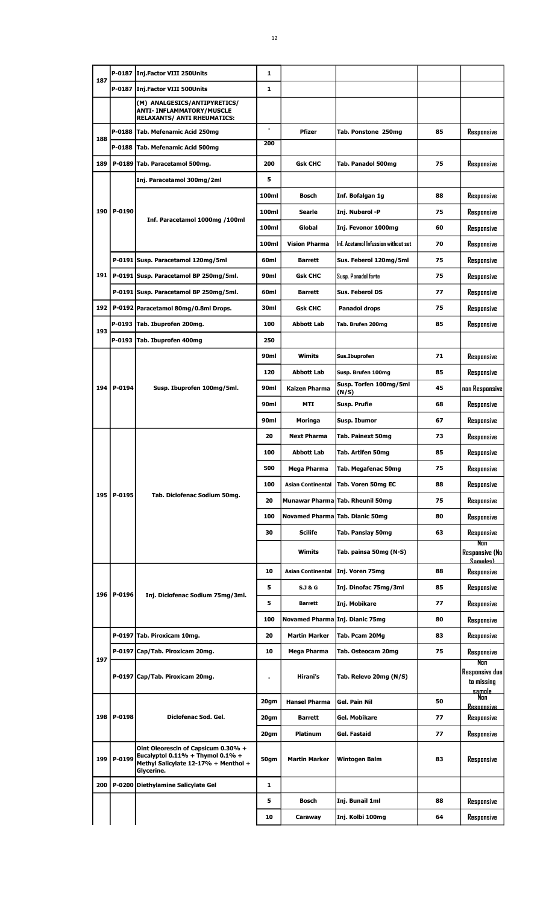| | | | | | | | |
|---|---|---|---|---|---|---|---|
| 187 | P-0187 | Inj.Factor VIII 250Units | 1 | | | | |
| | P-0187 | Inj.Factor VIII 500Units | 1 | | | | |
| | | (M) ANALGESICS/ANTIPYRETICS/ ANTI- INFLAMMATORY/MUSCLE RELAXANTS/ ANTI RHEUMATICS: | | | | | |
| 188 | P-0188 | Tab. Mefenamic Acid 250mg | . | Pfizer | Tab. Ponstone 250mg | 85 | Responsive |
| | P-0188 | Tab. Mefenamic Acid 500mg | 200 | | | | |
| 189 | P-0189 | Tab. Paracetamol 500mg. | 200 | Gsk CHC | Tab. Panadol 500mg | 75 | Responsive |
| 190 | | Inj. Paracetamol 300mg/2ml | 5 | | | | |
| | P-0190 | Inf. Paracetamol 1000mg /100ml | 100ml | Bosch | Inf. Bofalgan 1g | 88 | Responsive |
| | | | 100ml | Searle | Inj. Nuberol -P | 75 | Responsive |
| | | | 100ml | Global | Inj. Fevonor 1000mg | 60 | Responsive |
| | | | 100ml | Vision Pharma | Inf. Acetamol Infussion without set | 70 | Responsive |
| 191 | P-0191 | Susp. Paracetamol 120mg/5ml | 60ml | Barrett | Sus. Feberol 120mg/5ml | 75 | Responsive |
| | P-0191 | Susp. Paracetamol BP 250mg/5ml. | 90ml | Gsk CHC | Susp. Panadol forte | 75 | Responsive |
| | P-0191 | Susp. Paracetamol BP 250mg/5ml. | 60ml | Barrett | Sus. Feberol DS | 77 | Responsive |
| 192 | P-0192 | Paracetamol 80mg/0.8ml Drops. | 30ml | Gsk CHC | Panadol drops | 75 | Responsive |
| 193 | P-0193 | Tab. Ibuprofen 200mg. | 100 | Abbott Lab | Tab. Brufen 200mg | 85 | Responsive |
| | P-0193 | Tab. Ibuprofen 400mg | 250 | | | | |
| 194 | P-0194 | Susp. Ibuprofen 100mg/5ml. | 90ml | Wimits | Sus.Ibuprofen | 71 | Responsive |
| | | | 120 | Abbott Lab | Susp. Brufen 100mg | 85 | Responsive |
| | | | 90ml | Kaizen Pharma | Susp. Torfen 100mg/5ml (N/S) | 45 | non Responsive |
| | | | 90ml | MTI | Susp. Prufie | 68 | Responsive |
| | | | 90ml | Moringa | Susp. Ibumor | 67 | Responsive |
| 195 | P-0195 | Tab. Diclofenac Sodium 50mg. | 20 | Next Pharma | Tab. Painext 50mg | 73 | Responsive |
| | | | 100 | Abbott Lab | Tab. Artifen 50mg | 85 | Responsive |
| | | | 500 | Mega Pharma | Tab. Megafenac 50mg | 75 | Responsive |
| | | | 100 | Asian Continental | Tab. Voren 50mg EC | 88 | Responsive |
| | | | 20 | Munawar Pharma | Tab. Rheunil 50mg | 75 | Responsive |
| | | | 100 | Novamed Pharma | Tab. Dianic 50mg | 80 | Responsive |
| | | | 30 | Scilife | Tab. Panslay 50mg | 63 | Responsive |
| | | | | Wimits | Tab. painsa 50mg (N-S) | | Non Responsive (No Samples) |
| 196 | P-0196 | Inj. Diclofenac Sodium 75mg/3ml. | 10 | Asian Continental | Inj. Voren 75mg | 88 | Responsive |
| | | | 5 | S.J & G | Inj. Dinofac 75mg/3ml | 85 | Responsive |
| | | | 5 | Barrett | Inj. Mobikare | 77 | Responsive |
| | | | 100 | Novamed Pharma | Inj. Dianic 75mg | 80 | Responsive |
| 197 | P-0197 | Tab. Piroxicam 10mg. | 20 | Martin Marker | Tab. Pcam 20Mg | 83 | Responsive |
| | P-0197 | Cap/Tab. Piroxicam 20mg. | 10 | Mega Pharma | Tab. Osteocam 20mg | 75 | Responsive |
| | P-0197 | Cap/Tab. Piroxicam 20mg. | . | Hirani's | Tab. Relevo 20mg (N/S) | | Non Responsive due to missing sample |
| 198 | P-0198 | Diclofenac Sod. Gel. | 20gm | Hansel Pharma | Gel. Pain Nil | 50 | Non Responsive |
| | | | 20gm | Barrett | Gel. Mobikare | 77 | Responsive |
| | | | 20gm | Platinum | Gel. Fastaid | 77 | Responsive |
| 199 | P-0199 | Oint Oleorescin of Capsicum 0.30% + Eucalyptol 0.11% + Thymol 0.1% + Methyl Salicylate 12-17% + Menthol + Glycerine. | 50gm | Martin Marker | Wintogen Balm | 83 | Responsive |
| 200 | P-0200 | Diethylamine Salicylate Gel | 1 | | | | |
| | | | 5 | Bosch | Inj. Bunail 1ml | 88 | Responsive |
| | | | 10 | Caraway | Inj. Kolbi 100mg | 64 | Responsive |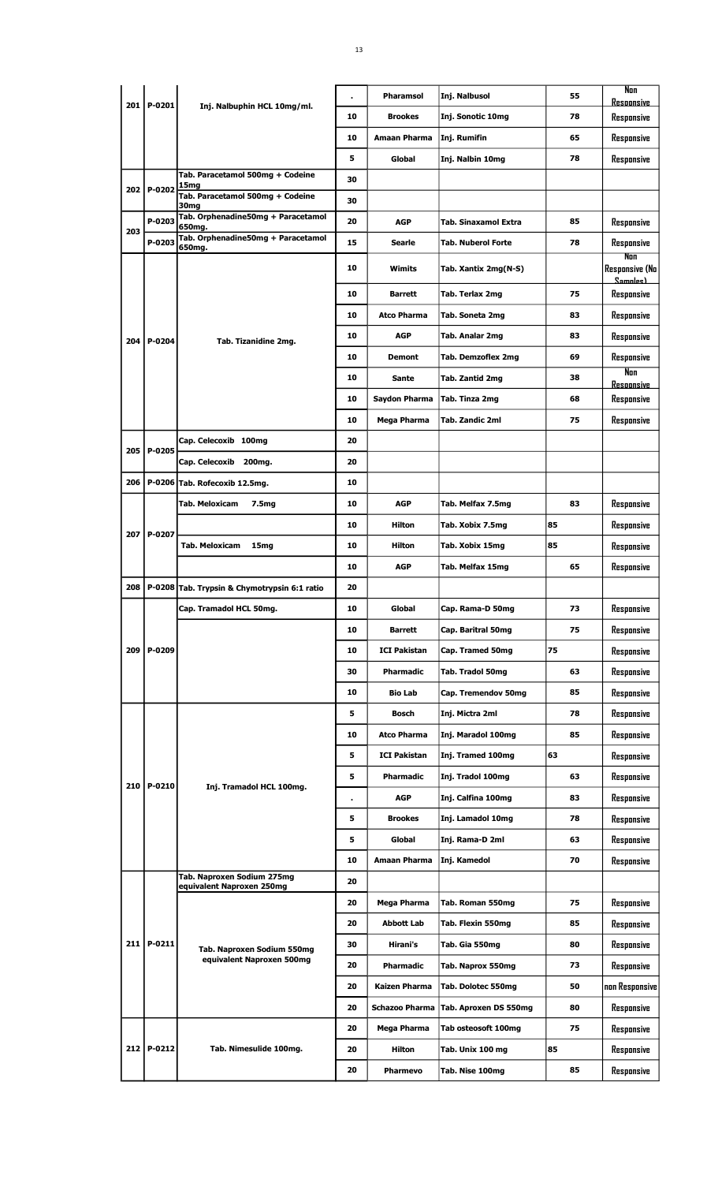| | | | | | | | |
|---|---|---|---|---|---|---|---|
| 201 | P-0201 | Inj. Nalbuphin HCL 10mg/ml. | . | Pharamsol | Inj. Nalbusol | 55 | Non Responsive |
| | | | 10 | Brookes | Inj. Sonotic 10mg | 78 | Responsive |
| | | | 10 | Amaan Pharma | Inj. Rumifin | 65 | Responsive |
| | | | 5 | Global | Inj. Nalbin 10mg | 78 | Responsive |
| 202 | P-0202 | Tab. Paracetamol 500mg + Codeine 15mg | 30 | | | | |
| | | Tab. Paracetamol 500mg + Codeine 30mg | 30 | | | | |
| 203 | P-0203 | Tab. Orphenadine50mg + Paracetamol 650mg. | 20 | AGP | Tab. Sinaxamol Extra | 85 | Responsive |
| | P-0203 | Tab. Orphenadine50mg + Paracetamol 650mg. | 15 | Searle | Tab. Nuberol Forte | 78 | Responsive |
| 204 | P-0204 | Tab. Tizanidine 2mg. | 10 | Wimits | Tab. Xantix 2mg(N-S) | | Non Responsive (No Samples) |
| | | | 10 | Barrett | Tab. Terlax 2mg | 75 | Responsive |
| | | | 10 | Atco Pharma | Tab. Soneta 2mg | 83 | Responsive |
| | | | 10 | AGP | Tab. Analar 2mg | 83 | Responsive |
| | | | 10 | Demont | Tab. Demzoflex 2mg | 69 | Responsive |
| | | | 10 | Sante | Tab. Zantid 2mg | 38 | Non Responsive |
| | | | 10 | Saydon Pharma | Tab. Tinza 2mg | 68 | Responsive |
| | | | 10 | Mega Pharma | Tab. Zandic 2ml | 75 | Responsive |
| 205 | P-0205 | Cap. Celecoxib 100mg | 20 | | | | |
| | | Cap. Celecoxib 200mg. | 20 | | | | |
| 206 | P-0206 | Tab. Rofecoxib 12.5mg. | 10 | | | | |
| 207 | P-0207 | Tab. Meloxicam 7.5mg | 10 | AGP | Tab. Melfax 7.5mg | 83 | Responsive |
| | | | 10 | Hilton | Tab. Xobix 7.5mg | 85 | Responsive |
| | | Tab. Meloxicam 15mg | 10 | Hilton | Tab. Xobix 15mg | 85 | Responsive |
| | | | 10 | AGP | Tab. Melfax 15mg | 65 | Responsive |
| 208 | P-0208 | Tab. Trypsin & Chymotrypsin 6:1 ratio | 20 | | | | |
| 209 | P-0209 | Cap. Tramadol HCL 50mg. | 10 | Global | Cap. Rama-D 50mg | 73 | Responsive |
| | | | 10 | Barrett | Cap. Baritral 50mg | 75 | Responsive |
| | | | 10 | ICI Pakistan | Cap. Tramed 50mg | 75 | Responsive |
| | | | 30 | Pharmadic | Tab. Tradol 50mg | 63 | Responsive |
| | | | 10 | Bio Lab | Cap. Tremendov 50mg | 85 | Responsive |
| 210 | P-0210 | Inj. Tramadol HCL 100mg. | 5 | Bosch | Inj. Mictra 2ml | 78 | Responsive |
| | | | 10 | Atco Pharma | Inj. Maradol 100mg | 85 | Responsive |
| | | | 5 | ICI Pakistan | Inj. Tramed 100mg | 63 | Responsive |
| | | | 5 | Pharmadic | Inj. Tradol 100mg | 63 | Responsive |
| | | | . | AGP | Inj. Calfina 100mg | 83 | Responsive |
| | | | 5 | Brookes | Inj. Lamadol 10mg | 78 | Responsive |
| | | | 5 | Global | Inj. Rama-D 2ml | 63 | Responsive |
| | | | 10 | Amaan Pharma | Inj. Kamedol | 70 | Responsive |
| 211 | P-0211 | Tab. Naproxen Sodium 275mg equivalent Naproxen 250mg | 20 | | | | |
| | | Tab. Naproxen Sodium 550mg equivalent Naproxen 500mg | 20 | Mega Pharma | Tab. Roman 550mg | 75 | Responsive |
| | | | 20 | Abbott Lab | Tab. Flexin 550mg | 85 | Responsive |
| | | | 30 | Hirani's | Tab. Gia 550mg | 80 | Responsive |
| | | | 20 | Pharmadic | Tab. Naprox 550mg | 73 | Responsive |
| | | | 20 | Kaizen Pharma | Tab. Dolotec 550mg | 50 | non Responsive |
| | | | 20 | Schazoo Pharma | Tab. Aproxen DS 550mg | 80 | Responsive |
| 212 | P-0212 | Tab. Nimesulide 100mg. | 20 | Mega Pharma | Tab osteosoft 100mg | 75 | Responsive |
| | | | 20 | Hilton | Tab. Unix 100 mg | 85 | Responsive |
| | | | 20 | Pharmevo | Tab. Nise 100mg | 85 | Responsive |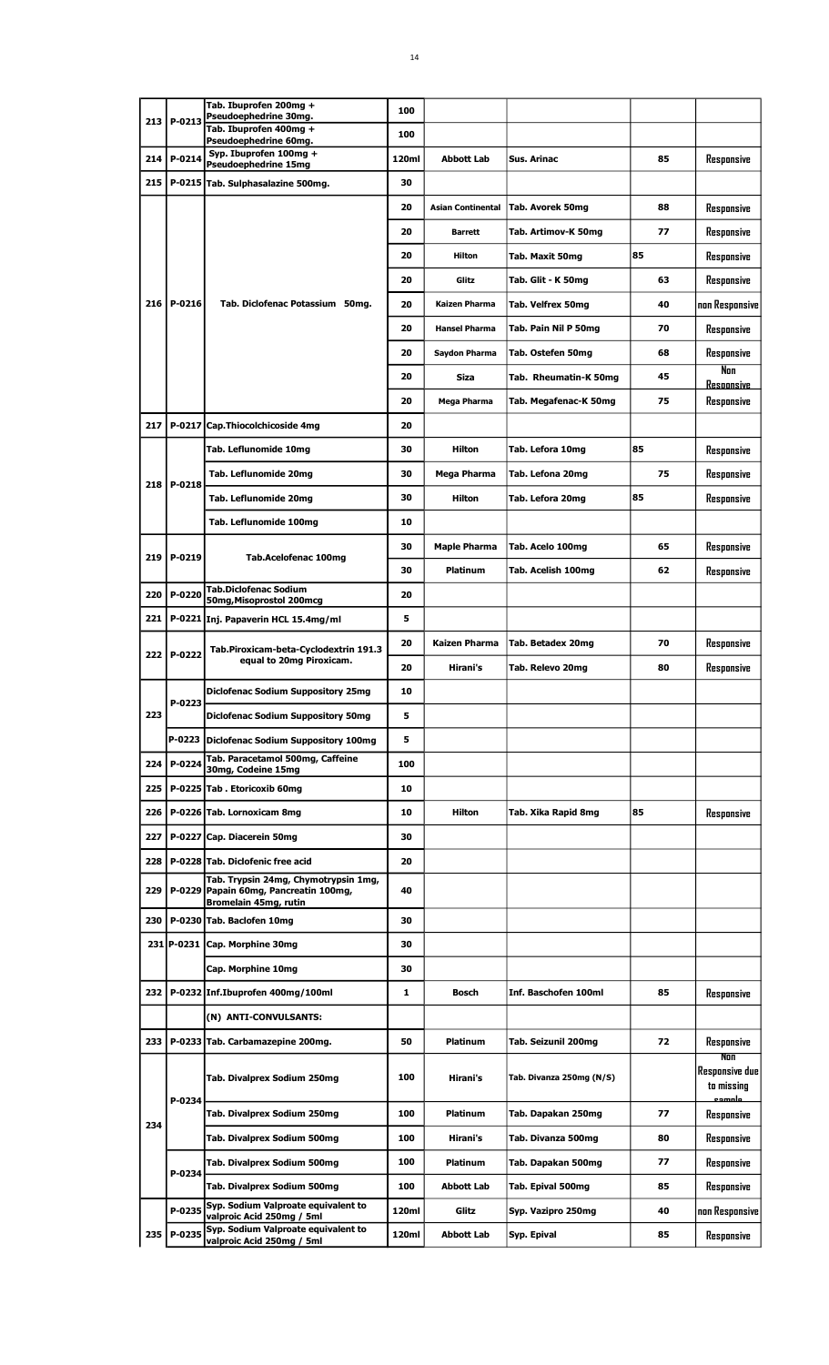| | | | | | | | |
|---|---|---|---|---|---|---|---|
| 213 | P-0213 | Tab. Ibuprofen 200mg + Pseudoephedrine 30mg. | 100 | | | | |
| | | Tab. Ibuprofen 400mg + Pseudoephedrine 60mg. | 100 | | | | |
| 214 | P-0214 | Syp. Ibuprofen 100mg + Pseudoephedrine 15mg | 120ml | Abbott Lab | Sus. Arinac | 85 | Responsive |
| 215 | P-0215 | Tab. Sulphasalazine 500mg. | 30 | | | | |
| 216 | P-0216 | Tab. Diclofenac Potassium 50mg. | 20 | Asian Continental | Tab. Avorek 50mg | 88 | Responsive |
| | | | 20 | Barrett | Tab. Artimov-K 50mg | 77 | Responsive |
| | | | 20 | Hilton | Tab. Maxit 50mg | 85 | Responsive |
| | | | 20 | Glitz | Tab. Glit - K 50mg | 63 | Responsive |
| | | | 20 | Kaizen Pharma | Tab. Velfrex 50mg | 40 | non Responsive |
| | | | 20 | Hansel Pharma | Tab. Pain Nil P 50mg | 70 | Responsive |
| | | | 20 | Saydon Pharma | Tab. Ostefen 50mg | 68 | Responsive |
| | | | 20 | Siza | Tab. Rheumatin-K 50mg | 45 | Non Responsive |
| | | | 20 | Mega Pharma | Tab. Megafenac-K 50mg | 75 | Responsive |
| 217 | P-0217 | Cap.Thiocolchicoside 4mg | 20 | | | | |
| 218 | P-0218 | Tab. Leflunomide 10mg | 30 | Hilton | Tab. Lefora 10mg | 85 | Responsive |
| | | Tab. Leflunomide 20mg | 30 | Mega Pharma | Tab. Lefona 20mg | 75 | Responsive |
| | | Tab. Leflunomide 20mg | 30 | Hilton | Tab. Lefora 20mg | 85 | Responsive |
| | | Tab. Leflunomide 100mg | 10 | | | | |
| 219 | P-0219 | Tab.Acelofenac 100mg | 30 | Maple Pharma | Tab. Acelo 100mg | 65 | Responsive |
| | | | 30 | Platinum | Tab. Acelish 100mg | 62 | Responsive |
| 220 | P-0220 | Tab.Diclofenac Sodium 50mg,Misoprostol 200mcg | 20 | | | | |
| 221 | P-0221 | Inj. Papaverin HCL 15.4mg/ml | 5 | | | | |
| 222 | P-0222 | Tab.Piroxicam-beta-Cyclodextrin 191.3 equal to 20mg Piroxicam. | 20 | Kaizen Pharma | Tab. Betadex 20mg | 70 | Responsive |
| | | | 20 | Hirani's | Tab. Relevo 20mg | 80 | Responsive |
| 223 | P-0223 | Diclofenac Sodium Suppository 25mg | 10 | | | | |
| | | Diclofenac Sodium Suppository 50mg | 5 | | | | |
| | P-0223 | Diclofenac Sodium Suppository 100mg | 5 | | | | |
| 224 | P-0224 | Tab. Paracetamol 500mg, Caffeine 30mg, Codeine 15mg | 100 | | | | |
| 225 | P-0225 | Tab . Etoricoxib 60mg | 10 | | | | |
| 226 | P-0226 | Tab. Lornoxicam 8mg | 10 | Hilton | Tab. Xika Rapid 8mg | 85 | Responsive |
| 227 | P-0227 | Cap. Diacerein 50mg | 30 | | | | |
| 228 | P-0228 | Tab. Diclofenic free acid | 20 | | | | |
| 229 | P-0229 | Tab. Trypsin 24mg, Chymotrypsin 1mg, Papain 60mg, Pancreatin 100mg, Bromelain 45mg, rutin | 40 | | | | |
| 230 | P-0230 | Tab. Baclofen 10mg | 30 | | | | |
| 231 | P-0231 | Cap. Morphine 30mg | 30 | | | | |
| | | Cap. Morphine 10mg | 30 | | | | |
| 232 | P-0232 | Inf.Ibuprofen 400mg/100ml | 1 | Bosch | Inf. Baschofen 100ml | 85 | Responsive |
| | | (N) ANTI-CONVULSANTS: | | | | | |
| 233 | P-0233 | Tab. Carbamazepine 200mg. | 50 | Platinum | Tab. Seizunil 200mg | 72 | Responsive |
| 234 | P-0234 | Tab. Divalprex Sodium 250mg | 100 | Hirani's | Tab. Divanza 250mg (N/S) | | Non Responsive due to missing sample |
| | | Tab. Divalprex Sodium 250mg | 100 | Platinum | Tab. Dapakan 250mg | 77 | Responsive |
| | | Tab. Divalprex Sodium 500mg | 100 | Hirani's | Tab. Divanza 500mg | 80 | Responsive |
| | P-0234 | Tab. Divalprex Sodium 500mg | 100 | Platinum | Tab. Dapakan 500mg | 77 | Responsive |
| | | Tab. Divalprex Sodium 500mg | 100 | Abbott Lab | Tab. Epival 500mg | 85 | Responsive |
| | P-0235 | Syp. Sodium Valproate equivalent to valproic Acid 250mg / 5ml | 120ml | Glitz | Syp. Vazipro 250mg | 40 | non Responsive |
| 235 | P-0235 | Syp. Sodium Valproate equivalent to valproic Acid 250mg / 5ml | 120ml | Abbott Lab | Syp. Epival | 85 | Responsive |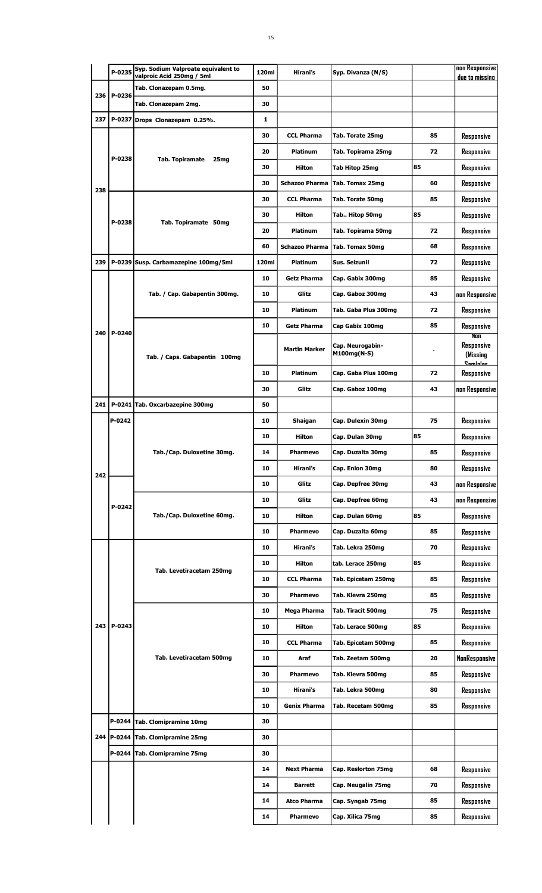| | P-0235 | Syp. Sodium Valproate equivalent to valproic Acid 250mg / 5ml | 120ml | Hirani's | Syp. Divanza (N/S) | | non Responsive due to missing |
|---|---|---|---|---|---|---|---|
| 236 | P-0236 | Tab. Clonazepam 0.5mg. | 50 | | | | |
| | | Tab. Clonazepam 2mg. | 30 | | | | |
| 237 | P-0237 | Drops Clonazepam 0.25%. | 1 | | | | |
| 238 | P-0238 | Tab. Topiramate 25mg | 30 | CCL Pharma | Tab. Torate 25mg | 85 | Responsive |
| | | | 20 | Platinum | Tab. Topirama 25mg | 72 | Responsive |
| | | | 30 | Hilton | Tab Hitop 25mg | 85 | Responsive |
| | | | 30 | Schazoo Pharma | Tab. Tomax 25mg | 60 | Responsive |
| | P-0238 | Tab. Topiramate 50mg | 30 | CCL Pharma | Tab. Torate 50mg | 85 | Responsive |
| | | | 30 | Hilton | Tab.. Hitop 50mg | 85 | Responsive |
| | | | 20 | Platinum | Tab. Topirama 50mg | 72 | Responsive |
| | | | 60 | Schazoo Pharma | Tab. Tomax 50mg | 68 | Responsive |
| 239 | P-0239 | Susp. Carbamazepine 100mg/5ml | 120ml | Platinum | Sus. Seizunil | 72 | Responsive |
| 240 | P-0240 | Tab. / Cap. Gabapentin 300mg. | 10 | Getz Pharma | Cap. Gabix 300mg | 85 | Responsive |
| | | | 10 | Glitz | Cap. Gaboz 300mg | 43 | non Responsive |
| | | | 10 | Platinum | Tab. Gaba Plus 300mg | 72 | Responsive |
| | | Tab. / Caps. Gabapentin 100mg | 10 | Getz Pharma | Cap Gabix 100mg | 85 | Responsive |
| | | | | Martin Marker | Cap. Neurogabin-M100mg(N-S) | . | Non Responsive (Missing Samples |
| | | | 10 | Platinum | Cap. Gaba Plus 100mg | 72 | Responsive |
| | | | 30 | Glitz | Cap. Gaboz 100mg | 43 | non Responsive |
| 241 | P-0241 | Tab. Oxcarbazepine 300mg | 50 | | | | |
| 242 | P-0242 | Tab./Cap. Duloxetine 30mg. | 10 | Shaigan | Cap. Dulexin 30mg | 75 | Responsive |
| | | | 10 | Hilton | Cap. Dulan 30mg | 85 | Responsive |
| | | | 14 | Pharmevo | Cap. Duzalta 30mg | 85 | Responsive |
| | | | 10 | Hirani's | Cap. Enlon 30mg | 80 | Responsive |
| | | | 10 | Glitz | Cap. Depfree 30mg | 43 | non Responsive |
| | P-0242 | Tab./Cap. Duloxetine 60mg. | 10 | Glitz | Cap. Depfree 60mg | 43 | non Responsive |
| | | | 10 | Hilton | Cap. Dulan 60mg | 85 | Responsive |
| | | | 10 | Pharmevo | Cap. Duzalta 60mg | 85 | Responsive |
| 243 | P-0243 | Tab. Levetiracetam 250mg | 10 | Hirani's | Tab. Lekra 250mg | 70 | Responsive |
| | | | 10 | Hilton | tab. Lerace 250mg | 85 | Responsive |
| | | | 10 | CCL Pharma | Tab. Epicetam 250mg | 85 | Responsive |
| | | | 30 | Pharmevo | Tab. Klevra 250mg | 85 | Responsive |
| | | Tab. Levetiracetam 500mg | 10 | Mega Pharma | Tab. Tiracit 500mg | 75 | Responsive |
| | | | 10 | Hilton | Tab. Lerace 500mg | 85 | Responsive |
| | | | 10 | CCL Pharma | Tab. Epicetam 500mg | 85 | Responsive |
| | | | 10 | Araf | Tab. Zeetam 500mg | 20 | NonResponsive |
| | | | 30 | Pharmevo | Tab. Klevra 500mg | 85 | Responsive |
| | | | 10 | Hirani's | Tab. Lekra 500mg | 80 | Responsive |
| | | | 10 | Genix Pharma | Tab. Recetam 500mg | 85 | Responsive |
| 244 | P-0244 | Tab. Clomipramine 10mg | 30 | | | | |
| | P-0244 | Tab. Clomipramine 25mg | 30 | | | | |
| | P-0244 | Tab. Clomipramine 75mg | 30 | | | | |
| | | | 14 | Next Pharma | Cap. Reslorton 75mg | 68 | Responsive |
| | | | 14 | Barrett | Cap. Neugalin 75mg | 70 | Responsive |
| | | | 14 | Atco Pharma | Cap. Syngab 75mg | 85 | Responsive |
| | | | 14 | Pharmevo | Cap. Xilica 75mg | 85 | Responsive |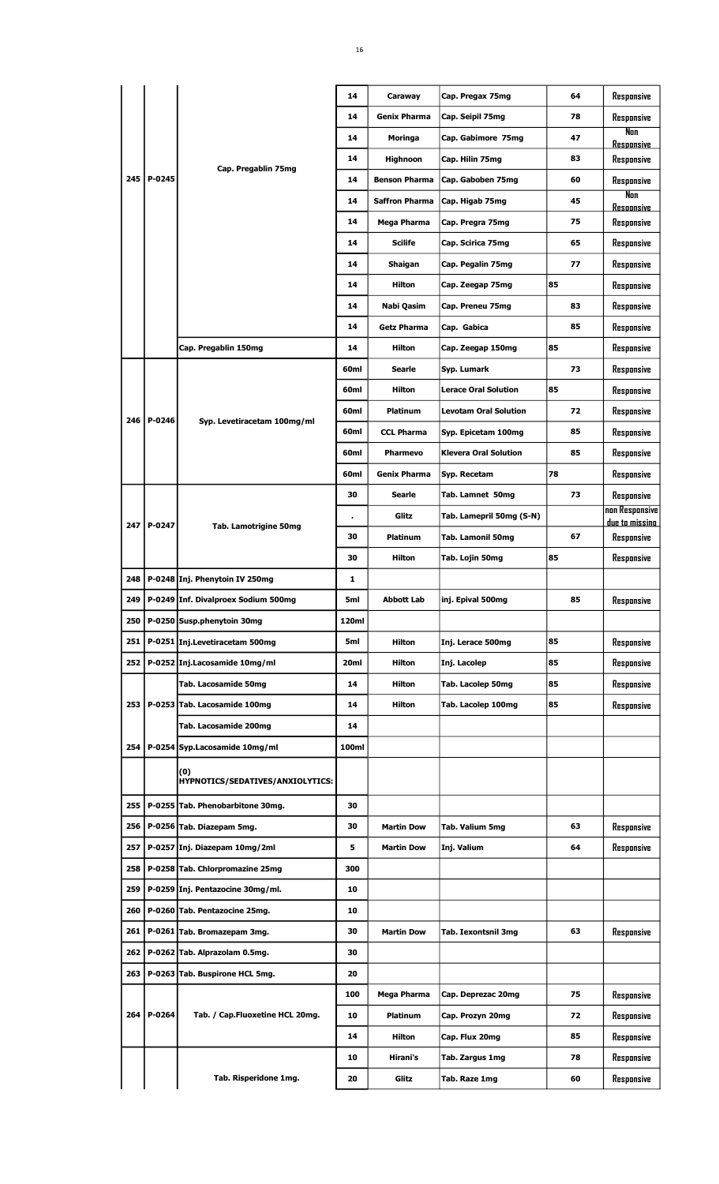| | | | 14 | Caraway | Cap. Pregax 75mg | 64 | Responsive |
|---|---|---|---|---|---|---|---|
| | | | 14 | Genix Pharma | Cap. Seipil 75mg | 78 | Responsive |
| | | | 14 | Moringa | Cap. Gabimore 75mg | 47 | Non Responsive |
| | | | 14 | Highnoon | Cap. Hilin 75mg | 83 | Responsive |
| 245 | P-0245 | Cap. Pregablin 75mg | 14 | Benson Pharma | Cap. Gaboben 75mg | 60 | Responsive |
| | | | 14 | Saffron Pharma | Cap. Higab 75mg | 45 | Non Responsive |
| | | | 14 | Mega Pharma | Cap. Pregra 75mg | 75 | Responsive |
| | | | 14 | Scilife | Cap. Scirica 75mg | 65 | Responsive |
| | | | 14 | Shaigan | Cap. Pegalin 75mg | 77 | Responsive |
| | | | 14 | Hilton | Cap. Zeegap 75mg | 85 | Responsive |
| | | | 14 | Nabi Qasim | Cap. Preneu 75mg | 83 | Responsive |
| | | | 14 | Getz Pharma | Cap. Gabica | 85 | Responsive |
| | | Cap. Pregablin 150mg | 14 | Hilton | Cap. Zeegap 150mg | 85 | Responsive |
| | | | 60ml | Searle | Syp. Lumark | 73 | Responsive |
| | | | 60ml | Hilton | Lerace Oral Solution | 85 | Responsive |
| 246 | P-0246 | Syp. Levetiracetam 100mg/ml | 60ml | Platinum | Levotam Oral Solution | 72 | Responsive |
| | | | 60ml | CCL Pharma | Syp. Epicetam 100mg | 85 | Responsive |
| | | | 60ml | Pharmevo | Klevera Oral Solution | 85 | Responsive |
| | | | 60ml | Genix Pharma | Syp. Recetam | 78 | Responsive |
| | | | 30 | Searle | Tab. Lamnet 50mg | 73 | Responsive |
| 247 | P-0247 | Tab. Lamotrigine 50mg | . | Glitz | Tab. Lamepril 50mg (S-N) | | non Responsive due to missing |
| | | | 30 | Platinum | Tab. Lamonil 50mg | 67 | Responsive |
| | | | 30 | Hilton | Tab. Lojin 50mg | 85 | Responsive |
| 248 | P-0248 | Inj. Phenytoin IV 250mg | 1 | | | | |
| 249 | P-0249 | Inf. Divalproex Sodium 500mg | 5ml | Abbott Lab | inj. Epival 500mg | 85 | Responsive |
| 250 | P-0250 | Susp.phenytoin 30mg | 120ml | | | | |
| 251 | P-0251 | Inj.Levetiracetam 500mg | 5ml | Hilton | Inj. Lerace 500mg | 85 | Responsive |
| 252 | P-0252 | Inj.Lacosamide 10mg/ml | 20ml | Hilton | Inj. Lacolep | 85 | Responsive |
| | | Tab. Lacosamide 50mg | 14 | Hilton | Tab. Lacolep 50mg | 85 | Responsive |
| 253 | P-0253 | Tab. Lacosamide 100mg | 14 | Hilton | Tab. Lacolep 100mg | 85 | Responsive |
| | | Tab. Lacosamide 200mg | 14 | | | | |
| 254 | P-0254 | Syp.Lacosamide 10mg/ml | 100ml | | | | |
| | | (0) HYPNOTICS/SEDATIVES/ANXIOLYTICS: | | | | | |
| 255 | P-0255 | Tab. Phenobarbitone 30mg. | 30 | | | | |
| 256 | P-0256 | Tab. Diazepam 5mg. | 30 | Martin Dow | Tab. Valium 5mg | 63 | Responsive |
| 257 | P-0257 | Inj. Diazepam 10mg/2ml | 5 | Martin Dow | Inj. Valium | 64 | Responsive |
| 258 | P-0258 | Tab. Chlorpromazine 25mg | 300 | | | | |
| 259 | P-0259 | Inj. Pentazocine 30mg/ml. | 10 | | | | |
| 260 | P-0260 | Tab. Pentazocine 25mg. | 10 | | | | |
| 261 | P-0261 | Tab. Bromazepam 3mg. | 30 | Martin Dow | Tab. Iexontsnil 3mg | 63 | Responsive |
| 262 | P-0262 | Tab. Alprazolam 0.5mg. | 30 | | | | |
| 263 | P-0263 | Tab. Buspirone HCL 5mg. | 20 | | | | |
| | | | 100 | Mega Pharma | Cap. Deprezac 20mg | 75 | Responsive |
| 264 | P-0264 | Tab. / Cap.Fluoxetine HCL 20mg. | 10 | Platinum | Cap. Prozyn 20mg | 72 | Responsive |
| | | | 14 | Hilton | Cap. Flux 20mg | 85 | Responsive |
| | | | 10 | Hirani's | Tab. Zargus 1mg | 78 | Responsive |
| | | Tab. Risperidone 1mg. | 20 | Glitz | Tab. Raze 1mg | 60 | Responsive |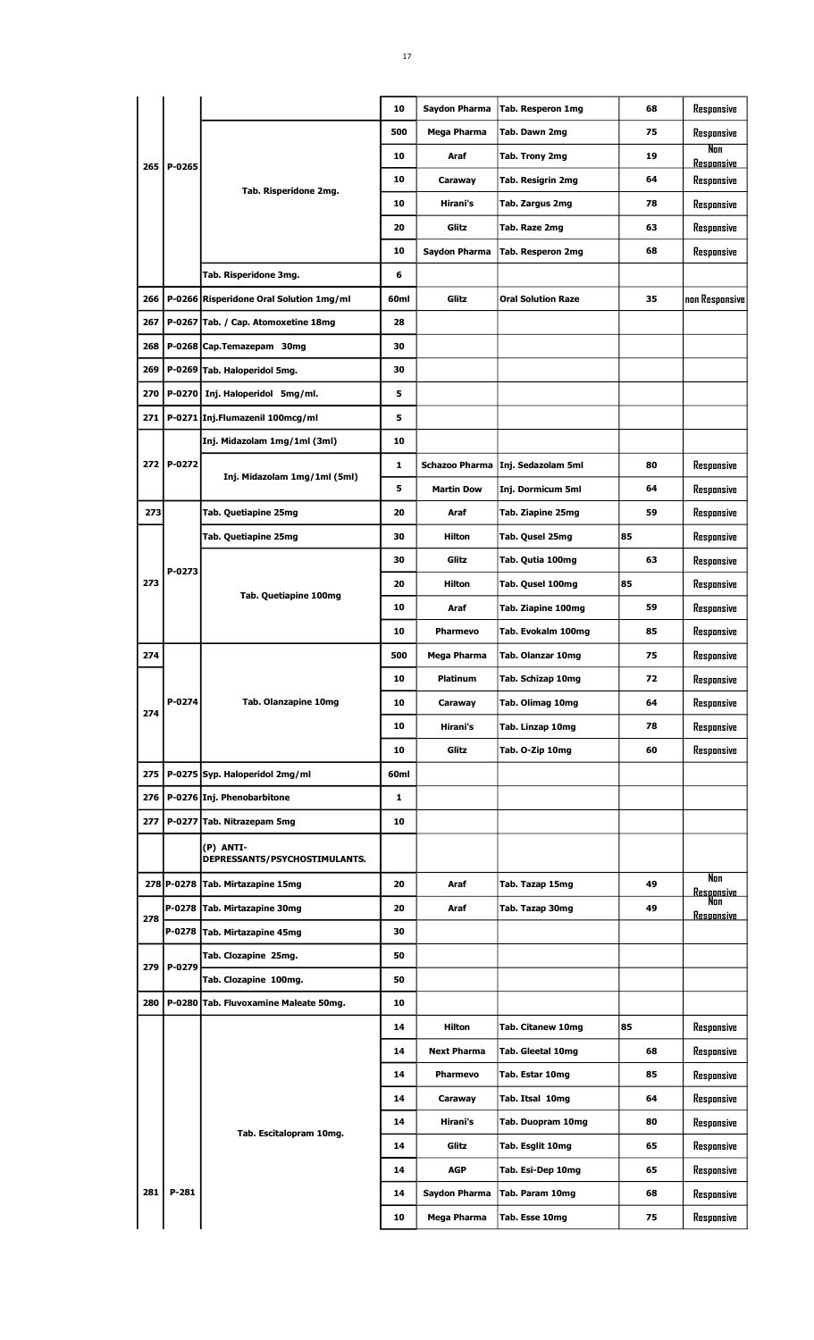| | | | | | | | |
|---|---|---|---|---|---|---|---|
| 265 | P-0265 | Tab. Risperidone 2mg. | 10 | Saydon Pharma | Tab. Resperon 1mg | 68 | Responsive |
| | | | 500 | Mega Pharma | Tab. Dawn 2mg | 75 | Responsive |
| | | | 10 | Araf | Tab. Trony 2mg | 19 | Non Responsive |
| | | | 10 | Caraway | Tab. Resigrin 2mg | 64 | Responsive |
| | | | 10 | Hirani's | Tab. Zargus 2mg | 78 | Responsive |
| | | | 20 | Glitz | Tab. Raze 2mg | 63 | Responsive |
| | | | 10 | Saydon Pharma | Tab. Resperon 2mg | 68 | Responsive |
| | | Tab. Risperidone 3mg. | 6 | | | | |
| 266 | P-0266 | Risperidone Oral Solution 1mg/ml | 60ml | Glitz | Oral Solution Raze | 35 | non Responsive |
| 267 | P-0267 | Tab. / Cap. Atomoxetine 18mg | 28 | | | | |
| 268 | P-0268 | Cap.Temazepam 30mg | 30 | | | | |
| 269 | P-0269 | Tab. Haloperidol 5mg. | 30 | | | | |
| 270 | P-0270 | Inj. Haloperidol 5mg/ml. | 5 | | | | |
| 271 | P-0271 | Inj.Flumazenil 100mcg/ml | 5 | | | | |
| 272 | P-0272 | Inj. Midazolam 1mg/1ml (3ml) | 10 | | | | |
| | | Inj. Midazolam 1mg/1ml (5ml) | 1 | Schazoo Pharma | Inj. Sedazolam 5ml | 80 | Responsive |
| | | | 5 | Martin Dow | Inj. Dormicum 5ml | 64 | Responsive |
| 273 | P-0273 | Tab. Quetiapine 25mg | 20 | Araf | Tab. Ziapine 25mg | 59 | Responsive |
| | | Tab. Quetiapine 25mg | 30 | Hilton | Tab. Qusel 25mg | 85 | Responsive |
| 273 | | Tab. Quetiapine 100mg | 30 | Glitz | Tab. Qutia 100mg | 63 | Responsive |
| | | | 20 | Hilton | Tab. Qusel 100mg | 85 | Responsive |
| | | | 10 | Araf | Tab. Ziapine 100mg | 59 | Responsive |
| | | | 10 | Pharmevo | Tab. Evokalm 100mg | 85 | Responsive |
| 274 | P-0274 | Tab. Olanzapine 10mg | 500 | Mega Pharma | Tab. Olanzar 10mg | 75 | Responsive |
| | | | 10 | Platinum | Tab. Schizap 10mg | 72 | Responsive |
| 274 | | | 10 | Caraway | Tab. Olimag 10mg | 64 | Responsive |
| | | | 10 | Hirani's | Tab. Linzap 10mg | 78 | Responsive |
| | | | 10 | Glitz | Tab. O-Zip 10mg | 60 | Responsive |
| 275 | P-0275 | Syp. Haloperidol 2mg/ml | 60ml | | | | |
| 276 | P-0276 | Inj. Phenobarbitone | 1 | | | | |
| 277 | P-0277 | Tab. Nitrazepam 5mg | 10 | | | | |
| | | (P) ANTI-DEPRESSANTS/PSYCHOSTIMULANTS. | | | | | |
| 278 | P-0278 | Tab. Mirtazapine 15mg | 20 | Araf | Tab. Tazap 15mg | 49 | Non Responsive |
| 278 | P-0278 | Tab. Mirtazapine 30mg | 20 | Araf | Tab. Tazap 30mg | 49 | Non Responsive |
| | P-0278 | Tab. Mirtazapine 45mg | 30 | | | | |
| 279 | P-0279 | Tab. Clozapine 25mg. | 50 | | | | |
| | | Tab. Clozapine 100mg. | 50 | | | | |
| 280 | P-0280 | Tab. Fluvoxamine Maleate 50mg. | 10 | | | | |
| 281 | P-281 | Tab. Escitalopram 10mg. | 14 | Hilton | Tab. Citanew 10mg | 85 | Responsive |
| | | | 14 | Next Pharma | Tab. Gleetal 10mg | 68 | Responsive |
| | | | 14 | Pharmevo | Tab. Estar 10mg | 85 | Responsive |
| | | | 14 | Caraway | Tab. Itsal 10mg | 64 | Responsive |
| | | | 14 | Hirani's | Tab. Duopram 10mg | 80 | Responsive |
| | | | 14 | Glitz | Tab. Esglit 10mg | 65 | Responsive |
| | | | 14 | AGP | Tab. Esi-Dep 10mg | 65 | Responsive |
| | | | 14 | Saydon Pharma | Tab. Param 10mg | 68 | Responsive |
| | | | 10 | Mega Pharma | Tab. Esse 10mg | 75 | Responsive |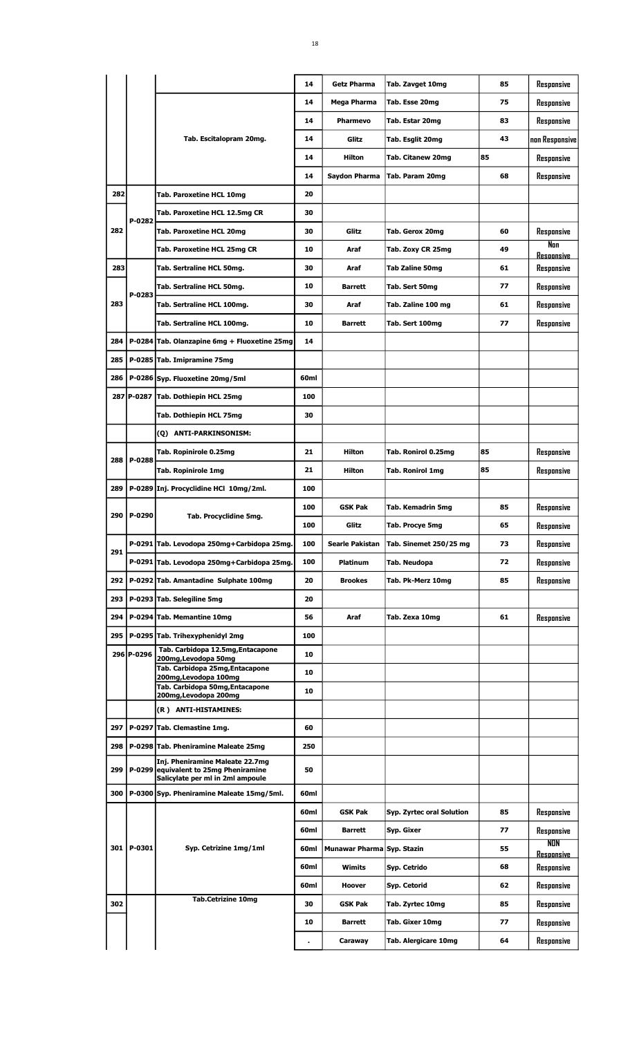| | | | | | | | |
|---|---|---|---|---|---|---|---|
| | | | 14 | Getz Pharma | Tab. Zavget 10mg | 85 | Responsive |
| | | Tab. Escitalopram 20mg. | 14 | Mega Pharma | Tab. Esse 20mg | 75 | Responsive |
| | | | 14 | Pharmevo | Tab. Estar 20mg | 83 | Responsive |
| | | | 14 | Glitz | Tab. Esglit 20mg | 43 | non Responsive |
| | | | 14 | Hilton | Tab. Citanew 20mg | 85 | Responsive |
| | | | 14 | Saydon Pharma | Tab. Param 20mg | 68 | Responsive |
| 282 | P-0282 | Tab. Paroxetine HCL 10mg | 20 | | | | |
| | | Tab. Paroxetine HCL 12.5mg CR | 30 | | | | |
| 282 | | Tab. Paroxetine HCL 20mg | 30 | Glitz | Tab. Gerox 20mg | 60 | Responsive |
| | | Tab. Paroxetine HCL 25mg CR | 10 | Araf | Tab. Zoxy CR 25mg | 49 | Non Responsive |
| 283 | P-0283 | Tab. Sertraline HCL 50mg. | 30 | Araf | Tab Zaline 50mg | 61 | Responsive |
| | | Tab. Sertraline HCL 50mg. | 10 | Barrett | Tab. Sert 50mg | 77 | Responsive |
| 283 | | Tab. Sertraline HCL 100mg. | 30 | Araf | Tab. Zaline 100 mg | 61 | Responsive |
| | | Tab. Sertraline HCL 100mg. | 10 | Barrett | Tab. Sert 100mg | 77 | Responsive |
| 284 | P-0284 | Tab. Olanzapine 6mg + Fluoxetine 25mg | 14 | | | | |
| 285 | P-0285 | Tab. Imipramine 75mg | | | | | |
| 286 | P-0286 | Syp. Fluoxetine 20mg/5ml | 60ml | | | | |
| 287 | P-0287 | Tab. Dothiepin HCL 25mg | 100 | | | | |
| | | Tab. Dothiepin HCL 75mg | 30 | | | | |
| | | (Q) ANTI-PARKINSONISM: | | | | | |
| 288 | P-0288 | Tab. Ropinirole 0.25mg | 21 | Hilton | Tab. Ronirol 0.25mg | 85 | Responsive |
| | | Tab. Ropinirole 1mg | 21 | Hilton | Tab. Ronirol 1mg | 85 | Responsive |
| 289 | P-0289 | Inj. Procyclidine HCl 10mg/2ml. | 100 | | | | |
| 290 | P-0290 | Tab. Procyclidine 5mg. | 100 | GSK Pak | Tab. Kemadrin 5mg | 85 | Responsive |
| | | | 100 | Glitz | Tab. Procye 5mg | 65 | Responsive |
| 291 | P-0291 | Tab. Levodopa 250mg+Carbidopa 25mg. | 100 | Searle Pakistan | Tab. Sinemet 250/25 mg | 73 | Responsive |
| | P-0291 | Tab. Levodopa 250mg+Carbidopa 25mg. | 100 | Platinum | Tab. Neudopa | 72 | Responsive |
| 292 | P-0292 | Tab. Amantadine Sulphate 100mg | 20 | Brookes | Tab. Pk-Merz 10mg | 85 | Responsive |
| 293 | P-0293 | Tab. Selegiline 5mg | 20 | | | | |
| 294 | P-0294 | Tab. Memantine 10mg | 56 | Araf | Tab. Zexa 10mg | 61 | Responsive |
| 295 | P-0295 | Tab. Trihexyphenidyl 2mg | 100 | | | | |
| 296 | P-0296 | Tab. Carbidopa 12.5mg,Entacapone 200mg,Levodopa 50mg | 10 | | | | |
| | | Tab. Carbidopa 25mg,Entacapone 200mg,Levodopa 100mg | 10 | | | | |
| | | Tab. Carbidopa 50mg,Entacapone 200mg,Levodopa 200mg | 10 | | | | |
| | | (R ) ANTI-HISTAMINES: | | | | | |
| 297 | P-0297 | Tab. Clemastine 1mg. | 60 | | | | |
| 298 | P-0298 | Tab. Pheniramine Maleate 25mg | 250 | | | | |
| 299 | P-0299 | Inj. Pheniramine Maleate 22.7mg equivalent to 25mg Pheniramine Salicylate per ml in 2ml ampoule | 50 | | | | |
| 300 | P-0300 | Syp. Pheniramine Maleate 15mg/5ml. | 60ml | | | | |
| 301 | P-0301 | Syp. Cetrizine 1mg/1ml | 60ml | GSK Pak | Syp. Zyrtec oral Solution | 85 | Responsive |
| | | | 60ml | Barrett | Syp. Gixer | 77 | Responsive |
| | | | 60ml | Munawar Pharma | Syp. Stazin | 55 | NON Responsive |
| | | | 60ml | Wimits | Syp. Cetrido | 68 | Responsive |
| | | | 60ml | Hoover | Syp. Cetorid | 62 | Responsive |
| 302 | | Tab.Cetrizine 10mg | 30 | GSK Pak | Tab. Zyrtec 10mg | 85 | Responsive |
| | | | 10 | Barrett | Tab. Gixer 10mg | 77 | Responsive |
| | | | . | Caraway | Tab. Alergicare 10mg | 64 | Responsive |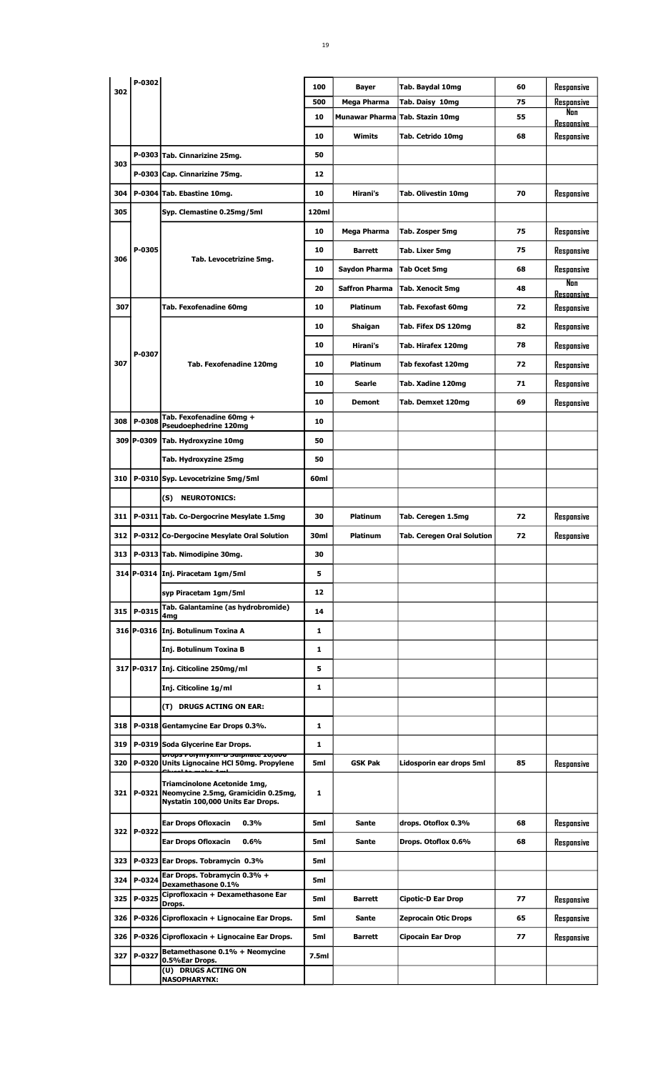| | | | | | | | |
|---|---|---|---|---|---|---|---|
| 302 | P-0302 | | 100 | **Bayer** | **Tab. Baydal 10mg** | 60 | Responsive |
| | | | 500 | **Mega Pharma** | **Tab. Daisy 10mg** | 75 | Responsive |
| | | | 10 | **Munawar Pharma** | **Tab. Stazin 10mg** | 55 | Non Responsive |
| | | | 10 | **Wimits** | **Tab. Cetrido 10mg** | 68 | Responsive |
| 303 | P-0303 | **Tab. Cinnarizine 25mg.** | 50 | | | | |
| | P-0303 | **Cap. Cinnarizine 75mg.** | 12 | | | | |
| 304 | P-0304 | **Tab. Ebastine 10mg.** | 10 | **Hirani's** | **Tab. Olivestin 10mg** | 70 | Responsive |
| 305 | | **Syp. Clemastine 0.25mg/5ml** | 120ml | | | | |
| 306 | P-0305 | **Tab. Levocetrizine 5mg.** | 10 | **Mega Pharma** | **Tab. Zosper 5mg** | 75 | Responsive |
| | | | 10 | **Barrett** | **Tab. Lixer 5mg** | 75 | Responsive |
| | | | 10 | **Saydon Pharma** | **Tab Ocet 5mg** | 68 | Responsive |
| | | | 20 | **Saffron Pharma** | **Tab. Xenocit 5mg** | 48 | Non Responsive |
| 307 | | **Tab. Fexofenadine 60mg** | 10 | **Platinum** | **Tab. Fexofast 60mg** | 72 | Responsive |
| 307 | P-0307 | **Tab. Fexofenadine 120mg** | 10 | **Shaigan** | **Tab. Fifex DS 120mg** | 82 | Responsive |
| | | | 10 | **Hirani's** | **Tab. Hirafex 120mg** | 78 | Responsive |
| | | | 10 | **Platinum** | **Tab fexofast 120mg** | 72 | Responsive |
| | | | 10 | **Searle** | **Tab. Xadine 120mg** | 71 | Responsive |
| | | | 10 | **Demont** | **Tab. Demxet 120mg** | 69 | Responsive |
| 308 | P-0308 | **Tab. Fexofenadine 60mg + Pseudoephedrine 120mg** | 10 | | | | |
| 309 | P-0309 | **Tab. Hydroxyzine 10mg** | 50 | | | | |
| | | **Tab. Hydroxyzine 25mg** | 50 | | | | |
| 310 | P-0310 | **Syp. Levocetrizine 5mg/5ml** | 60ml | | | | |
| | | **(S) NEUROTONICS:** | | | | | |
| 311 | P-0311 | **Tab. Co-Dergocrine Mesylate 1.5mg** | 30 | **Platinum** | **Tab. Ceregen 1.5mg** | 72 | Responsive |
| 312 | P-0312 | **Co-Dergocine Mesylate Oral Solution** | 30ml | **Platinum** | **Tab. Ceregen Oral Solution** | 72 | Responsive |
| 313 | P-0313 | **Tab. Nimodipine 30mg.** | 30 | | | | |
| 314 | P-0314 | **Inj. Piracetam 1gm/5ml** | 5 | | | | |
| | | **syp Piracetam 1gm/5ml** | 12 | | | | |
| 315 | P-0315 | **Tab. Galantamine (as hydrobromide) 4mg** | 14 | | | | |
| 316 | P-0316 | **Inj. Botulinum Toxina A** | 1 | | | | |
| | | **Inj. Botulinum Toxina B** | 1 | | | | |
| 317 | P-0317 | **Inj. Citicoline 250mg/ml** | 5 | | | | |
| | | **Inj. Citicoline 1g/ml** | 1 | | | | |
| | | **(T) DRUGS ACTING ON EAR:** | | | | | |
| 318 | P-0318 | **Gentamycine Ear Drops 0.3%.** | 1 | | | | |
| 319 | P-0319 | **Soda Glycerine Ear Drops.** | 1 | | | | |
| 320 | P-0320 | **Drops Polymyxin-B Sulphate 10,000 Units Lignocaine HCl 50mg. Propylene Glycol to make 1ml** | 5ml | **GSK Pak** | **Lidosporin ear drops 5ml** | 85 | Responsive |
| 321 | P-0321 | **Triamcinolone Acetonide 1mg, Neomycine 2.5mg, Gramicidin 0.25mg, Nystatin 100,000 Units Ear Drops.** | 1 | | | | |
| 322 | P-0322 | **Ear Drops Ofloxacin 0.3%** | 5ml | **Sante** | **drops. Otoflox 0.3%** | 68 | Responsive |
| | | **Ear Drops Ofloxacin 0.6%** | 5ml | **Sante** | **Drops. Otoflox 0.6%** | 68 | Responsive |
| 323 | P-0323 | **Ear Drops. Tobramycin 0.3%** | 5ml | | | | |
| 324 | P-0324 | **Ear Drops. Tobramycin 0.3% + Dexamethasone 0.1%** | 5ml | | | | |
| 325 | P-0325 | **Ciprofloxacin + Dexamethasone Ear Drops.** | 5ml | **Barrett** | **Cipotic-D Ear Drop** | 77 | Responsive |
| 326 | P-0326 | **Ciprofloxacin + Lignocaine Ear Drops.** | 5ml | **Sante** | **Zeprocain Otic Drops** | 65 | Responsive |
| 326 | P-0326 | **Ciprofloxacin + Lignocaine Ear Drops.** | 5ml | **Barrett** | **Cipocain Ear Drop** | 77 | Responsive |
| 327 | P-0327 | **Betamethasone 0.1% + Neomycine 0.5%Ear Drops.** | 7.5ml | | | | |
| | | **(U) DRUGS ACTING ON NASOPHARYNX:** | | | | | |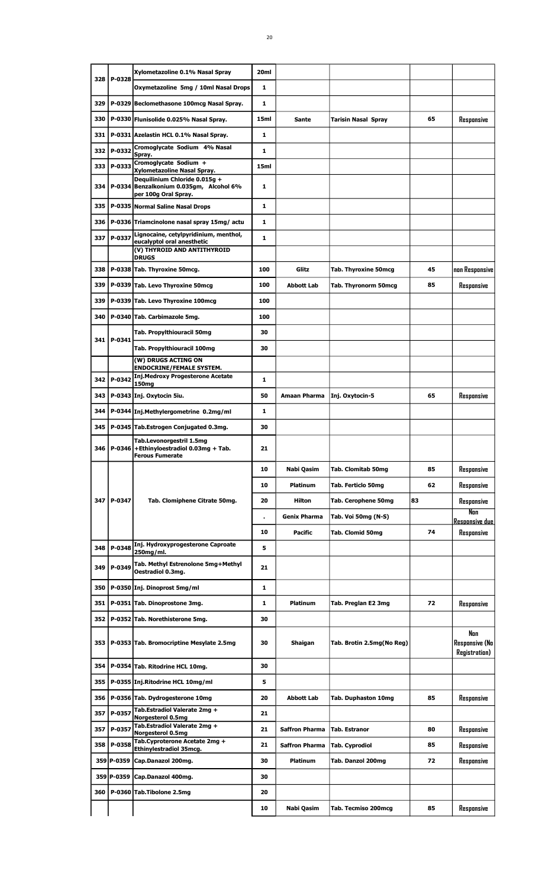| | | | | | | | |
|---|---|---|---|---|---|---|---|
| 328 | P-0328 | Xylometazoline 0.1% Nasal Spray | 20ml | | | | |
| | | Oxymetazoline 5mg / 10ml Nasal Drops | 1 | | | | |
| 329 | P-0329 | Beclomethasone 100mcg Nasal Spray. | 1 | | | | |
| 330 | P-0330 | Flunisolide 0.025% Nasal Spray. | 15ml | Sante | Tarisin Nasal Spray | 65 | Responsive |
| 331 | P-0331 | Azelastin HCL 0.1% Nasal Spray. | 1 | | | | |
| 332 | P-0332 | Cromoglycate Sodium 4% Nasal Spray. | 1 | | | | |
| 333 | P-0333 | Cromoglycate Sodium + Xylometazoline Nasal Spray. | 15ml | | | | |
| 334 | P-0334 | Dequilinium Chloride 0.015g + Benzalkonium 0.035gm, Alcohol 6% per 100g Oral Spray. | 1 | | | | |
| 335 | P-0335 | Normal Saline Nasal Drops | 1 | | | | |
| 336 | P-0336 | Triamcinolone nasal spray 15mg/ actu | 1 | | | | |
| 337 | P-0337 | Lignocaine, cetylpyridinium, menthol, eucalyptol oral anesthetic | 1 | | | | |
| | | (V) THYROID AND ANTITHYROID DRUGS | | | | | |
| 338 | P-0338 | Tab. Thyroxine 50mcg. | 100 | Glitz | Tab. Thyroxine 50mcg | 45 | non Responsive |
| 339 | P-0339 | Tab. Levo Thyroxine 50mcg | 100 | Abbott Lab | Tab. Thyronorm 50mcg | 85 | Responsive |
| 339 | P-0339 | Tab. Levo Thyroxine 100mcg | 100 | | | | |
| 340 | P-0340 | Tab. Carbimazole 5mg. | 100 | | | | |
| 341 | P-0341 | Tab. Propylthiouracil 50mg | 30 | | | | |
| | | Tab. Propylthiouracil 100mg | 30 | | | | |
| | | (W) DRUGS ACTING ON ENDOCRINE/FEMALE SYSTEM. | | | | | |
| 342 | P-0342 | Inj.Medroxy Progesterone Acetate 150mg | 1 | | | | |
| 343 | P-0343 | Inj. Oxytocin 5iu. | 50 | Amaan Pharma | Inj. Oxytocin-5 | 65 | Responsive |
| 344 | P-0344 | Inj.Methylergometrine 0.2mg/ml | 1 | | | | |
| 345 | P-0345 | Tab.Estrogen Conjugated 0.3mg. | 30 | | | | |
| 346 | P-0346 | Tab.Levonorgestril 1.5mg +Ethinyloestradiol 0.03mg + Tab. Ferous Fumerate | 21 | | | | |
| 347 | P-0347 | Tab. Clomiphene Citrate 50mg. | 10 | Nabi Qasim | Tab. Clomitab 50mg | 85 | Responsive |
| | | | 10 | Platinum | Tab. Ferticlo 50mg | 62 | Responsive |
| | | | 20 | Hilton | Tab. Cerophene 50mg | 83 | Responsive |
| | | | . | Genix Pharma | Tab. Voi 50mg (N-S) | | Non Responsive due |
| | | | 10 | Pacific | Tab. Clomid 50mg | 74 | Responsive |
| 348 | P-0348 | Inj. Hydroxyprogesterone Caproate 250mg/ml. | 5 | | | | |
| 349 | P-0349 | Tab. Methyl Estrenolone 5mg+Methyl Oestradiol 0.3mg. | 21 | | | | |
| 350 | P-0350 | Inj. Dinoprost 5mg/ml | 1 | | | | |
| 351 | P-0351 | Tab. Dinoprostone 3mg. | 1 | Platinum | Tab. Preglan E2 3mg | 72 | Responsive |
| 352 | P-0352 | Tab. Norethisterone 5mg. | 30 | | | | |
| 353 | P-0353 | Tab. Bromocriptine Mesylate 2.5mg | 30 | Shaigan | Tab. Brotin 2.5mg(No Reg) | | Non Responsive (No Registration) |
| 354 | P-0354 | Tab. Ritodrine HCL 10mg. | 30 | | | | |
| 355 | P-0355 | Inj.Ritodrine HCL 10mg/ml | 5 | | | | |
| 356 | P-0356 | Tab. Dydrogesterone 10mg | 20 | Abbott Lab | Tab. Duphaston 10mg | 85 | Responsive |
| 357 | P-0357 | Tab.Estradiol Valerate 2mg + Norgesterol 0.5mg | 21 | | | | |
| 357 | P-0357 | Tab.Estradiol Valerate 2mg + Norgesterol 0.5mg | 21 | Saffron Pharma | Tab. Estranor | 80 | Responsive |
| 358 | P-0358 | Tab.Cyproterone Acetate 2mg + Ethinylestradiol 35mcg. | 21 | Saffron Pharma | Tab. Cyprodiol | 85 | Responsive |
| 359 | P-0359 | Cap.Danazol 200mg. | 30 | Platinum | Tab. Danzol 200mg | 72 | Responsive |
| 359 | P-0359 | Cap.Danazol 400mg. | 30 | | | | |
| 360 | P-0360 | Tab.Tibolone 2.5mg | 20 | | | | |
| | | | 10 | Nabi Qasim | Tab. Tecmiso 200mcg | 85 | Responsive |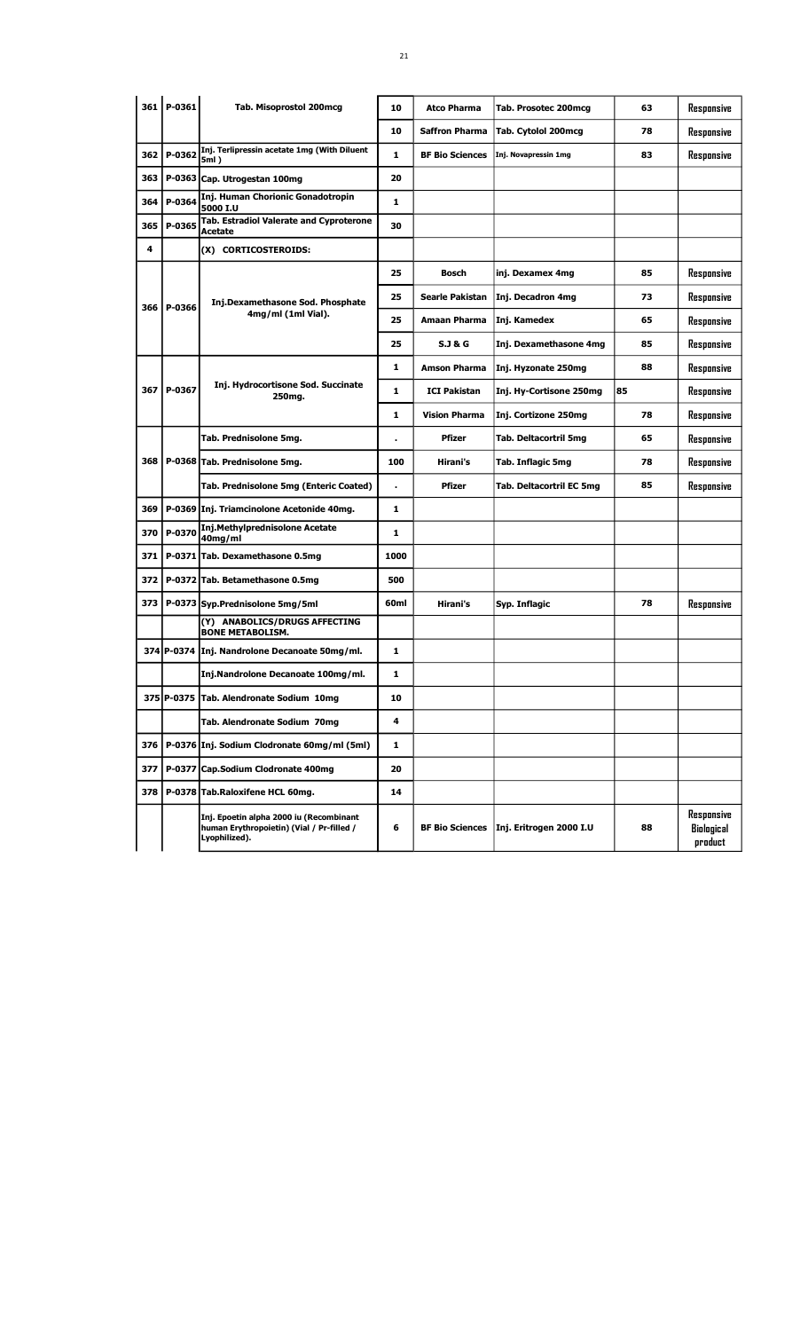| | | | | | | | |
|---|---|---|---|---|---|---|---|
| 361 | P-0361 | Tab. Misoprostol 200mcg | 10 | Atco Pharma | Tab. Prosotec 200mcg | 63 | Responsive |
| | | | 10 | Saffron Pharma | Tab. Cytolol 200mcg | 78 | Responsive |
| 362 | P-0362 | Inj. Terlipressin acetate 1mg (With Diluent 5ml ) | 1 | BF Bio Sciences | Inj. Novapressin 1mg | 83 | Responsive |
| 363 | P-0363 | Cap. Utrogestan 100mg | 20 | | | | |
| 364 | P-0364 | Inj. Human Chorionic Gonadotropin 5000 I.U | 1 | | | | |
| 365 | P-0365 | Tab. Estradiol Valerate and Cyproterone Acetate | 30 | | | | |
| 4 | | (X) CORTICOSTEROIDS: | | | | | |
| 366 | P-0366 | Inj.Dexamethasone Sod. Phosphate 4mg/ml (1ml Vial). | 25 | Bosch | inj. Dexamex 4mg | 85 | Responsive |
| | | | 25 | Searle Pakistan | Inj. Decadron 4mg | 73 | Responsive |
| | | | 25 | Amaan Pharma | Inj. Kamedex | 65 | Responsive |
| | | | 25 | S.J & G | Inj. Dexamethasone 4mg | 85 | Responsive |
| 367 | P-0367 | Inj. Hydrocortisone Sod. Succinate 250mg. | 1 | Amson Pharma | Inj. Hyzonate 250mg | 88 | Responsive |
| | | | 1 | ICI Pakistan | Inj. Hy-Cortisone 250mg | 85 | Responsive |
| | | | 1 | Vision Pharma | Inj. Cortizone 250mg | 78 | Responsive |
| 368 | P-0368 | Tab. Prednisolone 5mg. | . | Pfizer | Tab. Deltacortril 5mg | 65 | Responsive |
| | | Tab. Prednisolone 5mg. | 100 | Hirani's | Tab. Inflagic 5mg | 78 | Responsive |
| | | Tab. Prednisolone 5mg (Enteric Coated) | . | Pfizer | Tab. Deltacortril EC 5mg | 85 | Responsive |
| 369 | P-0369 | Inj. Triamcinolone Acetonide 40mg. | 1 | | | | |
| 370 | P-0370 | Inj.Methylprednisolone Acetate 40mg/ml | 1 | | | | |
| 371 | P-0371 | Tab. Dexamethasone 0.5mg | 1000 | | | | |
| 372 | P-0372 | Tab. Betamethasone 0.5mg | 500 | | | | |
| 373 | P-0373 | Syp.Prednisolone 5mg/5ml | 60ml | Hirani's | Syp. Inflagic | 78 | Responsive |
| | | (Y) ANABOLICS/DRUGS AFFECTING BONE METABOLISM. | | | | | |
| 374 | P-0374 | Inj. Nandrolone Decanoate 50mg/ml. | 1 | | | | |
| | | Inj.Nandrolone Decanoate 100mg/ml. | 1 | | | | |
| 375 | P-0375 | Tab. Alendronate Sodium 10mg | 10 | | | | |
| | | Tab. Alendronate Sodium 70mg | 4 | | | | |
| 376 | P-0376 | Inj. Sodium Clodronate 60mg/ml (5ml) | 1 | | | | |
| 377 | P-0377 | Cap.Sodium Clodronate 400mg | 20 | | | | |
| 378 | P-0378 | Tab.Raloxifene HCL 60mg. | 14 | | | | |
| | | Inj. Epoetin alpha 2000 iu (Recombinant human Erythropoietin) (Vial / Pr-filled / Lyophilized). | 6 | BF Bio Sciences | Inj. Eritrogen 2000 I.U | 88 | Responsive Biological product |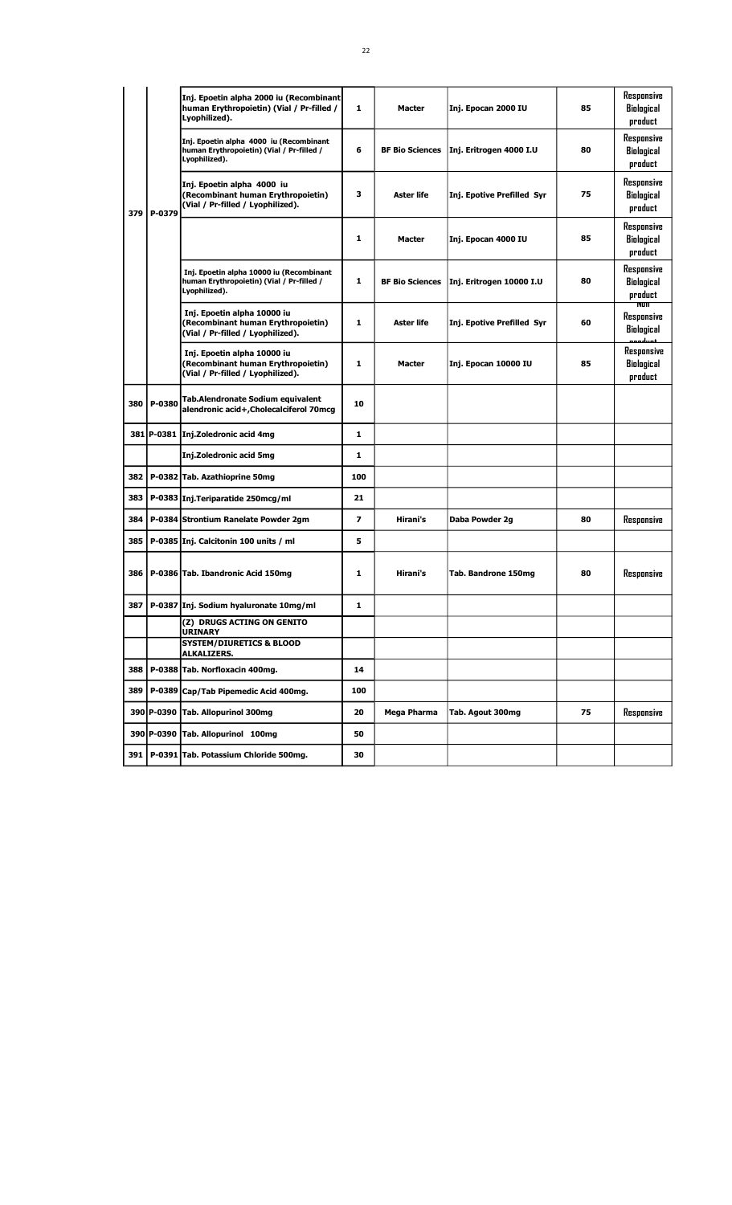| | | Inj. Epoetin alpha 2000 iu (Recombinant human Erythropoietin) (Vial / Pr-filled / Lyophilized). | 1 | Macter | Inj. Epocan 2000 IU | 85 | Responsive Biological product |
|---|---|---|---|---|---|---|---|
| | | Inj. Epoetin alpha 4000 iu (Recombinant human Erythropoietin) (Vial / Pr-filled / Lyophilized). | 6 | BF Bio Sciences | Inj. Eritrogen 4000 I.U | 80 | Responsive Biological product |
| 379 | P-0379 | Inj. Epoetin alpha 4000 iu (Recombinant human Erythropoietin) (Vial / Pr-filled / Lyophilized). | 3 | Aster life | Inj. Epotive Prefilled Syr | 75 | Responsive Biological product |
| | | | 1 | Macter | Inj. Epocan 4000 IU | 85 | Responsive Biological product |
| | | Inj. Epoetin alpha 10000 iu (Recombinant human Erythropoietin) (Vial / Pr-filled / Lyophilized). | 1 | BF Bio Sciences | Inj. Eritrogen 10000 I.U | 80 | Responsive Biological product |
| | | Inj. Epoetin alpha 10000 iu (Recombinant human Erythropoietin) (Vial / Pr-filled / Lyophilized). | 1 | Aster life | Inj. Epotive Prefilled Syr | 60 | Non Responsive Biological product |
| | | Inj. Epoetin alpha 10000 iu (Recombinant human Erythropoietin) (Vial / Pr-filled / Lyophilized). | 1 | Macter | Inj. Epocan 10000 IU | 85 | Responsive Biological product |
| 380 | P-0380 | Tab.Alendronate Sodium equivalent alendronic acid+,Cholecalciferol 70mcg | 10 | | | | |
| 381 | P-0381 | Inj.Zoledronic acid 4mg | 1 | | | | |
| | | Inj.Zoledronic acid 5mg | 1 | | | | |
| 382 | P-0382 | Tab. Azathioprine 50mg | 100 | | | | |
| 383 | P-0383 | Inj.Teriparatide 250mcg/ml | 21 | | | | |
| 384 | P-0384 | Strontium Ranelate Powder 2gm | 7 | Hirani's | Daba Powder 2g | 80 | Responsive |
| 385 | P-0385 | Inj. Calcitonin 100 units / ml | 5 | | | | |
| 386 | P-0386 | Tab. Ibandronic Acid 150mg | 1 | Hirani's | Tab. Bandrone 150mg | 80 | Responsive |
| 387 | P-0387 | Inj. Sodium hyaluronate 10mg/ml | 1 | | | | |
| | | (Z) DRUGS ACTING ON GENITO URINARY | | | | | |
| | | SYSTEM/DIURETICS & BLOOD ALKALIZERS. | | | | | |
| 388 | P-0388 | Tab. Norfloxacin 400mg. | 14 | | | | |
| 389 | P-0389 | Cap/Tab Pipemedic Acid 400mg. | 100 | | | | |
| 390 | P-0390 | Tab. Allopurinol 300mg | 20 | Mega Pharma | Tab. Agout 300mg | 75 | Responsive |
| 390 | P-0390 | Tab. Allopurinol 100mg | 50 | | | | |
| 391 | P-0391 | Tab. Potassium Chloride 500mg. | 30 | | | | |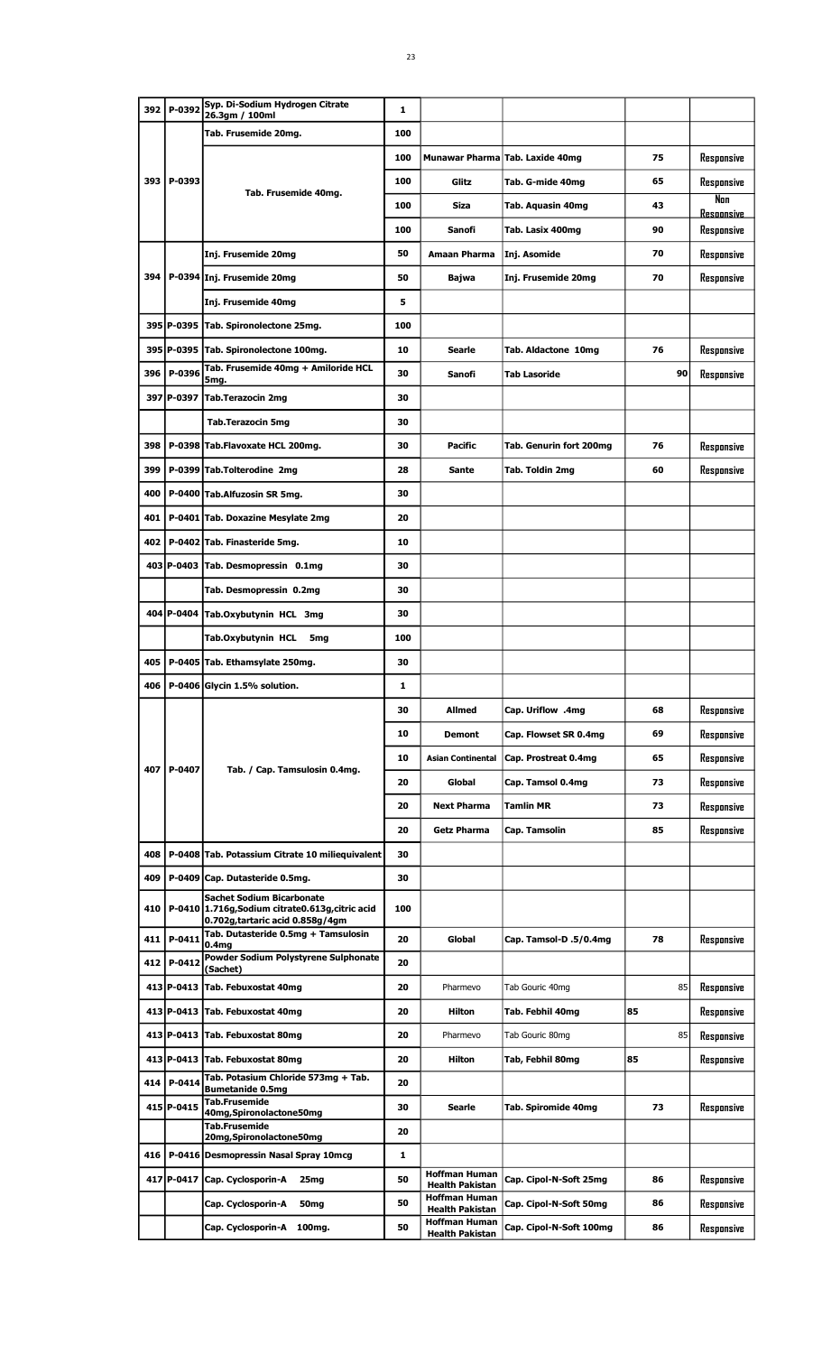| | | | | | | | |
|---|---|---|---|---|---|---|---|
| 392 | P-0392 | Syp. Di-Sodium Hydrogen Citrate 26.3gm / 100ml | 1 | | | | |
| | | Tab. Frusemide 20mg. | 100 | | | | |
| 393 | P-0393 | Tab. Frusemide 40mg. | 100 | Munawar Pharma | Tab. Laxide 40mg | 75 | Responsive |
| | | | 100 | Glitz | Tab. G-mide 40mg | 65 | Responsive |
| | | | 100 | Siza | Tab. Aquasin 40mg | 43 | Non Responsive |
| | | | 100 | Sanofi | Tab. Lasix 400mg | 90 | Responsive |
| 394 | P-0394 | Inj. Frusemide 20mg | 50 | Amaan Pharma | Inj. Asomide | 70 | Responsive |
| | | Inj. Frusemide 20mg | 50 | Bajwa | Inj. Frusemide 20mg | 70 | Responsive |
| | | Inj. Frusemide 40mg | 5 | | | | |
| 395 | P-0395 | Tab. Spironolectone 25mg. | 100 | | | | |
| 395 | P-0395 | Tab. Spironolectone 100mg. | 10 | Searle | Tab. Aldactone 10mg | 76 | Responsive |
| 396 | P-0396 | Tab. Frusemide 40mg + Amiloride HCL 5mg. | 30 | Sanofi | Tab Lasoride | 90 | Responsive |
| 397 | P-0397 | Tab.Terazocin 2mg | 30 | | | | |
| | | Tab.Terazocin 5mg | 30 | | | | |
| 398 | P-0398 | Tab.Flavoxate HCL 200mg. | 30 | Pacific | Tab. Genurin fort 200mg | 76 | Responsive |
| 399 | P-0399 | Tab.Tolterodine 2mg | 28 | Sante | Tab. Toldin 2mg | 60 | Responsive |
| 400 | P-0400 | Tab.Alfuzosin SR 5mg. | 30 | | | | |
| 401 | P-0401 | Tab. Doxazine Mesylate 2mg | 20 | | | | |
| 402 | P-0402 | Tab. Finasteride 5mg. | 10 | | | | |
| 403 | P-0403 | Tab. Desmopressin 0.1mg | 30 | | | | |
| | | Tab. Desmopressin 0.2mg | 30 | | | | |
| 404 | P-0404 | Tab.Oxybutynin HCL 3mg | 30 | | | | |
| | | Tab.Oxybutynin HCL 5mg | 100 | | | | |
| 405 | P-0405 | Tab. Ethamsylate 250mg. | 30 | | | | |
| 406 | P-0406 | Glycin 1.5% solution. | 1 | | | | |
| 407 | P-0407 | Tab. / Cap. Tamsulosin 0.4mg. | 30 | Allmed | Cap. Uriflow .4mg | 68 | Responsive |
| | | | 10 | Demont | Cap. Flowset SR 0.4mg | 69 | Responsive |
| | | | 10 | Asian Continental | Cap. Prostreat 0.4mg | 65 | Responsive |
| | | | 20 | Global | Cap. Tamsol 0.4mg | 73 | Responsive |
| | | | 20 | Next Pharma | Tamlin MR | 73 | Responsive |
| | | | 20 | Getz Pharma | Cap. Tamsolin | 85 | Responsive |
| 408 | P-0408 | Tab. Potassium Citrate 10 miliequivalent | 30 | | | | |
| 409 | P-0409 | Cap. Dutasteride 0.5mg. | 30 | | | | |
| 410 | P-0410 | Sachet Sodium Bicarbonate 1.716g,Sodium citrate0.613g,citric acid 0.702g,tartaric acid 0.858g/4gm | 100 | | | | |
| 411 | P-0411 | Tab. Dutasteride 0.5mg + Tamsulosin 0.4mg | 20 | Global | Cap. Tamsol-D .5/0.4mg | 78 | Responsive |
| 412 | P-0412 | Powder Sodium Polystyrene Sulphonate (Sachet) | 20 | | | | |
| 413 | P-0413 | Tab. Febuxostat 40mg | 20 | Pharmevo | Tab Gouric 40mg | 85 | Responsive |
| 413 | P-0413 | Tab. Febuxostat 40mg | 20 | Hilton | Tab. Febhil 40mg | 85 | Responsive |
| 413 | P-0413 | Tab. Febuxostat 80mg | 20 | Pharmevo | Tab Gouric 80mg | 85 | Responsive |
| 413 | P-0413 | Tab. Febuxostat 80mg | 20 | Hilton | Tab, Febhil 80mg | 85 | Responsive |
| 414 | P-0414 | Tab. Potasium Chloride 573mg + Tab. Bumetanide 0.5mg | 20 | | | | |
| 415 | P-0415 | Tab.Frusemide 40mg,Spironolactone50mg | 30 | Searle | Tab. Spiromide 40mg | 73 | Responsive |
| | | Tab.Frusemide 20mg,Spironolactone50mg | 20 | | | | |
| 416 | P-0416 | Desmopressin Nasal Spray 10mcg | 1 | | | | |
| 417 | P-0417 | Cap. Cyclosporin-A 25mg | 50 | Hoffman Human Health Pakistan | Cap. Cipol-N-Soft 25mg | 86 | Responsive |
| | | Cap. Cyclosporin-A 50mg | 50 | Hoffman Human Health Pakistan | Cap. Cipol-N-Soft 50mg | 86 | Responsive |
| | | Cap. Cyclosporin-A 100mg. | 50 | Hoffman Human Health Pakistan | Cap. Cipol-N-Soft 100mg | 86 | Responsive |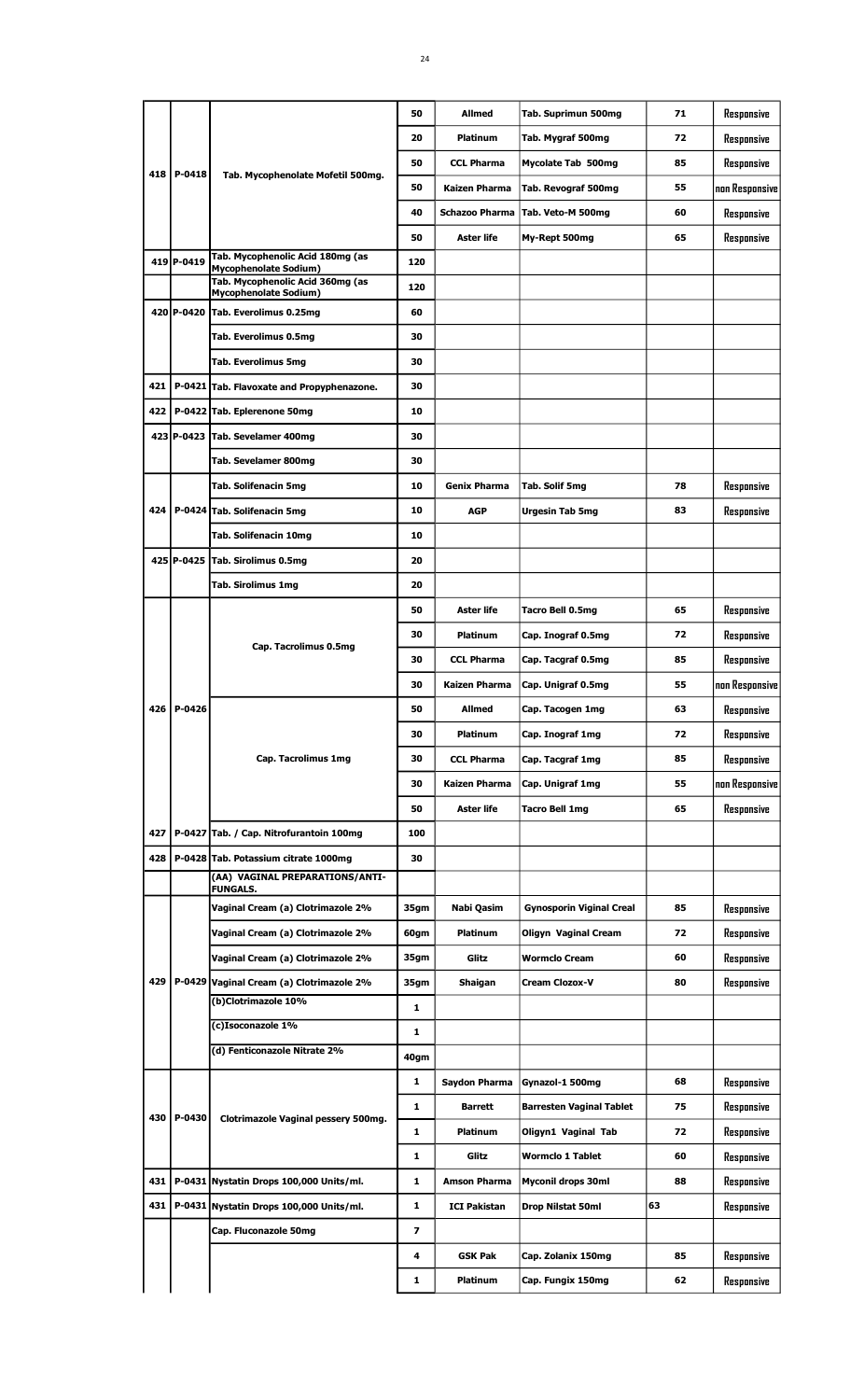| | | | 50 | Allmed | Tab. Suprimun 500mg | 71 | Responsive |
|---|---|---|---|---|---|---|---|
| | | | 20 | Platinum | Tab. Mygraf 500mg | 72 | Responsive |
| 418 | P-0418 | Tab. Mycophenolate Mofetil 500mg. | 50 | CCL Pharma | Mycolate Tab 500mg | 85 | Responsive |
| | | | 50 | Kaizen Pharma | Tab. Revograf 500mg | 55 | non Responsive |
| | | | 40 | Schazoo Pharma | Tab. Veto-M 500mg | 60 | Responsive |
| | | | 50 | Aster life | My-Rept 500mg | 65 | Responsive |
| 419 | P-0419 | Tab. Mycophenolic Acid 180mg (as Mycophenolate Sodium) | 120 | | | | |
| | | Tab. Mycophenolic Acid 360mg (as Mycophenolate Sodium) | 120 | | | | |
| 420 | P-0420 | Tab. Everolimus 0.25mg | 60 | | | | |
| | | Tab. Everolimus 0.5mg | 30 | | | | |
| | | Tab. Everolimus 5mg | 30 | | | | |
| 421 | P-0421 | Tab. Flavoxate and Propyphenazone. | 30 | | | | |
| 422 | P-0422 | Tab. Eplerenone 50mg | 10 | | | | |
| 423 | P-0423 | Tab. Sevelamer 400mg | 30 | | | | |
| | | Tab. Sevelamer 800mg | 30 | | | | |
| | | Tab. Solifenacin 5mg | 10 | Genix Pharma | Tab. Solif 5mg | 78 | Responsive |
| 424 | P-0424 | Tab. Solifenacin 5mg | 10 | AGP | Urgesin Tab 5mg | 83 | Responsive |
| | | Tab. Solifenacin 10mg | 10 | | | | |
| 425 | P-0425 | Tab. Sirolimus 0.5mg | 20 | | | | |
| | | Tab. Sirolimus 1mg | 20 | | | | |
| | | | 50 | Aster life | Tacro Bell 0.5mg | 65 | Responsive |
| | | Cap. Tacrolimus 0.5mg | 30 | Platinum | Cap. Inograf 0.5mg | 72 | Responsive |
| | | | 30 | CCL Pharma | Cap. Tacgraf 0.5mg | 85 | Responsive |
| | | | 30 | Kaizen Pharma | Cap. Unigraf 0.5mg | 55 | non Responsive |
| 426 | P-0426 | | 50 | Allmed | Cap. Tacogen 1mg | 63 | Responsive |
| | | | 30 | Platinum | Cap. Inograf 1mg | 72 | Responsive |
| | | Cap. Tacrolimus 1mg | 30 | CCL Pharma | Cap. Tacgraf 1mg | 85 | Responsive |
| | | | 30 | Kaizen Pharma | Cap. Unigraf 1mg | 55 | non Responsive |
| | | | 50 | Aster life | Tacro Bell 1mg | 65 | Responsive |
| 427 | P-0427 | Tab. / Cap. Nitrofurantoin 100mg | 100 | | | | |
| 428 | P-0428 | Tab. Potassium citrate 1000mg | 30 | | | | |
| | | (AA) VAGINAL PREPARATIONS/ANTI-FUNGALS. | | | | | |
| | | Vaginal Cream (a) Clotrimazole 2% | 35gm | Nabi Qasim | Gynosporin Viginal Creal | 85 | Responsive |
| | | Vaginal Cream (a) Clotrimazole 2% | 60gm | Platinum | Oligyn Vaginal Cream | 72 | Responsive |
| | | Vaginal Cream (a) Clotrimazole 2% | 35gm | Glitz | Wormclo Cream | 60 | Responsive |
| 429 | P-0429 | Vaginal Cream (a) Clotrimazole 2% | 35gm | Shaigan | Cream Clozox-V | 80 | Responsive |
| | | (b)Clotrimazole 10% | 1 | | | | |
| | | (c)Isoconazole 1% | 1 | | | | |
| | | (d) Fenticonazole Nitrate 2% | 40gm | | | | |
| | | | 1 | Saydon Pharma | Gynazol-1 500mg | 68 | Responsive |
| 430 | P-0430 | Clotrimazole Vaginal pessery 500mg. | 1 | Barrett | Barresten Vaginal Tablet | 75 | Responsive |
| | | | 1 | Platinum | Oligyn1 Vaginal Tab | 72 | Responsive |
| | | | 1 | Glitz | Wormclo 1 Tablet | 60 | Responsive |
| 431 | P-0431 | Nystatin Drops 100,000 Units/ml. | 1 | Amson Pharma | Myconil drops 30ml | 88 | Responsive |
| 431 | P-0431 | Nystatin Drops 100,000 Units/ml. | 1 | ICI Pakistan | Drop Nilstat 50ml | 63 | Responsive |
| | | Cap. Fluconazole 50mg | 7 | | | | |
| | | | 4 | GSK Pak | Cap. Zolanix 150mg | 85 | Responsive |
| | | | 1 | Platinum | Cap. Fungix 150mg | 62 | Responsive |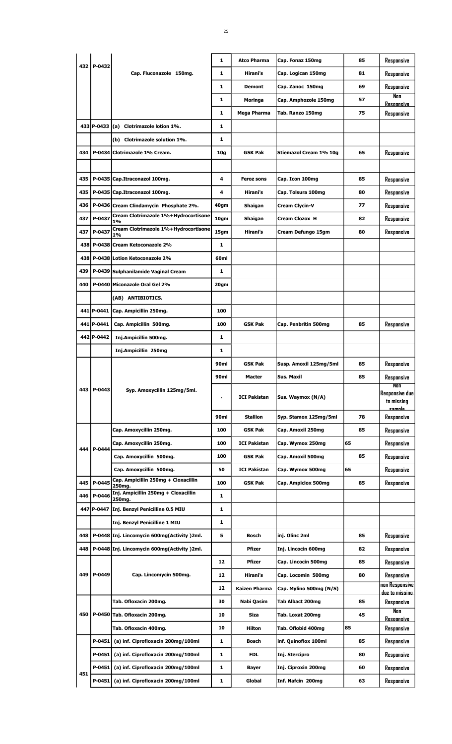| | | | | | | | |
|---|---|---|---|---|---|---|---|
| 432 | P-0432 | Cap. Fluconazole 150mg. | 1 | Atco Pharma | Cap. Fonaz 150mg | 85 | Responsive |
| | | | 1 | Hirani's | Cap. Logican 150mg | 81 | Responsive |
| | | | 1 | Demont | Cap. Zanoc 150mg | 69 | Responsive |
| | | | 1 | Moringa | Cap. Amphozole 150mg | 57 | Non Responsive |
| | | | 1 | Mega Pharma | Tab. Ranzo 150mg | 75 | Responsive |
| 433 | P-0433 | (a) Clotrimazole lotion 1%. | 1 | | | | |
| | | (b) Clotrimazole solution 1%. | 1 | | | | |
| 434 | P-0434 | Clotrimazole 1% Cream. | 10g | GSK Pak | Stiemazol Cream 1% 10g | 65 | Responsive |
| | | | | | | | |
| 435 | P-0435 | Cap.Itraconazol 100mg. | 4 | Feroz sons | Cap. Icon 100mg | 85 | Responsive |
| 435 | P-0435 | Cap.Itraconazol 100mg. | 4 | Hirani's | Cap. Tolsura 100mg | 80 | Responsive |
| 436 | P-0436 | Cream Clindamycin Phosphate 2%. | 40gm | Shaigan | Cream Clycin-V | 77 | Responsive |
| 437 | P-0437 | Cream Clotrimazole 1%+Hydrocortisone 1% | 10gm | Shaigan | Cream Clozox H | 82 | Responsive |
| 437 | P-0437 | Cream Clotrimazole 1%+Hydrocortisone 1% | 15gm | Hirani's | Cream Defungo 15gm | 80 | Responsive |
| 438 | P-0438 | Cream Ketoconazole 2% | 1 | | | | |
| 438 | P-0438 | Lotion Ketoconazole 2% | 60ml | | | | |
| 439 | P-0439 | Sulphanilamide Vaginal Cream | 1 | | | | |
| 440 | P-0440 | Miconazole Oral Gel 2% | 20gm | | | | |
| | | (AB) ANTIBIOTICS. | | | | | |
| 441 | P-0441 | Cap. Ampicillin 250mg. | 100 | | | | |
| 441 | P-0441 | Cap. Ampicillin 500mg. | 100 | GSK Pak | Cap. Penbritin 500mg | 85 | Responsive |
| 442 | P-0442 | Inj.Ampicillin 500mg. | 1 | | | | |
| | | Inj.Ampicillin 250mg | 1 | | | | |
| 443 | P-0443 | Syp. Amoxycillin 125mg/5ml. | 90ml | GSK Pak | Susp. Amoxil 125mg/5ml | 85 | Responsive |
| | | | 90ml | Macter | Sus. Maxil | 85 | Responsive |
| | | | - | ICI Pakistan | Sus. Waymox (N/A) | | Non Responsive due to missing sample |
| | | | 90ml | Stallion | Syp. Stamox 125mg/5ml | 78 | Responsive |
| 444 | P-0444 | Cap. Amoxycillin 250mg. | 100 | GSK Pak | Cap. Amoxil 250mg | 85 | Responsive |
| | | Cap. Amoxycillin 250mg. | 100 | ICI Pakistan | Cap. Wymox 250mg | 65 | Responsive |
| | | Cap. Amoxycillin 500mg. | 100 | GSK Pak | Cap. Amoxil 500mg | 85 | Responsive |
| | | Cap. Amoxycillin 500mg. | 50 | ICI Pakistan | Cap. Wymox 500mg | 65 | Responsive |
| 445 | P-0445 | Cap. Ampicillin 250mg + Cloxacillin 250mg. | 100 | GSK Pak | Cap. Ampiclox 500mg | 85 | Responsive |
| 446 | P-0446 | Inj. Ampicillin 250mg + Cloxacillin 250mg. | 1 | | | | |
| 447 | P-0447 | Inj. Benzyl Penicilline 0.5 MIU | 1 | | | | |
| | | Inj. Benzyl Penicilline 1 MIU | 1 | | | | |
| 448 | P-0448 | Inj. Lincomycin 600mg(Activity )2ml. | 5 | Bosch | inj. Olinc 2ml | 85 | Responsive |
| 448 | P-0448 | Inj. Lincomycin 600mg(Activity )2ml. | | Pfizer | Inj. Lincocin 600mg | 82 | Responsive |
| 449 | P-0449 | Cap. Lincomycin 500mg. | 12 | Pfizer | Cap. Lincocin 500mg | 85 | Responsive |
| | | | 12 | Hirani's | Cap. Locomin 500mg | 80 | Responsive |
| | | | 12 | Kaizen Pharma | Cap. Mylino 500mg (N/S) | | non Responsive due to missing |
| 450 | P-0450 | Tab. Ofloxacin 200mg. | 30 | Nabi Qasim | Tab Albact 200mg | 85 | Responsive |
| | | Tab. Ofloxacin 200mg. | 10 | Siza | Tab. Loxat 200mg | 45 | Non Responsive |
| | | Tab. Ofloxacin 400mg. | 10 | Hilton | Tab. Oflobid 400mg | 85 | Responsive |
| 451 | P-0451 | (a) inf. Ciprofloxacin 200mg/100ml | 1 | Bosch | inf. Quinoflox 100ml | 85 | Responsive |
| | P-0451 | (a) inf. Ciprofloxacin 200mg/100ml | 1 | FDL | Inj. Stercipro | 80 | Responsive |
| | P-0451 | (a) inf. Ciprofloxacin 200mg/100ml | 1 | Bayer | Inj. Ciproxin 200mg | 60 | Responsive |
| | P-0451 | (a) inf. Ciprofloxacin 200mg/100ml | 1 | Global | Inf. Nafcin 200mg | 63 | Responsive |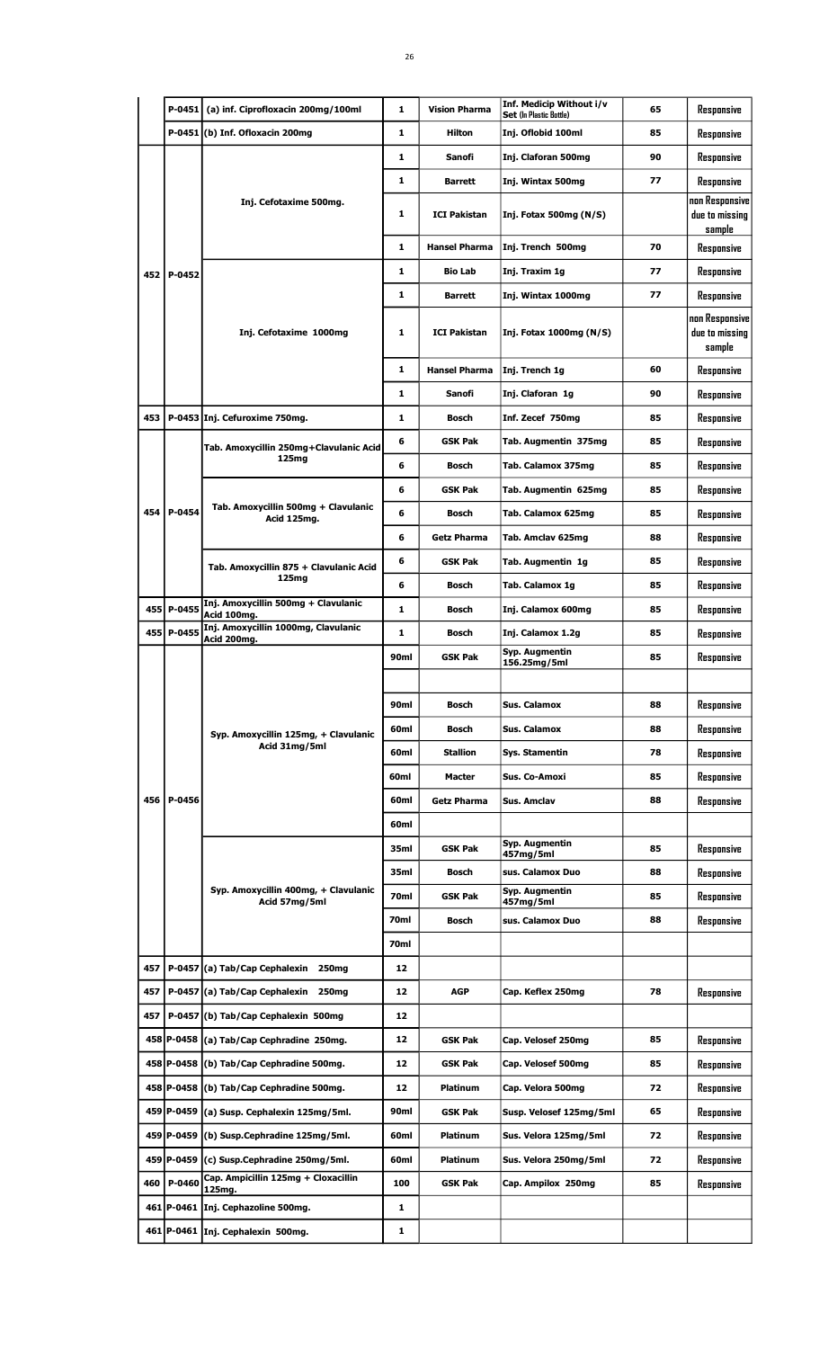| | P-0451 | (a) inf. Ciprofloxacin 200mg/100ml | 1 | Vision Pharma | Inf. Medicip Without i/v Set (In Plastic Bottle) | 65 | Responsive |
|---|---|---|---|---|---|---|---|
| | P-0451 | (b) Inf. Ofloxacin 200mg | 1 | Hilton | Inj. Oflobid 100ml | 85 | Responsive |
| 452 | P-0452 | Inj. Cefotaxime 500mg. | 1 | Sanofi | Inj. Claforan 500mg | 90 | Responsive |
| | | | 1 | Barrett | Inj. Wintax 500mg | 77 | Responsive |
| | | | 1 | ICI Pakistan | Inj. Fotax 500mg (N/S) | | non Responsive due to missing sample |
| | | | 1 | Hansel Pharma | Inj. Trench 500mg | 70 | Responsive |
| | | Inj. Cefotaxime 1000mg | 1 | Bio Lab | Inj. Traxim 1g | 77 | Responsive |
| | | | 1 | Barrett | Inj. Wintax 1000mg | 77 | Responsive |
| | | | 1 | ICI Pakistan | Inj. Fotax 1000mg (N/S) | | non Responsive due to missing sample |
| | | | 1 | Hansel Pharma | Inj. Trench 1g | 60 | Responsive |
| | | | 1 | Sanofi | Inj. Claforan 1g | 90 | Responsive |
| 453 | P-0453 | Inj. Cefuroxime 750mg. | 1 | Bosch | Inf. Zecef 750mg | 85 | Responsive |
| 454 | P-0454 | Tab. Amoxycillin 250mg+Clavulanic Acid 125mg | 6 | GSK Pak | Tab. Augmentin 375mg | 85 | Responsive |
| | | | 6 | Bosch | Tab. Calamox 375mg | 85 | Responsive |
| | | Tab. Amoxycillin 500mg + Clavulanic Acid 125mg. | 6 | GSK Pak | Tab. Augmentin 625mg | 85 | Responsive |
| | | | 6 | Bosch | Tab. Calamox 625mg | 85 | Responsive |
| | | | 6 | Getz Pharma | Tab. Amclav 625mg | 88 | Responsive |
| | | Tab. Amoxycillin 875 + Clavulanic Acid 125mg | 6 | GSK Pak | Tab. Augmentin 1g | 85 | Responsive |
| | | | 6 | Bosch | Tab. Calamox 1g | 85 | Responsive |
| 455 | P-0455 | Inj. Amoxycillin 500mg + Clavulanic Acid 100mg. | 1 | Bosch | Inj. Calamox 600mg | 85 | Responsive |
| 455 | P-0455 | Inj. Amoxycillin 1000mg, Clavulanic Acid 200mg. | 1 | Bosch | Inj. Calamox 1.2g | 85 | Responsive |
| 456 | P-0456 | Syp. Amoxycillin 125mg, + Clavulanic Acid 31mg/5ml | 90ml | GSK Pak | Syp. Augmentin 156.25mg/5ml | 85 | Responsive |
| | | | | | | | |
| | | | 90ml | Bosch | Sus. Calamox | 88 | Responsive |
| | | | 60ml | Bosch | Sus. Calamox | 88 | Responsive |
| | | | 60ml | Stallion | Sys. Stamentin | 78 | Responsive |
| | | | 60ml | Macter | Sus. Co-Amoxi | 85 | Responsive |
| | | | 60ml | Getz Pharma | Sus. Amclav | 88 | Responsive |
| | | | 60ml | | | | |
| | | Syp. Amoxycillin 400mg, + Clavulanic Acid 57mg/5ml | 35ml | GSK Pak | Syp. Augmentin 457mg/5ml | 85 | Responsive |
| | | | 35ml | Bosch | sus. Calamox Duo | 88 | Responsive |
| | | | 70ml | GSK Pak | Syp. Augmentin 457mg/5ml | 85 | Responsive |
| | | | 70ml | Bosch | sus. Calamox Duo | 88 | Responsive |
| | | | 70ml | | | | |
| 457 | P-0457 | (a) Tab/Cap Cephalexin 250mg | 12 | | | | |
| 457 | P-0457 | (a) Tab/Cap Cephalexin 250mg | 12 | AGP | Cap. Keflex 250mg | 78 | Responsive |
| 457 | P-0457 | (b) Tab/Cap Cephalexin 500mg | 12 | | | | |
| 458 | P-0458 | (a) Tab/Cap Cephradine 250mg. | 12 | GSK Pak | Cap. Velosef 250mg | 85 | Responsive |
| 458 | P-0458 | (b) Tab/Cap Cephradine 500mg. | 12 | GSK Pak | Cap. Velosef 500mg | 85 | Responsive |
| 458 | P-0458 | (b) Tab/Cap Cephradine 500mg. | 12 | Platinum | Cap. Velora 500mg | 72 | Responsive |
| 459 | P-0459 | (a) Susp. Cephalexin 125mg/5ml. | 90ml | GSK Pak | Susp. Velosef 125mg/5ml | 65 | Responsive |
| 459 | P-0459 | (b) Susp.Cephradine 125mg/5ml. | 60ml | Platinum | Sus. Velora 125mg/5ml | 72 | Responsive |
| 459 | P-0459 | (c) Susp.Cephradine 250mg/5ml. | 60ml | Platinum | Sus. Velora 250mg/5ml | 72 | Responsive |
| 460 | P-0460 | Cap. Ampicillin 125mg + Cloxacillin 125mg. | 100 | GSK Pak | Cap. Ampilox 250mg | 85 | Responsive |
| 461 | P-0461 | Inj. Cephazoline 500mg. | 1 | | | | |
| 461 | P-0461 | Inj. Cephalexin 500mg. | 1 | | | | |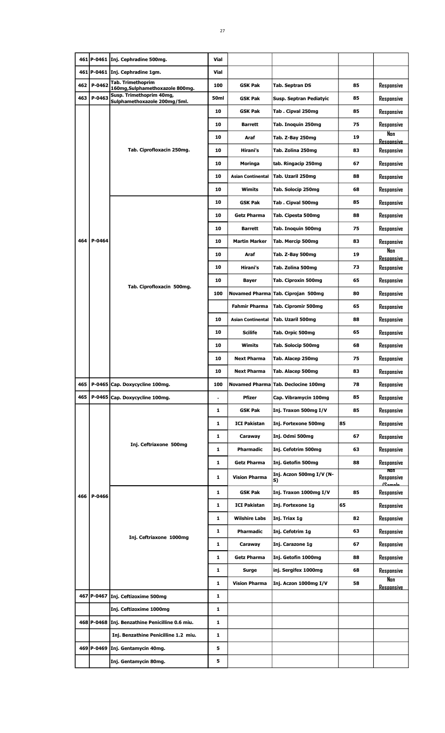| | | | | | | | |
|---|---|---|---|---|---|---|---|
| 461 | P-0461 | Inj. Cephradine 500mg. | Vial | | | | |
| 461 | P-0461 | Inj. Cephradine 1gm. | Vial | | | | |
| 462 | P-0462 | Tab. Trimethoprim 160mg,Sulphamethoxazole 800mg. | 100 | GSK Pak | Tab. Septran DS | 85 | Responsive |
| 463 | P-0463 | Susp. Trimethoprim 40mg, Sulphamethoxazole 200mg/5ml. | 50ml | GSK Pak | Susp. Septran Pediatyic | 85 | Responsive |
| 464 | P-0464 | Tab. Ciprofloxacin 250mg. | 10 | GSK Pak | Tab . Cipval 250mg | 85 | Responsive |
| | | | 10 | Barrett | Tab. Inoquin 250mg | 75 | Responsive |
| | | | 10 | Araf | Tab. Z-Bay 250mg | 19 | Non Responsive |
| | | | 10 | Hirani's | Tab. Zolina 250mg | 83 | Responsive |
| | | | 10 | Moringa | tab. Ringacip 250mg | 67 | Responsive |
| | | | 10 | Asian Continental | Tab. Uzaril 250mg | 88 | Responsive |
| | | | 10 | Wimits | Tab. Solocip 250mg | 68 | Responsive |
| | | Tab. Ciprofloxacin 500mg. | 10 | GSK Pak | Tab . Cipval 500mg | 85 | Responsive |
| | | | 10 | Getz Pharma | Tab. Cipesta 500mg | 88 | Responsive |
| | | | 10 | Barrett | Tab. Inoquin 500mg | 75 | Responsive |
| | | | 10 | Martin Marker | Tab. Mercip 500mg | 83 | Responsive |
| | | | 10 | Araf | Tab. Z-Bay 500mg | 19 | Non Responsive |
| | | | 10 | Hirani's | Tab. Zolina 500mg | 73 | Responsive |
| | | | 10 | Bayer | Tab. Ciproxin 500mg | 65 | Responsive |
| | | | 100 | Novamed Pharma | Tab. Ciprojan 500mg | 80 | Responsive |
| | | | | Fahmir Pharma | Tab. Cipromir 500mg | 65 | Responsive |
| | | | 10 | Asian Continental | Tab. Uzaril 500mg | 88 | Responsive |
| | | | 10 | Scilife | Tab. Orpic 500mg | 65 | Responsive |
| | | | 10 | Wimits | Tab. Solocip 500mg | 68 | Responsive |
| | | | 10 | Next Pharma | Tab. Alacep 250mg | 75 | Responsive |
| | | | 10 | Next Pharma | Tab. Alacep 500mg | 83 | Responsive |
| 465 | P-0465 | Cap. Doxycycline 100mg. | 100 | Novamed Pharma | Tab. Declocine 100mg | 78 | Responsive |
| 465 | P-0465 | Cap. Doxycycline 100mg. | . | Pfizer | Cap. Vibramycin 100mg | 85 | Responsive |
| 466 | P-0466 | Inj. Ceftriaxone 500mg | 1 | GSK Pak | Inj. Traxon 500mg I/V | 85 | Responsive |
| | | | 1 | ICI Pakistan | Inj. Fortexone 500mg | 85 | Responsive |
| | | | 1 | Caraway | Inj. Odmi 500mg | 67 | Responsive |
| | | | 1 | Pharmadic | Inj. Cefotrim 500mg | 63 | Responsive |
| | | | 1 | Getz Pharma | Inj. Getofin 500mg | 88 | Responsive |
| | | | 1 | Vision Pharma | Inj. Aczon 500mg I/V (N-S) | | Non Responsive (Sample |
| | | Inj. Ceftriaxone 1000mg | 1 | GSK Pak | Inj. Traxon 1000mg I/V | 85 | Responsive |
| | | | 1 | ICI Pakistan | Inj. Fortexone 1g | 65 | Responsive |
| | | | 1 | Wilshire Labs | Inj. Triax 1g | 82 | Responsive |
| | | | 1 | Pharmadic | Inj. Cefotrim 1g | 63 | Responsive |
| | | | 1 | Caraway | Inj. Carazone 1g | 67 | Responsive |
| | | | 1 | Getz Pharma | Inj. Getofin 1000mg | 88 | Responsive |
| | | | 1 | Surge | inj. Sergifex 1000mg | 68 | Responsive |
| | | | 1 | Vision Pharma | Inj. Aczon 1000mg I/V | 58 | Non Responsive |
| 467 | P-0467 | Inj. Ceftizoxime 500mg | 1 | | | | |
| | | Inj. Ceftizoxime 1000mg | 1 | | | | |
| 468 | P-0468 | Inj. Benzathine Penicilline 0.6 miu. | 1 | | | | |
| | | Inj. Benzathine Penicilline 1.2 miu. | 1 | | | | |
| 469 | P-0469 | Inj. Gentamycin 40mg. | 5 | | | | |
| | | Inj. Gentamycin 80mg. | 5 | | | | |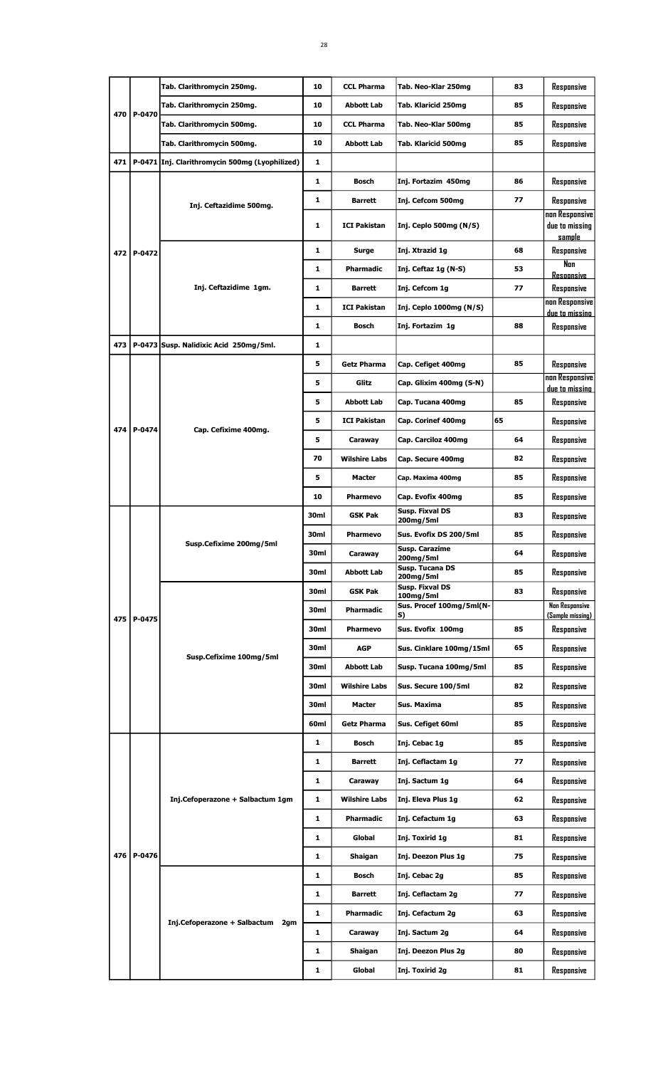| | | | | | | | |
|---|---|---|---|---|---|---|---|
| 470 | P-0470 | Tab. Clarithromycin 250mg. | 10 | CCL Pharma | Tab. Neo-Klar 250mg | 83 | Responsive |
| | | Tab. Clarithromycin 250mg. | 10 | Abbott Lab | Tab. Klaricid 250mg | 85 | Responsive |
| | | Tab. Clarithromycin 500mg. | 10 | CCL Pharma | Tab. Neo-Klar 500mg | 85 | Responsive |
| | | Tab. Clarithromycin 500mg. | 10 | Abbott Lab | Tab. Klaricid 500mg | 85 | Responsive |
| 471 | P-0471 | Inj. Clarithromycin 500mg (Lyophilized) | 1 | | | | |
| 472 | P-0472 | Inj. Ceftazidime 500mg. | 1 | Bosch | Inj. Fortazim 450mg | 86 | Responsive |
| | | | 1 | Barrett | Inj. Cefcom 500mg | 77 | Responsive |
| | | | 1 | ICI Pakistan | Inj. Ceplo 500mg (N/S) | | non Responsive due to missing sample |
| | | Inj. Ceftazidime 1gm. | 1 | Surge | Inj. Xtrazid 1g | 68 | Responsive |
| | | | 1 | Pharmadic | Inj. Ceftaz 1g (N-S) | 53 | Non Responsive |
| | | | 1 | Barrett | Inj. Cefcom 1g | 77 | Responsive |
| | | | 1 | ICI Pakistan | Inj. Ceplo 1000mg (N/S) | | non Responsive due to missing |
| | | | 1 | Bosch | Inj. Fortazim 1g | 88 | Responsive |
| 473 | P-0473 | Susp. Nalidixic Acid 250mg/5ml. | 1 | | | | |
| 474 | P-0474 | Cap. Cefixime 400mg. | 5 | Getz Pharma | Cap. Cefiget 400mg | 85 | Responsive |
| | | | 5 | Glitz | Cap. Glixim 400mg (S-N) | | non Responsive due to missing |
| | | | 5 | Abbott Lab | Cap. Tucana 400mg | 85 | Responsive |
| | | | 5 | ICI Pakistan | Cap. Corinef 400mg | 65 | Responsive |
| | | | 5 | Caraway | Cap. Carciloz 400mg | 64 | Responsive |
| | | | 70 | Wilshire Labs | Cap. Secure 400mg | 82 | Responsive |
| | | | 5 | Macter | Cap. Maxima 400mg | 85 | Responsive |
| | | | 10 | Pharmevo | Cap. Evofix 400mg | 85 | Responsive |
| 475 | P-0475 | Susp.Cefixime 200mg/5ml | 30ml | GSK Pak | Susp. Fixval DS 200mg/5ml | 83 | Responsive |
| | | | 30ml | Pharmevo | Sus. Evofix DS 200/5ml | 85 | Responsive |
| | | | 30ml | Caraway | Susp. Carazime 200mg/5ml | 64 | Responsive |
| | | | 30ml | Abbott Lab | Susp. Tucana DS 200mg/5ml | 85 | Responsive |
| | | Susp.Cefixime 100mg/5ml | 30ml | GSK Pak | Susp. Fixval DS 100mg/5ml | 83 | Responsive |
| | | | 30ml | Pharmadic | Sus. Procef 100mg/5ml(N-S) | | Non Responsive (Sample missing) |
| | | | 30ml | Pharmevo | Sus. Evofix 100mg | 85 | Responsive |
| | | | 30ml | AGP | Sus. Cinklare 100mg/15ml | 65 | Responsive |
| | | | 30ml | Abbott Lab | Susp. Tucana 100mg/5ml | 85 | Responsive |
| | | | 30ml | Wilshire Labs | Sus. Secure 100/5ml | 82 | Responsive |
| | | | 30ml | Macter | Sus. Maxima | 85 | Responsive |
| | | | 60ml | Getz Pharma | Sus. Cefiget 60ml | 85 | Responsive |
| 476 | P-0476 | Inj.Cefoperazone + Salbactum 1gm | 1 | Bosch | Inj. Cebac 1g | 85 | Responsive |
| | | | 1 | Barrett | Inj. Ceflactam 1g | 77 | Responsive |
| | | | 1 | Caraway | Inj. Sactum 1g | 64 | Responsive |
| | | | 1 | Wilshire Labs | Inj. Eleva Plus 1g | 62 | Responsive |
| | | | 1 | Pharmadic | Inj. Cefactum 1g | 63 | Responsive |
| | | | 1 | Global | Inj. Toxirid 1g | 81 | Responsive |
| | | | 1 | Shaigan | Inj. Deezon Plus 1g | 75 | Responsive |
| | | Inj.Cefoperazone + Salbactum 2gm | 1 | Bosch | Inj. Cebac 2g | 85 | Responsive |
| | | | 1 | Barrett | Inj. Ceflactam 2g | 77 | Responsive |
| | | | 1 | Pharmadic | Inj. Cefactum 2g | 63 | Responsive |
| | | | 1 | Caraway | Inj. Sactum 2g | 64 | Responsive |
| | | | 1 | Shaigan | Inj. Deezon Plus 2g | 80 | Responsive |
| | | | 1 | Global | Inj. Toxirid 2g | 81 | Responsive |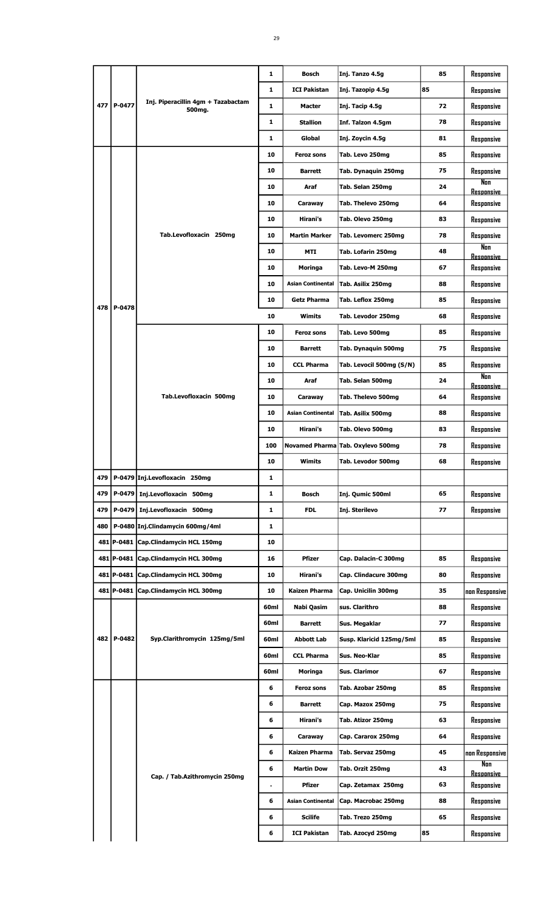| | | | 1 | Bosch | Inj. Tanzo 4.5g | 85 | Responsive |
|---|---|---|---|---|---|---|---|
| | | | 1 | ICI Pakistan | Inj. Tazopip 4.5g | 85 | Responsive |
| 477 | P-0477 | Inj. Piperacillin 4gm + Tazabactam 500mg. | 1 | Macter | Inj. Tacip 4.5g | 72 | Responsive |
| | | | 1 | Stallion | Inf. Talzon 4.5gm | 78 | Responsive |
| | | | 1 | Global | Inj. Zoycin 4.5g | 81 | Responsive |
| | | Tab.Levofloxacin 250mg | 10 | Feroz sons | Tab. Levo 250mg | 85 | Responsive |
| | | | 10 | Barrett | Tab. Dynaquin 250mg | 75 | Responsive |
| | | | 10 | Araf | Tab. Selan 250mg | 24 | Non Responsive |
| | | | 10 | Caraway | Tab. Thelevo 250mg | 64 | Responsive |
| | | | 10 | Hirani's | Tab. Olevo 250mg | 83 | Responsive |
| | | | 10 | Martin Marker | Tab. Levomerc 250mg | 78 | Responsive |
| | | | 10 | MTI | Tab. Lofarin 250mg | 48 | Non Responsive |
| | | | 10 | Moringa | Tab. Levo-M 250mg | 67 | Responsive |
| | | | 10 | Asian Continental | Tab. Asilix 250mg | 88 | Responsive |
| 478 | P-0478 | | 10 | Getz Pharma | Tab. Leflox 250mg | 85 | Responsive |
| | | | 10 | Wimits | Tab. Levodor 250mg | 68 | Responsive |
| | | Tab.Levofloxacin 500mg | 10 | Feroz sons | Tab. Levo 500mg | 85 | Responsive |
| | | | 10 | Barrett | Tab. Dynaquin 500mg | 75 | Responsive |
| | | | 10 | CCL Pharma | Tab. Levocil 500mg (S/N) | 85 | Responsive |
| | | | 10 | Araf | Tab. Selan 500mg | 24 | Non Responsive |
| | | | 10 | Caraway | Tab. Thelevo 500mg | 64 | Responsive |
| | | | 10 | Asian Continental | Tab. Asilix 500mg | 88 | Responsive |
| | | | 10 | Hirani's | Tab. Olevo 500mg | 83 | Responsive |
| | | | 100 | Novamed Pharma | Tab. Oxylevo 500mg | 78 | Responsive |
| | | | 10 | Wimits | Tab. Levodor 500mg | 68 | Responsive |
| 479 | P-0479 | Inj.Levofloxacin 250mg | 1 | | | | |
| 479 | P-0479 | Inj.Levofloxacin 500mg | 1 | Bosch | Inj. Qumic 500ml | 65 | Responsive |
| 479 | P-0479 | Inj.Levofloxacin 500mg | 1 | FDL | Inj. Sterilevo | 77 | Responsive |
| 480 | P-0480 | Inj.Clindamycin 600mg/4ml | 1 | | | | |
| 481 | P-0481 | Cap.Clindamycin HCL 150mg | 10 | | | | |
| 481 | P-0481 | Cap.Clindamycin HCL 300mg | 16 | Pfizer | Cap. Dalacin-C 300mg | 85 | Responsive |
| 481 | P-0481 | Cap.Clindamycin HCL 300mg | 10 | Hirani's | Cap. Clindacure 300mg | 80 | Responsive |
| 481 | P-0481 | Cap.Clindamycin HCL 300mg | 10 | Kaizen Pharma | Cap. Unicilin 300mg | 35 | non Responsive |
| | | | 60ml | Nabi Qasim | sus. Clarithro | 88 | Responsive |
| | | | 60ml | Barrett | Sus. Megaklar | 77 | Responsive |
| 482 | P-0482 | Syp.Clarithromycin 125mg/5ml | 60ml | Abbott Lab | Susp. Klaricid 125mg/5ml | 85 | Responsive |
| | | | 60ml | CCL Pharma | Sus. Neo-Klar | 85 | Responsive |
| | | | 60ml | Moringa | Sus. Clarimor | 67 | Responsive |
| | | Cap. / Tab.Azithromycin 250mg | 6 | Feroz sons | Tab. Azobar 250mg | 85 | Responsive |
| | | | 6 | Barrett | Cap. Mazox 250mg | 75 | Responsive |
| | | | 6 | Hirani's | Tab. Atizor 250mg | 63 | Responsive |
| | | | 6 | Caraway | Cap. Cararox 250mg | 64 | Responsive |
| | | | 6 | Kaizen Pharma | Tab. Servaz 250mg | 45 | non Responsive |
| | | | 6 | Martin Dow | Tab. Orzit 250mg | 43 | Non Responsive |
| | | | . | Pfizer | Cap. Zetamax 250mg | 63 | Responsive |
| | | | 6 | Asian Continental | Cap. Macrobac 250mg | 88 | Responsive |
| | | | 6 | Scilife | Tab. Trezo 250mg | 65 | Responsive |
| | | | 6 | ICI Pakistan | Tab. Azocyd 250mg | 85 | Responsive |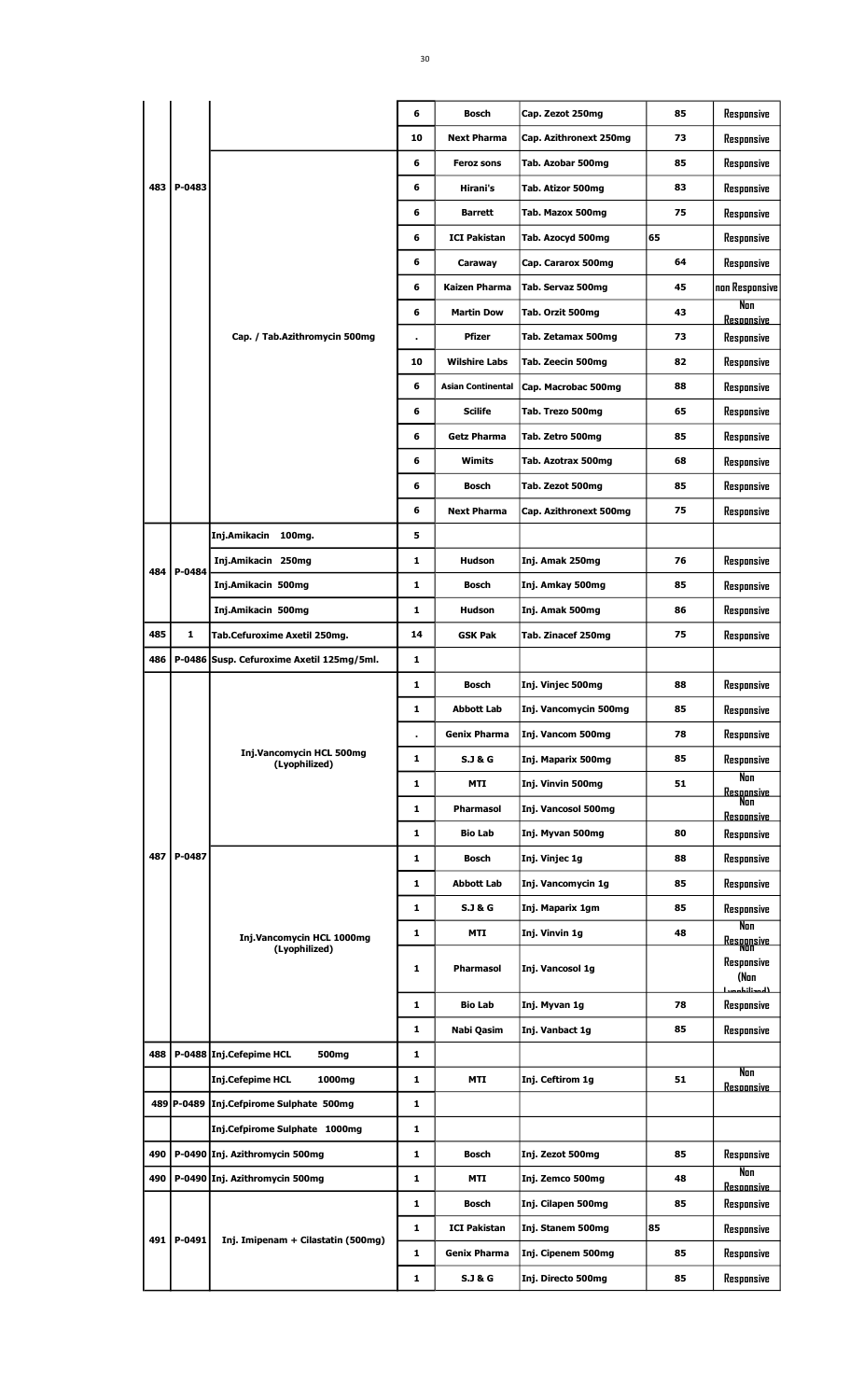| | | | 6 | Bosch | Cap. Zezot 250mg | 85 | Responsive |
|---|---|---|---|---|---|---|---|
| | | | 10 | Next Pharma | Cap. Azithronext 250mg | 73 | Responsive |
| 483 | P-0483 | Cap. / Tab.Azithromycin 500mg | 6 | Feroz sons | Tab. Azobar 500mg | 85 | Responsive |
| | | | 6 | Hirani's | Tab. Atizor 500mg | 83 | Responsive |
| | | | 6 | Barrett | Tab. Mazox 500mg | 75 | Responsive |
| | | | 6 | ICI Pakistan | Tab. Azocyd 500mg | 65 | Responsive |
| | | | 6 | Caraway | Cap. Cararox 500mg | 64 | Responsive |
| | | | 6 | Kaizen Pharma | Tab. Servaz 500mg | 45 | non Responsive |
| | | | 6 | Martin Dow | Tab. Orzit 500mg | 43 | Non Responsive |
| | | | . | Pfizer | Tab. Zetamax 500mg | 73 | Responsive |
| | | | 10 | Wilshire Labs | Tab. Zeecin 500mg | 82 | Responsive |
| | | | 6 | Asian Continental | Cap. Macrobac 500mg | 88 | Responsive |
| | | | 6 | Scilife | Tab. Trezo 500mg | 65 | Responsive |
| | | | 6 | Getz Pharma | Tab. Zetro 500mg | 85 | Responsive |
| | | | 6 | Wimits | Tab. Azotrax 500mg | 68 | Responsive |
| | | | 6 | Bosch | Tab. Zezot 500mg | 85 | Responsive |
| | | | 6 | Next Pharma | Cap. Azithronext 500mg | 75 | Responsive |
| 484 | P-0484 | Inj.Amikacin 100mg. | 5 | | | | |
| | | Inj.Amikacin 250mg | 1 | Hudson | Inj. Amak 250mg | 76 | Responsive |
| | | Inj.Amikacin 500mg | 1 | Bosch | Inj. Amkay 500mg | 85 | Responsive |
| | | Inj.Amikacin 500mg | 1 | Hudson | Inj. Amak 500mg | 86 | Responsive |
| 485 | 1 | Tab.Cefuroxime Axetil 250mg. | 14 | GSK Pak | Tab. Zinacef 250mg | 75 | Responsive |
| 486 | P-0486 | Susp. Cefuroxime Axetil 125mg/5ml. | 1 | | | | |
| 487 | P-0487 | Inj.Vancomycin HCL 500mg (Lyophilized) | 1 | Bosch | Inj. Vinjec 500mg | 88 | Responsive |
| | | | 1 | Abbott Lab | Inj. Vancomycin 500mg | 85 | Responsive |
| | | | . | Genix Pharma | Inj. Vancom 500mg | 78 | Responsive |
| | | | 1 | S.J & G | Inj. Maparix 500mg | 85 | Responsive |
| | | | 1 | MTI | Inj. Vinvin 500mg | 51 | Non Responsive |
| | | | 1 | Pharmasol | Inj. Vancosol 500mg | | Non Responsive |
| | | | 1 | Bio Lab | Inj. Myvan 500mg | 80 | Responsive |
| | | Inj.Vancomycin HCL 1000mg (Lyophilized) | 1 | Bosch | Inj. Vinjec 1g | 88 | Responsive |
| | | | 1 | Abbott Lab | Inj. Vancomycin 1g | 85 | Responsive |
| | | | 1 | S.J & G | Inj. Maparix 1gm | 85 | Responsive |
| | | | 1 | MTI | Inj. Vinvin 1g | 48 | Non Responsive |
| | | | 1 | Pharmasol | Inj. Vancosol 1g | | Non Responsive (Non Lyophilized) |
| | | | 1 | Bio Lab | Inj. Myvan 1g | 78 | Responsive |
| | | | 1 | Nabi Qasim | Inj. Vanbact 1g | 85 | Responsive |
| 488 | P-0488 | Inj.Cefepime HCL 500mg | 1 | | | | |
| | | Inj.Cefepime HCL 1000mg | 1 | MTI | Inj. Ceftirom 1g | 51 | Non Responsive |
| 489 | P-0489 | Inj.Cefpirome Sulphate 500mg | 1 | | | | |
| | | Inj.Cefpirome Sulphate 1000mg | 1 | | | | |
| 490 | P-0490 | Inj. Azithromycin 500mg | 1 | Bosch | Inj. Zezot 500mg | 85 | Responsive |
| 490 | P-0490 | Inj. Azithromycin 500mg | 1 | MTI | Inj. Zemco 500mg | 48 | Non Responsive |
| 491 | P-0491 | Inj. Imipenam + Cilastatin (500mg) | 1 | Bosch | Inj. Cilapen 500mg | 85 | Responsive |
| | | | 1 | ICI Pakistan | Inj. Stanem 500mg | 85 | Responsive |
| | | | 1 | Genix Pharma | Inj. Cipenem 500mg | 85 | Responsive |
| | | | 1 | S.J & G | Inj. Directo 500mg | 85 | Responsive |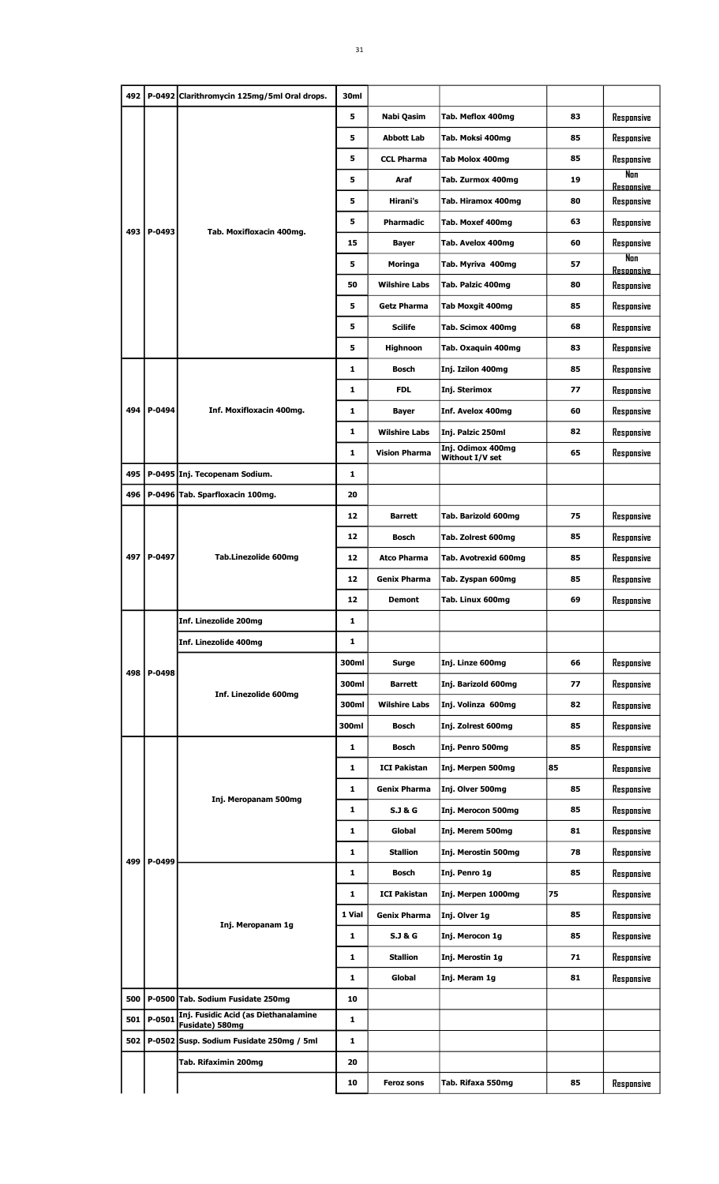| 492 | P-0492 | Clarithromycin 125mg/5ml Oral drops. | 30ml | | | | |
|---|---|---|---|---|---|---|---|
| 493 | P-0493 | Tab. Moxifloxacin 400mg. | 5 | Nabi Qasim | Tab. Meflox 400mg | 83 | Responsive |
| | | | 5 | Abbott Lab | Tab. Moksi 400mg | 85 | Responsive |
| | | | 5 | CCL Pharma | Tab Molox 400mg | 85 | Responsive |
| | | | 5 | Araf | Tab. Zurmox 400mg | 19 | Non Responsive |
| | | | 5 | Hirani's | Tab. Hiramox 400mg | 80 | Responsive |
| | | | 5 | Pharmadic | Tab. Moxef 400mg | 63 | Responsive |
| | | | 15 | Bayer | Tab. Avelox 400mg | 60 | Responsive |
| | | | 5 | Moringa | Tab. Myriva 400mg | 57 | Non Responsive |
| | | | 50 | Wilshire Labs | Tab. Palzic 400mg | 80 | Responsive |
| | | | 5 | Getz Pharma | Tab Moxgit 400mg | 85 | Responsive |
| | | | 5 | Scilife | Tab. Scimox 400mg | 68 | Responsive |
| | | | 5 | Highnoon | Tab. Oxaquin 400mg | 83 | Responsive |
| 494 | P-0494 | Inf. Moxifloxacin 400mg. | 1 | Bosch | Inj. Izilon 400mg | 85 | Responsive |
| | | | 1 | FDL | Inj. Sterimox | 77 | Responsive |
| | | | 1 | Bayer | Inf. Avelox 400mg | 60 | Responsive |
| | | | 1 | Wilshire Labs | Inj. Palzic 250ml | 82 | Responsive |
| | | | 1 | Vision Pharma | Inj. Odimox 400mg Without I/V set | 65 | Responsive |
| 495 | P-0495 | Inj. Tecopenam Sodium. | 1 | | | | |
| 496 | P-0496 | Tab. Sparfloxacin 100mg. | 20 | | | | |
| 497 | P-0497 | Tab.Linezolide 600mg | 12 | Barrett | Tab. Barizold 600mg | 75 | Responsive |
| | | | 12 | Bosch | Tab. Zolrest 600mg | 85 | Responsive |
| | | | 12 | Atco Pharma | Tab. Avotrexid 600mg | 85 | Responsive |
| | | | 12 | Genix Pharma | Tab. Zyspan 600mg | 85 | Responsive |
| | | | 12 | Demont | Tab. Linux 600mg | 69 | Responsive |
| 498 | P-0498 | Inf. Linezolide 200mg | 1 | | | | |
| | | Inf. Linezolide 400mg | 1 | | | | |
| | | Inf. Linezolide 600mg | 300ml | Surge | Inj. Linze 600mg | 66 | Responsive |
| | | | 300ml | Barrett | Inj. Barizold 600mg | 77 | Responsive |
| | | | 300ml | Wilshire Labs | Inj. Volinza 600mg | 82 | Responsive |
| | | | 300ml | Bosch | Inj. Zolrest 600mg | 85 | Responsive |
| 499 | P-0499 | Inj. Meropanam 500mg | 1 | Bosch | Inj. Penro 500mg | 85 | Responsive |
| | | | 1 | ICI Pakistan | Inj. Merpen 500mg | 85 | Responsive |
| | | | 1 | Genix Pharma | Inj. Olver 500mg | 85 | Responsive |
| | | | 1 | S.J & G | Inj. Merocon 500mg | 85 | Responsive |
| | | | 1 | Global | Inj. Merem 500mg | 81 | Responsive |
| | | | 1 | Stallion | Inj. Merostin 500mg | 78 | Responsive |
| | | Inj. Meropanam 1g | 1 | Bosch | Inj. Penro 1g | 85 | Responsive |
| | | | 1 | ICI Pakistan | Inj. Merpen 1000mg | 75 | Responsive |
| | | | 1 Vial | Genix Pharma | Inj. Olver 1g | 85 | Responsive |
| | | | 1 | S.J & G | Inj. Merocon 1g | 85 | Responsive |
| | | | 1 | Stallion | Inj. Merostin 1g | 71 | Responsive |
| | | | 1 | Global | Inj. Meram 1g | 81 | Responsive |
| 500 | P-0500 | Tab. Sodium Fusidate 250mg | 10 | | | | |
| 501 | P-0501 | Inj. Fusidic Acid (as Diethanalamine Fusidate) 580mg | 1 | | | | |
| 502 | P-0502 | Susp. Sodium Fusidate 250mg / 5ml | 1 | | | | |
| | | Tab. Rifaximin 200mg | 20 | | | | |
| | | | 10 | Feroz sons | Tab. Rifaxa 550mg | 85 | Responsive |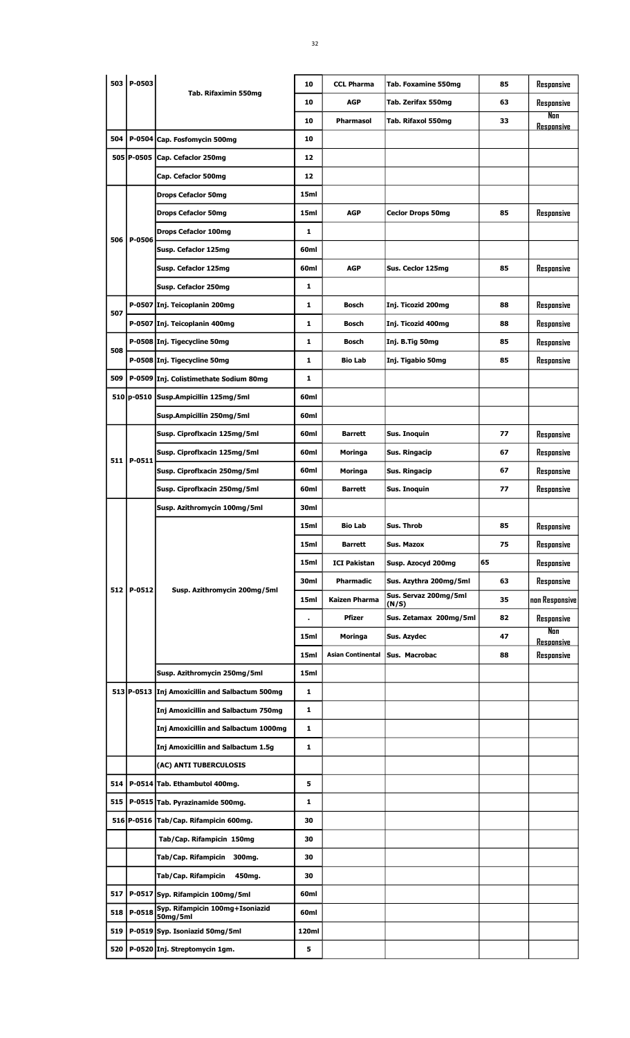| | | | | | | | |
|---|---|---|---|---|---|---|---|
| 503 | P-0503 | Tab. Rifaximin 550mg | 10 | CCL Pharma | Tab. Foxamine 550mg | 85 | Responsive |
| | | | 10 | AGP | Tab. Zerifax 550mg | 63 | Responsive |
| | | | 10 | Pharmasol | Tab. Rifaxol 550mg | 33 | Non Responsive |
| 504 | P-0504 | Cap. Fosfomycin 500mg | 10 | | | | |
| 505 | P-0505 | Cap. Cefaclor 250mg | 12 | | | | |
| | | Cap. Cefaclor 500mg | 12 | | | | |
| 506 | P-0506 | Drops Cefaclor 50mg | 15ml | | | | |
| | | Drops Cefaclor 50mg | 15ml | AGP | Ceclor Drops 50mg | 85 | Responsive |
| | | Drops Cefaclor 100mg | 1 | | | | |
| | | Susp. Cefaclor 125mg | 60ml | | | | |
| | | Susp. Cefaclor 125mg | 60ml | AGP | Sus. Ceclor 125mg | 85 | Responsive |
| | | Susp. Cefaclor 250mg | 1 | | | | |
| 507 | P-0507 | Inj. Teicoplanin 200mg | 1 | Bosch | Inj. Ticozid 200mg | 88 | Responsive |
| | P-0507 | Inj. Teicoplanin 400mg | 1 | Bosch | Inj. Ticozid 400mg | 88 | Responsive |
| 508 | P-0508 | Inj. Tigecycline 50mg | 1 | Bosch | Inj. B.Tig 50mg | 85 | Responsive |
| | P-0508 | Inj. Tigecycline 50mg | 1 | Bio Lab | Inj. Tigabio 50mg | 85 | Responsive |
| 509 | P-0509 | Inj. Colistimethate Sodium 80mg | 1 | | | | |
| 510 | p-0510 | Susp.Ampicillin 125mg/5ml | 60ml | | | | |
| | | Susp.Ampicillin 250mg/5ml | 60ml | | | | |
| 511 | P-0511 | Susp. Ciproflxacin 125mg/5ml | 60ml | Barrett | Sus. Inoquin | 77 | Responsive |
| | | Susp. Ciproflxacin 125mg/5ml | 60ml | Moringa | Sus. Ringacip | 67 | Responsive |
| | | Susp. Ciproflxacin 250mg/5ml | 60ml | Moringa | Sus. Ringacip | 67 | Responsive |
| | | Susp. Ciproflxacin 250mg/5ml | 60ml | Barrett | Sus. Inoquin | 77 | Responsive |
| 512 | P-0512 | Susp. Azithromycin 100mg/5ml | 30ml | | | | |
| | | Susp. Azithromycin 200mg/5ml | 15ml | Bio Lab | Sus. Throb | 85 | Responsive |
| | | | 15ml | Barrett | Sus. Mazox | 75 | Responsive |
| | | | 15ml | ICI Pakistan | Susp. Azocyd 200mg | 65 | Responsive |
| | | | 30ml | Pharmadic | Sus. Azythra 200mg/5ml | 63 | Responsive |
| | | | 15ml | Kaizen Pharma | Sus. Servaz 200mg/5ml (N/S) | 35 | non Responsive |
| | | | . | Pfizer | Sus. Zetamax 200mg/5ml | 82 | Responsive |
| | | | 15ml | Moringa | Sus. Azydec | 47 | Non Responsive |
| | | | 15ml | Asian Continental | Sus. Macrobac | 88 | Responsive |
| | | Susp. Azithromycin 250mg/5ml | 15ml | | | | |
| 513 | P-0513 | Inj Amoxicillin and Salbactum 500mg | 1 | | | | |
| | | Inj Amoxicillin and Salbactum 750mg | 1 | | | | |
| | | Inj Amoxicillin and Salbactum 1000mg | 1 | | | | |
| | | Inj Amoxicillin and Salbactum 1.5g | 1 | | | | |
| | | (AC) ANTI TUBERCULOSIS | | | | | |
| 514 | P-0514 | Tab. Ethambutol 400mg. | 5 | | | | |
| 515 | P-0515 | Tab. Pyrazinamide 500mg. | 1 | | | | |
| 516 | P-0516 | Tab/Cap. Rifampicin 600mg. | 30 | | | | |
| | | Tab/Cap. Rifampicin 150mg | 30 | | | | |
| | | Tab/Cap. Rifampicin 300mg. | 30 | | | | |
| | | Tab/Cap. Rifampicin 450mg. | 30 | | | | |
| 517 | P-0517 | Syp. Rifampicin 100mg/5ml | 60ml | | | | |
| 518 | P-0518 | Syp. Rifampicin 100mg+Isoniazid 50mg/5ml | 60ml | | | | |
| 519 | P-0519 | Syp. Isoniazid 50mg/5ml | 120ml | | | | |
| 520 | P-0520 | Inj. Streptomycin 1gm. | 5 | | | | |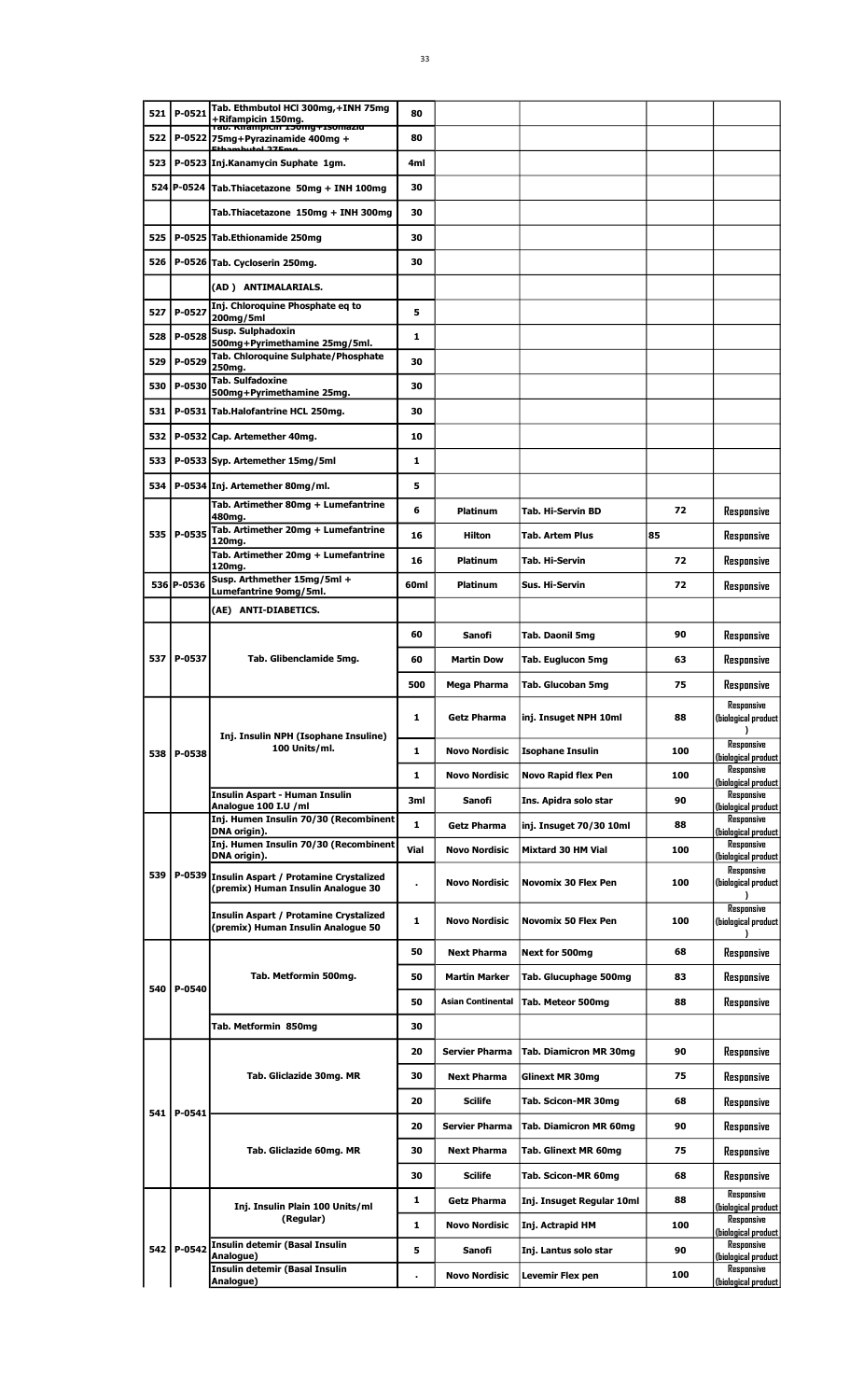| | | | | | | | |
|---|---|---|---|---|---|---|---|
| 521 | P-0521 | Tab. Ethmbutol HCl 300mg,+INH 75mg +Rifampicin 150mg. | 80 | | | | |
| 522 | P-0522 | Tab. Rifampicin 150mg+Isoniazid 75mg+Pyrazinamide 400mg + Ethambutol 275mg | 80 | | | | |
| 523 | P-0523 | Inj.Kanamycin Suphate 1gm. | 4ml | | | | |
| 524 | P-0524 | Tab.Thiacetazone 50mg + INH 100mg | 30 | | | | |
| | | Tab.Thiacetazone 150mg + INH 300mg | 30 | | | | |
| 525 | P-0525 | Tab.Ethionamide 250mg | 30 | | | | |
| 526 | P-0526 | Tab. Cycloserin 250mg. | 30 | | | | |
| | | (AD) ANTIMALARIALS. | | | | | |
| 527 | P-0527 | Inj. Chloroquine Phosphate eq to 200mg/5ml | 5 | | | | |
| 528 | P-0528 | Susp. Sulphadoxin 500mg+Pyrimethamine 25mg/5ml. | 1 | | | | |
| 529 | P-0529 | Tab. Chloroquine Sulphate/Phosphate 250mg. | 30 | | | | |
| 530 | P-0530 | Tab. Sulfadoxine 500mg+Pyrimethamine 25mg. | 30 | | | | |
| 531 | P-0531 | Tab.Halofantrine HCL 250mg. | 30 | | | | |
| 532 | P-0532 | Cap. Artemether 40mg. | 10 | | | | |
| 533 | P-0533 | Syp. Artemether 15mg/5ml | 1 | | | | |
| 534 | P-0534 | Inj. Artemether 80mg/ml. | 5 | | | | |
| 535 | P-0535 | Tab. Artimether 80mg + Lumefantrine 480mg. | 6 | Platinum | Tab. Hi-Servin BD | 72 | Responsive |
| | | Tab. Artimether 20mg + Lumefantrine 120mg. | 16 | Hilton | Tab. Artem Plus | 85 | Responsive |
| | | Tab. Artimether 20mg + Lumefantrine 120mg. | 16 | Platinum | Tab. Hi-Servin | 72 | Responsive |
| 536 | P-0536 | Susp. Arthmether 15mg/5ml + Lumefantrine 9omg/5ml. | 60ml | Platinum | Sus. Hi-Servin | 72 | Responsive |
| | | (AE) ANTI-DIABETICS. | | | | | |
| 537 | P-0537 | Tab. Glibenclamide 5mg. | 60 | Sanofi | Tab. Daonil 5mg | 90 | Responsive |
| | | | 60 | Martin Dow | Tab. Euglucon 5mg | 63 | Responsive |
| | | | 500 | Mega Pharma | Tab. Glucoban 5mg | 75 | Responsive |
| 538 | P-0538 | Inj. Insulin NPH (Isophane Insuline) 100 Units/ml. | 1 | Getz Pharma | inj. Insuget NPH 10ml | 88 | Responsive (biological product) |
| | | | 1 | Novo Nordisic | Isophane Insulin | 100 | Responsive (biological product) |
| | | | 1 | Novo Nordisic | Novo Rapid flex Pen | 100 | Responsive (biological product) |
| | | Insulin Aspart - Human Insulin Analogue 100 I.U /ml | 3ml | Sanofi | Ins. Apidra solo star | 90 | Responsive (biological product) |
| 539 | P-0539 | Inj. Humen Insulin 70/30 (Recombinent DNA origin). | 1 | Getz Pharma | inj. Insuget 70/30 10ml | 88 | Responsive (biological product) |
| | | Inj. Humen Insulin 70/30 (Recombinent DNA origin). | Vial | Novo Nordisic | Mixtard 30 HM Vial | 100 | Responsive (biological product) |
| | | Insulin Aspart / Protamine Crystalized (premix) Human Insulin Analogue 30 | . | Novo Nordisic | Novomix 30 Flex Pen | 100 | Responsive (biological product) |
| | | Insulin Aspart / Protamine Crystalized (premix) Human Insulin Analogue 50 | 1 | Novo Nordisic | Novomix 50 Flex Pen | 100 | Responsive (biological product) |
| 540 | P-0540 | Tab. Metformin 500mg. | 50 | Next Pharma | Next for 500mg | 68 | Responsive |
| | | | 50 | Martin Marker | Tab. Glucuphage 500mg | 83 | Responsive |
| | | | 50 | Asian Continental | Tab. Meteor 500mg | 88 | Responsive |
| | | Tab. Metformin 850mg | 30 | | | | |
| 541 | P-0541 | Tab. Gliclazide 30mg. MR | 20 | Servier Pharma | Tab. Diamicron MR 30mg | 90 | Responsive |
| | | | 30 | Next Pharma | Glinext MR 30mg | 75 | Responsive |
| | | | 20 | Scilife | Tab. Scicon-MR 30mg | 68 | Responsive |
| | | Tab. Gliclazide 60mg. MR | 20 | Servier Pharma | Tab. Diamicron MR 60mg | 90 | Responsive |
| | | | 30 | Next Pharma | Tab. Glinext MR 60mg | 75 | Responsive |
| | | | 30 | Scilife | Tab. Scicon-MR 60mg | 68 | Responsive |
| 542 | P-0542 | Inj. Insulin Plain 100 Units/ml (Regular) | 1 | Getz Pharma | Inj. Insuget Regular 10ml | 88 | Responsive (biological product) |
| | | | 1 | Novo Nordisic | Inj. Actrapid HM | 100 | Responsive (biological product) |
| | | Insulin detemir (Basal Insulin Analogue) | 5 | Sanofi | Inj. Lantus solo star | 90 | Responsive (biological product) |
| | | Insulin detemir (Basal Insulin Analogue) | . | Novo Nordisic | Levemir Flex pen | 100 | Responsive (biological product) |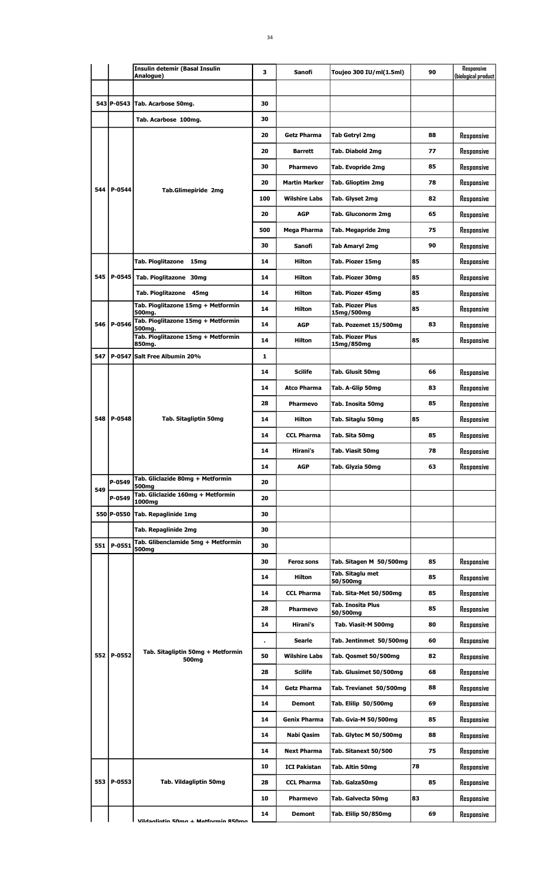|  |  | Insulin detemir (Basal Insulin Analogue) | 3 | Sanofi | Toujeo 300 IU/ml(1.5ml) | 90 | Responsive (biological product |
|---|---|---|---|---|---|---|---|
|  |  |  |  |  |  |  |  |
| 543 | P-0543 | Tab. Acarbose 50mg. | 30 |  |  |  |  |
|  |  | Tab. Acarbose 100mg. | 30 |  |  |  |  |
| 544 | P-0544 | Tab.Glimepiride 2mg | 20 | Getz Pharma | Tab Getryl 2mg | 88 | Responsive |
|  |  |  | 20 | Barrett | Tab. Diabold 2mg | 77 | Responsive |
|  |  |  | 30 | Pharmevo | Tab. Evopride 2mg | 85 | Responsive |
|  |  |  | 20 | Martin Marker | Tab. Glioptim 2mg | 78 | Responsive |
|  |  |  | 100 | Wilshire Labs | Tab. Glyset 2mg | 82 | Responsive |
|  |  |  | 20 | AGP | Tab. Gluconorm 2mg | 65 | Responsive |
|  |  |  | 500 | Mega Pharma | Tab. Megapride 2mg | 75 | Responsive |
|  |  |  | 30 | Sanofi | Tab Amaryl 2mg | 90 | Responsive |
| 545 | P-0545 | Tab. Pioglitazone 15mg | 14 | Hilton | Tab. Piozer 15mg | 85 | Responsive |
|  |  | Tab. Pioglitazone 30mg | 14 | Hilton | Tab. Piozer 30mg | 85 | Responsive |
|  |  | Tab. Pioglitazone 45mg | 14 | Hilton | Tab. Piozer 45mg | 85 | Responsive |
| 546 | P-0546 | Tab. Pioglitazone 15mg + Metformin 500mg. | 14 | Hilton | Tab. Piozer Plus 15mg/500mg | 85 | Responsive |
|  |  | Tab. Pioglitazone 15mg + Metformin 500mg. | 14 | AGP | Tab. Pozemet 15/500mg | 83 | Responsive |
|  |  | Tab. Pioglitazone 15mg + Metformin 850mg. | 14 | Hilton | Tab. Piozer Plus 15mg/850mg | 85 | Responsive |
| 547 | P-0547 | Salt Free Albumin 20% | 1 |  |  |  |  |
| 548 | P-0548 | Tab. Sitagliptin 50mg | 14 | Scilife | Tab. Glusit 50mg | 66 | Responsive |
|  |  |  | 14 | Atco Pharma | Tab. A-Glip 50mg | 83 | Responsive |
|  |  |  | 28 | Pharmevo | Tab. Inosita 50mg | 85 | Responsive |
|  |  |  | 14 | Hilton | Tab. Sitaglu 50mg | 85 | Responsive |
|  |  |  | 14 | CCL Pharma | Tab. Sita 50mg | 85 | Responsive |
|  |  |  | 14 | Hirani's | Tab. Viasit 50mg | 78 | Responsive |
|  |  |  | 14 | AGP | Tab. Glyzia 50mg | 63 | Responsive |
| 549 | P-0549 | Tab. Gliclazide 80mg + Metformin 500mg | 20 |  |  |  |  |
|  | P-0549 | Tab. Gliclazide 160mg + Metformin 1000mg | 20 |  |  |  |  |
| 550 | P-0550 | Tab. Repaglinide 1mg | 30 |  |  |  |  |
|  |  | Tab. Repaglinide 2mg | 30 |  |  |  |  |
| 551 | P-0551 | Tab. Glibenclamide 5mg + Metformin 500mg | 30 |  |  |  |  |
| 552 | P-0552 | Tab. Sitagliptin 50mg + Metformin 500mg | 30 | Feroz sons | Tab. Sitagen M 50/500mg | 85 | Responsive |
|  |  |  | 14 | Hilton | Tab. Sitaglu met 50/500mg | 85 | Responsive |
|  |  |  | 14 | CCL Pharma | Tab. Sita-Met 50/500mg | 85 | Responsive |
|  |  |  | 28 | Pharmevo | Tab. Inosita Plus 50/500mg | 85 | Responsive |
|  |  |  | 14 | Hirani's | Tab. Viasit-M 500mg | 80 | Responsive |
|  |  |  | . | Searle | Tab. Jentinmet 50/500mg | 60 | Responsive |
|  |  |  | 50 | Wilshire Labs | Tab. Qosmet 50/500mg | 82 | Responsive |
|  |  |  | 28 | Scilife | Tab. Glusimet 50/500mg | 68 | Responsive |
|  |  |  | 14 | Getz Pharma | Tab. Trevianet 50/500mg | 88 | Responsive |
|  |  |  | 14 | Demont | Tab. Elilip 50/500mg | 69 | Responsive |
|  |  |  | 14 | Genix Pharma | Tab. Gvia-M 50/500mg | 85 | Responsive |
|  |  |  | 14 | Nabi Qasim | Tab. Glytec M 50/500mg | 88 | Responsive |
|  |  |  | 14 | Next Pharma | Tab. Sitanext 50/500 | 75 | Responsive |
| 553 | P-0553 | Tab. Vildagliptin 50mg | 10 | ICI Pakistan | Tab. Altin 50mg | 78 | Responsive |
|  |  |  | 28 | CCL Pharma | Tab. Galza50mg | 85 | Responsive |
|  |  |  | 10 | Pharmevo | Tab. Galvecta 50mg | 83 | Responsive |
|  |  | Vildagliptin 50mg + Metformin 850mg | 14 | Demont | Tab. Elilip 50/850mg | 69 | Responsive |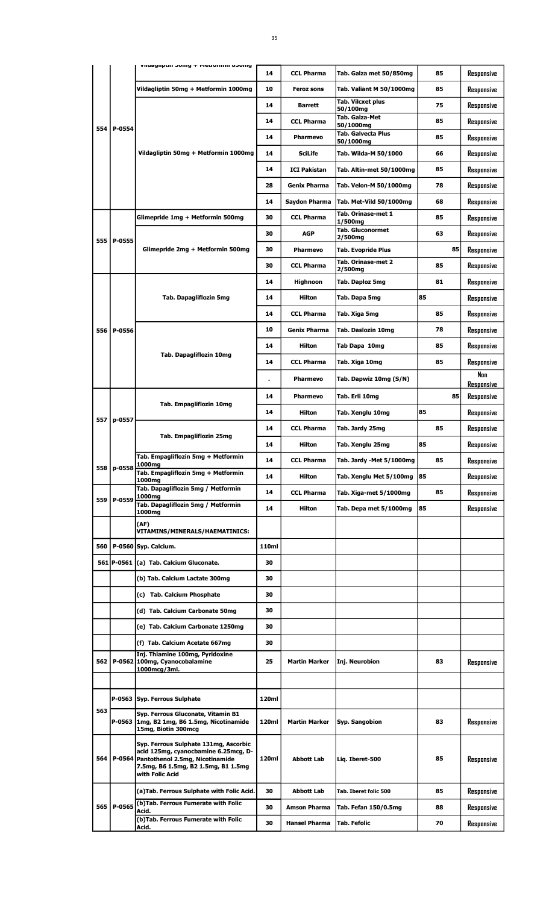| | | | | | | | |
|---|---|---|---|---|---|---|---|
| | | Vildagliptin 50mg + Metformin 850mg | 14 | CCL Pharma | Tab. Galza met 50/850mg | 85 | Responsive |
| | | Vildagliptin 50mg + Metformin 1000mg | 10 | Feroz sons | Tab. Valiant M 50/1000mg | 85 | Responsive |
| 554 | P-0554 | Vildagliptin 50mg + Metformin 1000mg | 14 | Barrett | Tab. Vilcxet plus 50/100mg | 75 | Responsive |
| | | | 14 | CCL Pharma | Tab. Galza-Met 50/1000mg | 85 | Responsive |
| | | | 14 | Pharmevo | Tab. Galvecta Plus 50/1000mg | 85 | Responsive |
| | | | 14 | SciLife | Tab. Wilda-M 50/1000 | 66 | Responsive |
| | | | 14 | ICI Pakistan | Tab. Altin-met 50/1000mg | 85 | Responsive |
| | | | 28 | Genix Pharma | Tab. Velon-M 50/1000mg | 78 | Responsive |
| | | | 14 | Saydon Pharma | Tab. Met-Vild 50/1000mg | 68 | Responsive |
| 555 | P-0555 | Glimepride 1mg + Metformin 500mg | 30 | CCL Pharma | Tab. Orinase-met 1 1/500mg | 85 | Responsive |
| | | Glimepride 2mg + Metformin 500mg | 30 | AGP | Tab. Gluconormet 2/500mg | 63 | Responsive |
| | | | 30 | Pharmevo | Tab. Evopride Plus | 85 | Responsive |
| | | | 30 | CCL Pharma | Tab. Orinase-met 2 2/500mg | 85 | Responsive |
| 556 | P-0556 | Tab. Dapagliflozin 5mg | 14 | Highnoon | Tab. Daploz 5mg | 81 | Responsive |
| | | | 14 | Hilton | Tab. Dapa 5mg | 85 | Responsive |
| | | | 14 | CCL Pharma | Tab. Xiga 5mg | 85 | Responsive |
| | | Tab. Dapagliflozin 10mg | 10 | Genix Pharma | Tab. Daslozin 10mg | 78 | Responsive |
| | | | 14 | Hilton | Tab Dapa 10mg | 85 | Responsive |
| | | | 14 | CCL Pharma | Tab. Xiga 10mg | 85 | Responsive |
| | | | . | Pharmevo | Tab. Dapwiz 10mg (S/N) | | Non Responsive |
| 557 | p-0557 | Tab. Empagliflozin 10mg | 14 | Pharmevo | Tab. Erli 10mg | 85 | Responsive |
| | | | 14 | Hilton | Tab. Xenglu 10mg | 85 | Responsive |
| | | Tab. Empagliflozin 25mg | 14 | CCL Pharma | Tab. Jardy 25mg | 85 | Responsive |
| | | | 14 | Hilton | Tab. Xenglu 25mg | 85 | Responsive |
| 558 | p-0558 | Tab. Empagliflozin 5mg + Metformin 1000mg | 14 | CCL Pharma | Tab. Jardy -Met 5/1000mg | 85 | Responsive |
| | | Tab. Empagliflozin 5mg + Metformin 1000mg | 14 | Hilton | Tab. Xenglu Met 5/100mg | 85 | Responsive |
| 559 | P-0559 | Tab. Dapagliflozin 5mg / Metformin 1000mg | 14 | CCL Pharma | Tab. Xiga-met 5/1000mg | 85 | Responsive |
| | | Tab. Dapagliflozin 5mg / Metformin 1000mg | 14 | Hilton | Tab. Depa met 5/1000mg | 85 | Responsive |
| | | (AF) VITAMINS/MINERALS/HAEMATINICS: | | | | | |
| 560 | P-0560 | Syp. Calcium. | 110ml | | | | |
| 561 | P-0561 | (a) Tab. Calcium Gluconate. | 30 | | | | |
| | | (b) Tab. Calcium Lactate 300mg | 30 | | | | |
| | | (c) Tab. Calcium Phosphate | 30 | | | | |
| | | (d) Tab. Calcium Carbonate 50mg | 30 | | | | |
| | | (e) Tab. Calcium Carbonate 1250mg | 30 | | | | |
| | | (f) Tab. Calcium Acetate 667mg | 30 | | | | |
| 562 | P-0562 | Inj. Thiamine 100mg, Pyridoxine 100mg, Cyanocobalamine 1000mcg/3ml. | 25 | Martin Marker | Inj. Neurobion | 83 | Responsive |
| | | | | | | | |
| 563 | P-0563 | Syp. Ferrous Sulphate | 120ml | | | | |
| | P-0563 | Syp. Ferrous Gluconate, Vitamin B1 1mg, B2 1mg, B6 1.5mg, Nicotinamide 15mg, Biotin 300mcg | 120ml | Martin Marker | Syp. Sangobion | 83 | Responsive |
| 564 | P-0564 | Syp. Ferrous Sulphate 131mg, Ascorbic acid 125mg, cyanocbamine 6.25mcg, D-Pantothenol 2.5mg, Nicotinamide 7.5mg, B6 1.5mg, B2 1.5mg, B1 1.5mg with Folic Acid | 120ml | Abbott Lab | Liq. Iberet-500 | 85 | Responsive |
| 565 | P-0565 | (a)Tab. Ferrous Sulphate with Folic Acid. | 30 | Abbott Lab | Tab. Iberet folic 500 | 85 | Responsive |
| | | (b)Tab. Ferrous Fumerate with Folic Acid. | 30 | Amson Pharma | Tab. Fefan 150/0.5mg | 88 | Responsive |
| | | (b)Tab. Ferrous Fumerate with Folic Acid. | 30 | Hansel Pharma | Tab. Fefolic | 70 | Responsive |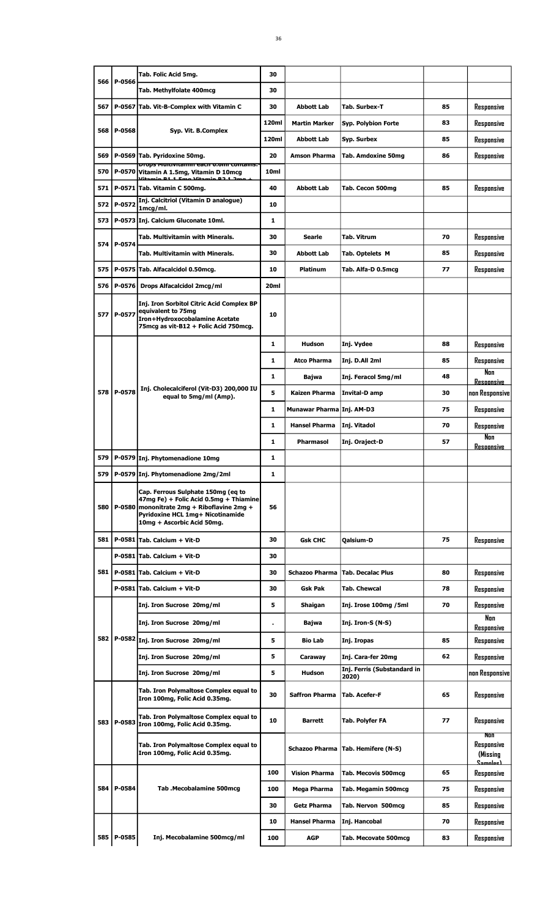| | | | | | | | |
|---|---|---|---|---|---|---|---|
| 566 | P-0566 | Tab. Folic Acid 5mg. | 30 | | | | |
| | | Tab. Methylfolate 400mcg | 30 | | | | |
| 567 | P-0567 | Tab. Vit-B-Complex with Vitamin C | 30 | Abbott Lab | Tab. Surbex-T | 85 | Responsive |
| 568 | P-0568 | Syp. Vit. B.Complex | 120ml | Martin Marker | Syp. Polybion Forte | 83 | Responsive |
| | | | 120ml | Abbott Lab | Syp. Surbex | 85 | Responsive |
| 569 | P-0569 | Tab. Pyridoxine 50mg. | 20 | Amson Pharma | Tab. Amdoxine 50mg | 86 | Responsive |
| 570 | P-0570 | Drops Multivitamin each 0.6ml contains: Vitamin A 1.5mg, Vitamin D 10mcg Vitamin B1 1.5mg Vitamin B2 1.2mg + | 10ml | | | | |
| 571 | P-0571 | Tab. Vitamin C 500mg. | 40 | Abbott Lab | Tab. Cecon 500mg | 85 | Responsive |
| 572 | P-0572 | Inj. Calcitriol (Vitamin D analogue) 1mcg/ml. | 10 | | | | |
| 573 | P-0573 | Inj. Calcium Gluconate 10ml. | 1 | | | | |
| 574 | P-0574 | Tab. Multivitamin with Minerals. | 30 | Searle | Tab. Vitrum | 70 | Responsive |
| | | Tab. Multivitamin with Minerals. | 30 | Abbott Lab | Tab. Optelets M | 85 | Responsive |
| 575 | P-0575 | Tab. Alfacalcidol 0.50mcg. | 10 | Platinum | Tab. Alfa-D 0.5mcg | 77 | Responsive |
| 576 | P-0576 | Drops Alfacalcidol 2mcg/ml | 20ml | | | | |
| 577 | P-0577 | Inj. Iron Sorbitol Citric Acid Complex BP equivalent to 75mg Iron+Hydroxocobalamine Acetate 75mcg as vit-B12 + Folic Acid 750mcg. | 10 | | | | |
| 578 | P-0578 | Inj. Cholecalciferol (Vit-D3) 200,000 IU equal to 5mg/ml (Amp). | 1 | Hudson | Inj. Vydee | 88 | Responsive |
| | | | 1 | Atco Pharma | Inj. D.All 2ml | 85 | Responsive |
| | | | 1 | Bajwa | Inj. Feracol 5mg/ml | 48 | Non Responsive |
| | | | 5 | Kaizen Pharma | Invital-D amp | 30 | non Responsive |
| | | | 1 | Munawar Pharma | Inj. AM-D3 | 75 | Responsive |
| | | | 1 | Hansel Pharma | Inj. Vitadol | 70 | Responsive |
| | | | 1 | Pharmasol | Inj. Oraject-D | 57 | Non Responsive |
| 579 | P-0579 | Inj. Phytomenadione 10mg | 1 | | | | |
| 579 | P-0579 | Inj. Phytomenadione 2mg/2ml | 1 | | | | |
| 580 | P-0580 | Cap. Ferrous Sulphate 150mg (eq to 47mg Fe) + Folic Acid 0.5mg + Thiamine mononitrate 2mg + Riboflavine 2mg + Pyridoxine HCL 1mg+ Nicotinamide 10mg + Ascorbic Acid 50mg. | 56 | | | | |
| 581 | P-0581 | Tab. Calcium + Vit-D | 30 | Gsk CHC | Qalsium-D | 75 | Responsive |
| | P-0581 | Tab. Calcium + Vit-D | 30 | | | | |
| 581 | P-0581 | Tab. Calcium + Vit-D | 30 | Schazoo Pharma | Tab. Decalac Plus | 80 | Responsive |
| | P-0581 | Tab. Calcium + Vit-D | 30 | Gsk Pak | Tab. Chewcal | 78 | Responsive |
| 582 | P-0582 | Inj. Iron Sucrose 20mg/ml | 5 | Shaigan | Inj. Irose 100mg /5ml | 70 | Responsive |
| | | Inj. Iron Sucrose 20mg/ml | . | Bajwa | Inj. Iron-S (N-S) | | Non Responsive |
| | | Inj. Iron Sucrose 20mg/ml | 5 | Bio Lab | Inj. Iropas | 85 | Responsive |
| | | Inj. Iron Sucrose 20mg/ml | 5 | Caraway | Inj. Cara-fer 20mg | 62 | Responsive |
| | | Inj. Iron Sucrose 20mg/ml | 5 | Hudson | Inj. Ferris (Substandard in 2020) | | non Responsive |
| 583 | P-0583 | Tab. Iron Polymaltose Complex equal to Iron 100mg, Folic Acid 0.35mg. | 30 | Saffron Pharma | Tab. Acefer-F | 65 | Responsive |
| | | Tab. Iron Polymaltose Complex equal to Iron 100mg, Folic Acid 0.35mg. | 10 | Barrett | Tab. Polyfer FA | 77 | Responsive |
| | | Tab. Iron Polymaltose Complex equal to Iron 100mg, Folic Acid 0.35mg. | | Schazoo Pharma | Tab. Hemifere (N-S) | | Non Responsive (Missing Samples) |
| 584 | P-0584 | Tab .Mecobalamine 500mcg | 100 | Vision Pharma | Tab. Mecovis 500mcg | 65 | Responsive |
| | | | 100 | Mega Pharma | Tab. Megamin 500mcg | 75 | Responsive |
| | | | 30 | Getz Pharma | Tab. Nervon 500mcg | 85 | Responsive |
| 585 | P-0585 | Inj. Mecobalamine 500mcg/ml | 10 | Hansel Pharma | Inj. Hancobal | 70 | Responsive |
| | | | 100 | AGP | Tab. Mecovate 500mcg | 83 | Responsive |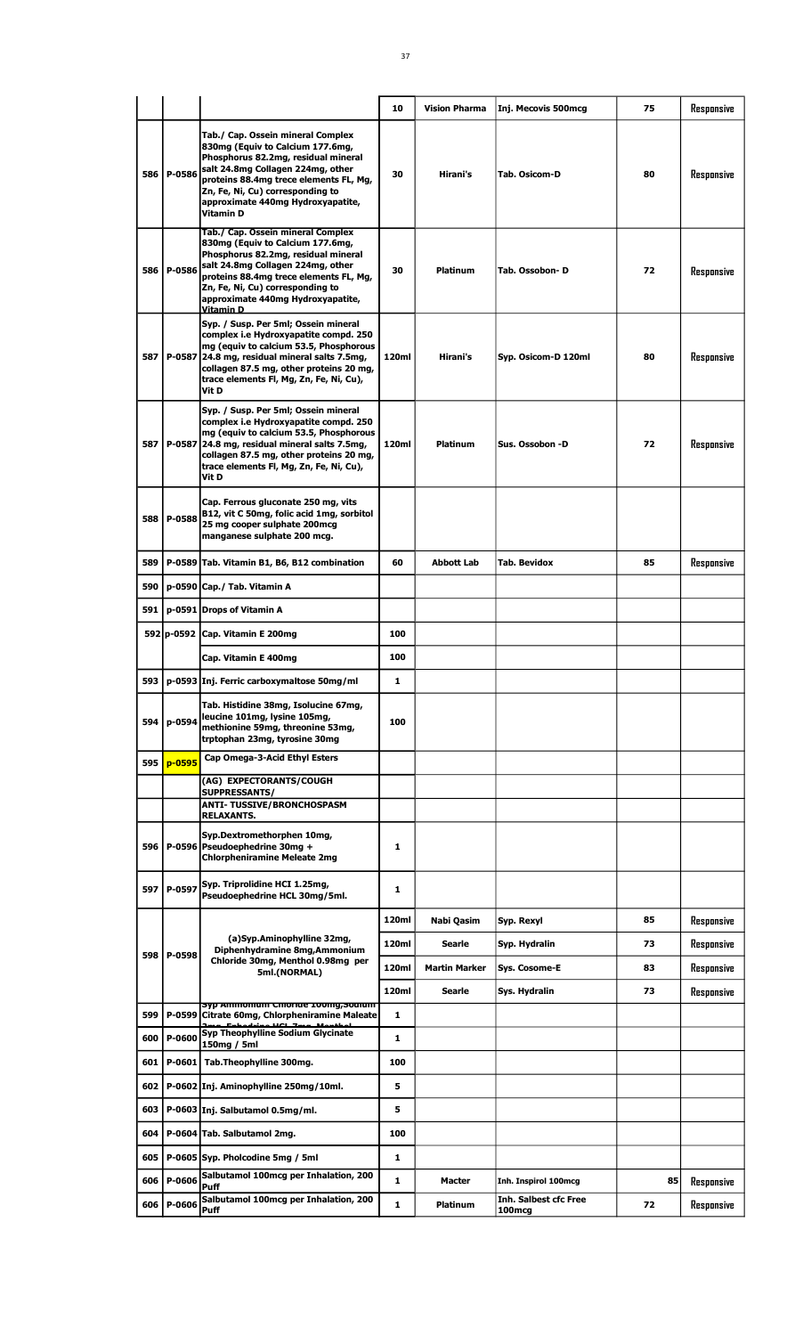| | | | 10 | Vision Pharma | Inj. Mecovis 500mcg | 75 | Responsive |
|---|---|---|---|---|---|---|---|
| 586 | P-0586 | Tab./ Cap. Ossein mineral Complex 830mg (Equiv to Calcium 177.6mg, Phosphorus 82.2mg, residual mineral salt 24.8mg Collagen 224mg, other proteins 88.4mg trece elements FL, Mg, Zn, Fe, Ni, Cu) corresponding to approximate 440mg Hydroxyapatite, Vitamin D | 30 | Hirani's | Tab. Osicom-D | 80 | Responsive |
| 586 | P-0586 | Tab./ Cap. Ossein mineral Complex 830mg (Equiv to Calcium 177.6mg, Phosphorus 82.2mg, residual mineral salt 24.8mg Collagen 224mg, other proteins 88.4mg trece elements FL, Mg, Zn, Fe, Ni, Cu) corresponding to approximate 440mg Hydroxyapatite, Vitamin D | 30 | Platinum | Tab. Ossobon- D | 72 | Responsive |
| 587 | P-0587 | Syp. / Susp. Per 5ml; Ossein mineral complex i.e Hydroxyapatite compd. 250 mg (equiv to calcium 53.5, Phosphorous 24.8 mg, residual mineral salts 7.5mg, collagen 87.5 mg, other proteins 20 mg, trace elements Fl, Mg, Zn, Fe, Ni, Cu), Vit D | 120ml | Hirani's | Syp. Osicom-D 120ml | 80 | Responsive |
| 587 | P-0587 | Syp. / Susp. Per 5ml; Ossein mineral complex i.e Hydroxyapatite compd. 250 mg (equiv to calcium 53.5, Phosphorous 24.8 mg, residual mineral salts 7.5mg, collagen 87.5 mg, other proteins 20 mg, trace elements Fl, Mg, Zn, Fe, Ni, Cu), Vit D | 120ml | Platinum | Sus. Ossobon -D | 72 | Responsive |
| 588 | P-0588 | Cap. Ferrous gluconate 250 mg, vits B12, vit C 50mg, folic acid 1mg, sorbitol 25 mg cooper sulphate 200mcg manganese sulphate 200 mcg. | | | | | |
| 589 | P-0589 | Tab. Vitamin B1, B6, B12 combination | 60 | Abbott Lab | Tab. Bevidox | 85 | Responsive |
| 590 | p-0590 | Cap./ Tab. Vitamin A | | | | | |
| 591 | p-0591 | Drops of Vitamin A | | | | | |
| 592 | p-0592 | Cap. Vitamin E 200mg | 100 | | | | |
| | | Cap. Vitamin E 400mg | 100 | | | | |
| 593 | p-0593 | Inj. Ferric carboxymaltose 50mg/ml | 1 | | | | |
| 594 | p-0594 | Tab. Histidine 38mg, Isolucine 67mg, leucine 101mg, lysine 105mg, methionine 59mg, threonine 53mg, trptophan 23mg, tyrosine 30mg | 100 | | | | |
| 595 | p-0595 | Cap Omega-3-Acid Ethyl Esters | | | | | |
| | | (AG) EXPECTORANTS/COUGH SUPPRESSANTS/ | | | | | |
| | | ANTI- TUSSIVE/BRONCHOSPASM RELAXANTS. | | | | | |
| 596 | P-0596 | Syp.Dextromethorphen 10mg, Pseudoephedrine 30mg + Chlorpheniramine Meleate 2mg | 1 | | | | |
| 597 | P-0597 | Syp. Triprolidine HCI 1.25mg, Pseudoephedrine HCL 30mg/5ml. | 1 | | | | |
| 598 | P-0598 | (a)Syp.Aminophylline 32mg, Diphenhydramine 8mg,Ammonium Chloride 30mg, Menthol 0.98mg per 5ml.(NORMAL) | 120ml | Nabi Qasim | Syp. Rexyl | 85 | Responsive |
| | | | 120ml | Searle | Syp. Hydralin | 73 | Responsive |
| | | | 120ml | Martin Marker | Sys. Cosome-E | 83 | Responsive |
| | | | 120ml | Searle | Sys. Hydralin | 73 | Responsive |
| 599 | P-0599 | Syp Ammonium Chloride 100mg,Sodium Citrate 60mg, Chlorpheniramine Maleate 2mg, Ephedrine HCL 7mg, Menthol | 1 | | | | |
| 600 | P-0600 | Syp Theophylline Sodium Glycinate 150mg / 5ml | 1 | | | | |
| 601 | P-0601 | Tab.Theophylline 300mg. | 100 | | | | |
| 602 | P-0602 | Inj. Aminophylline 250mg/10ml. | 5 | | | | |
| 603 | P-0603 | Inj. Salbutamol 0.5mg/ml. | 5 | | | | |
| 604 | P-0604 | Tab. Salbutamol 2mg. | 100 | | | | |
| 605 | P-0605 | Syp. Pholcodine 5mg / 5ml | 1 | | | | |
| 606 | P-0606 | Salbutamol 100mcg per Inhalation, 200 Puff | 1 | Macter | Inh. Inspirol 100mcg | 85 | Responsive |
| 606 | P-0606 | Salbutamol 100mcg per Inhalation, 200 Puff | 1 | Platinum | Inh. Salbest cfc Free 100mcg | 72 | Responsive |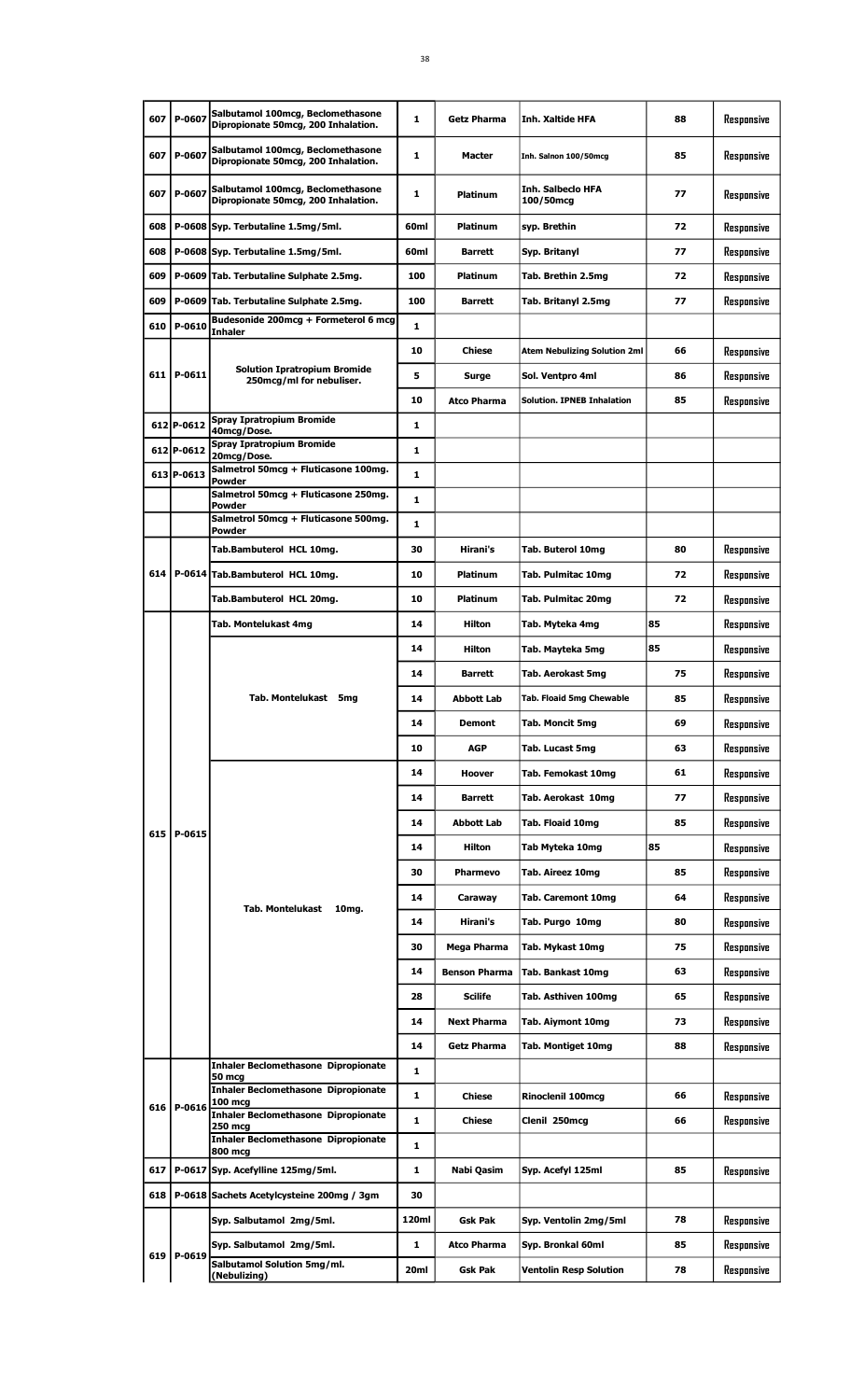| | | | | | | | |
|---|---|---|---|---|---|---|---|
| 607 | P-0607 | Salbutamol 100mcg, Beclomethasone Dipropionate 50mcg, 200 Inhalation. | 1 | Getz Pharma | Inh. Xaltide HFA | 88 | Responsive |
| 607 | P-0607 | Salbutamol 100mcg, Beclomethasone Dipropionate 50mcg, 200 Inhalation. | 1 | Macter | Inh. Salnon 100/50mcg | 85 | Responsive |
| 607 | P-0607 | Salbutamol 100mcg, Beclomethasone Dipropionate 50mcg, 200 Inhalation. | 1 | Platinum | Inh. Salbeclo HFA 100/50mcg | 77 | Responsive |
| 608 | P-0608 | Syp. Terbutaline 1.5mg/5ml. | 60ml | Platinum | syp. Brethin | 72 | Responsive |
| 608 | P-0608 | Syp. Terbutaline 1.5mg/5ml. | 60ml | Barrett | Syp. Britanyl | 77 | Responsive |
| 609 | P-0609 | Tab. Terbutaline Sulphate 2.5mg. | 100 | Platinum | Tab. Brethin 2.5mg | 72 | Responsive |
| 609 | P-0609 | Tab. Terbutaline Sulphate 2.5mg. | 100 | Barrett | Tab. Britanyl 2.5mg | 77 | Responsive |
| 610 | P-0610 | Budesonide 200mcg + Formeterol 6 mcg Inhaler | 1 | | | | |
| 611 | P-0611 | Solution Ipratropium Bromide 250mcg/ml for nebuliser. | 10 | Chiese | Atem Nebulizing Solution 2ml | 66 | Responsive |
| | | | 5 | Surge | Sol. Ventpro 4ml | 86 | Responsive |
| | | | 10 | Atco Pharma | Solution. IPNEB Inhalation | 85 | Responsive |
| 612 | P-0612 | Spray Ipratropium Bromide 40mcg/Dose. | 1 | | | | |
| 612 | P-0612 | Spray Ipratropium Bromide 20mcg/Dose. | 1 | | | | |
| 613 | P-0613 | Salmetrol 50mcg + Fluticasone 100mg. Powder | 1 | | | | |
| | | Salmetrol 50mcg + Fluticasone 250mg. Powder | 1 | | | | |
| | | Salmetrol 50mcg + Fluticasone 500mg. Powder | 1 | | | | |
| 614 | P-0614 | Tab.Bambuterol HCL 10mg. | 30 | Hirani's | Tab. Buterol 10mg | 80 | Responsive |
| | | Tab.Bambuterol HCL 10mg. | 10 | Platinum | Tab. Pulmitac 10mg | 72 | Responsive |
| | | Tab.Bambuterol HCL 20mg. | 10 | Platinum | Tab. Pulmitac 20mg | 72 | Responsive |
| 615 | P-0615 | Tab. Montelukast 4mg | 14 | Hilton | Tab. Myteka 4mg | 85 | Responsive |
| | | Tab. Montelukast 5mg | 14 | Hilton | Tab. Mayteka 5mg | 85 | Responsive |
| | | | 14 | Barrett | Tab. Aerokast 5mg | 75 | Responsive |
| | | | 14 | Abbott Lab | Tab. Floaid 5mg Chewable | 85 | Responsive |
| | | | 14 | Demont | Tab. Moncit 5mg | 69 | Responsive |
| | | | 10 | AGP | Tab. Lucast 5mg | 63 | Responsive |
| | | Tab. Montelukast 10mg. | 14 | Hoover | Tab. Femokast 10mg | 61 | Responsive |
| | | | 14 | Barrett | Tab. Aerokast 10mg | 77 | Responsive |
| | | | 14 | Abbott Lab | Tab. Floaid 10mg | 85 | Responsive |
| | | | 14 | Hilton | Tab Myteka 10mg | 85 | Responsive |
| | | | 30 | Pharmevo | Tab. Aireez 10mg | 85 | Responsive |
| | | | 14 | Caraway | Tab. Caremont 10mg | 64 | Responsive |
| | | | 14 | Hirani's | Tab. Purgo 10mg | 80 | Responsive |
| | | | 30 | Mega Pharma | Tab. Mykast 10mg | 75 | Responsive |
| | | | 14 | Benson Pharma | Tab. Bankast 10mg | 63 | Responsive |
| | | | 28 | Scilife | Tab. Asthiven 100mg | 65 | Responsive |
| | | | 14 | Next Pharma | Tab. Aiymont 10mg | 73 | Responsive |
| | | | 14 | Getz Pharma | Tab. Montiget 10mg | 88 | Responsive |
| 616 | P-0616 | Inhaler Beclomethasone Dipropionate 50 mcg | 1 | | | | |
| | | Inhaler Beclomethasone Dipropionate 100 mcg | 1 | Chiese | Rinoclenil 100mcg | 66 | Responsive |
| | | Inhaler Beclomethasone Dipropionate 250 mcg | 1 | Chiese | Clenil 250mcg | 66 | Responsive |
| | | Inhaler Beclomethasone Dipropionate 800 mcg | 1 | | | | |
| 617 | P-0617 | Syp. Acefylline 125mg/5ml. | 1 | Nabi Qasim | Syp. Acefyl 125ml | 85 | Responsive |
| 618 | P-0618 | Sachets Acetylcysteine 200mg / 3gm | 30 | | | | |
| 619 | P-0619 | Syp. Salbutamol 2mg/5ml. | 120ml | Gsk Pak | Syp. Ventolin 2mg/5ml | 78 | Responsive |
| | | Syp. Salbutamol 2mg/5ml. | 1 | Atco Pharma | Syp. Bronkal 60ml | 85 | Responsive |
| | | Salbutamol Solution 5mg/ml. (Nebulizing) | 20ml | Gsk Pak | Ventolin Resp Solution | 78 | Responsive |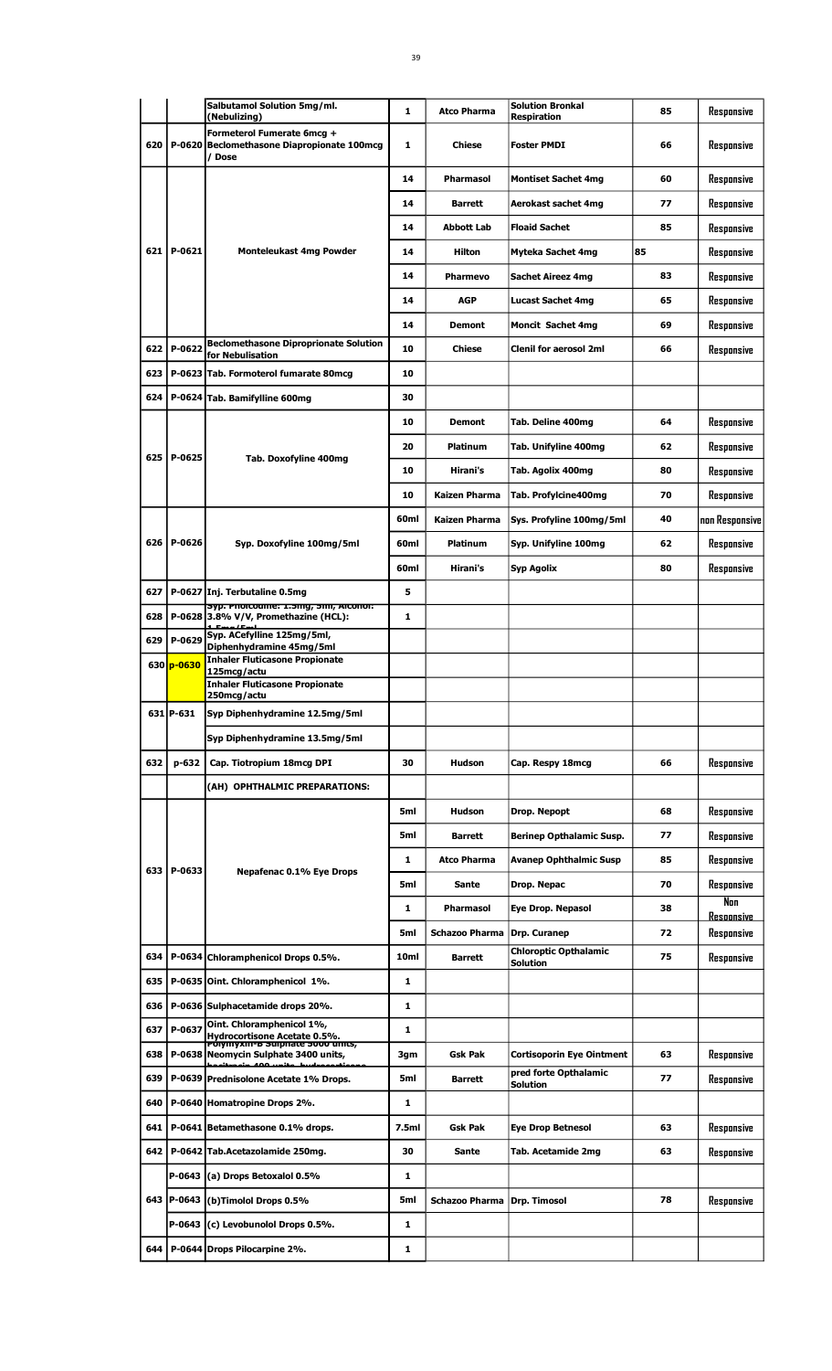| | | Salbutamol Solution 5mg/ml. (Nebulizing) | 1 | Atco Pharma | Solution Bronkal Respiration | 85 | Responsive |
|---|---|---|---|---|---|---|---|
| 620 | P-0620 | Formeterol Fumerate 6mcg + Beclomethasone Diapropionate 100mcg / Dose | 1 | Chiese | Foster PMDI | 66 | Responsive |
| 621 | P-0621 | Monteleukast 4mg Powder | 14 | Pharmasol | Montiset Sachet 4mg | 60 | Responsive |
| | | | 14 | Barrett | Aerokast sachet 4mg | 77 | Responsive |
| | | | 14 | Abbott Lab | Floaid Sachet | 85 | Responsive |
| | | | 14 | Hilton | Myteka Sachet 4mg | 85 | Responsive |
| | | | 14 | Pharmevo | Sachet Aireez 4mg | 83 | Responsive |
| | | | 14 | AGP | Lucast Sachet 4mg | 65 | Responsive |
| | | | 14 | Demont | Moncit Sachet 4mg | 69 | Responsive |
| 622 | P-0622 | Beclomethasone Diproprionate Solution for Nebulisation | 10 | Chiese | Clenil for aerosol 2ml | 66 | Responsive |
| 623 | P-0623 | Tab. Formoterol fumarate 80mcg | 10 | | | | |
| 624 | P-0624 | Tab. Bamifylline 600mg | 30 | | | | |
| 625 | P-0625 | Tab. Doxofyline 400mg | 10 | Demont | Tab. Deline 400mg | 64 | Responsive |
| | | | 20 | Platinum | Tab. Unifyline 400mg | 62 | Responsive |
| | | | 10 | Hirani's | Tab. Agolix 400mg | 80 | Responsive |
| | | | 10 | Kaizen Pharma | Tab. Profylcine400mg | 70 | Responsive |
| 626 | P-0626 | Syp. Doxofyline 100mg/5ml | 60ml | Kaizen Pharma | Sys. Profyline 100mg/5ml | 40 | non Responsive |
| | | | 60ml | Platinum | Syp. Unifyline 100mg | 62 | Responsive |
| | | | 60ml | Hirani's | Syp Agolix | 80 | Responsive |
| 627 | P-0627 | Inj. Terbutaline 0.5mg | 5 | | | | |
| 628 | P-0628 | Syp. Pholcodine: 1.5mg, 5ml, Alcohol: 3.8% V/V, Promethazine (HCL): 1.5mg/5ml | 1 | | | | |
| 629 | P-0629 | Syp. ACefylline 125mg/5ml, Diphenhydramine 45mg/5ml | | | | | |
| 630 | p-0630 | Inhaler Fluticasone Propionate 125mcg/actu | | | | | |
| | | Inhaler Fluticasone Propionate 250mcg/actu | | | | | |
| 631 | P-631 | Syp Diphenhydramine 12.5mg/5ml | | | | | |
| | | Syp Diphenhydramine 13.5mg/5ml | | | | | |
| 632 | p-632 | Cap. Tiotropium 18mcg DPI | 30 | Hudson | Cap. Respy 18mcg | 66 | Responsive |
| | | (AH) OPHTHALMIC PREPARATIONS: | | | | | |
| 633 | P-0633 | Nepafenac 0.1% Eye Drops | 5ml | Hudson | Drop. Nepopt | 68 | Responsive |
| | | | 5ml | Barrett | Berinep Opthalamic Susp. | 77 | Responsive |
| | | | 1 | Atco Pharma | Avanep Ophthalmic Susp | 85 | Responsive |
| | | | 5ml | Sante | Drop. Nepac | 70 | Responsive |
| | | | 1 | Pharmasol | Eye Drop. Nepasol | 38 | Non Responsive |
| | | | 5ml | Schazoo Pharma | Drp. Curanep | 72 | Responsive |
| 634 | P-0634 | Chloramphenicol Drops 0.5%. | 10ml | Barrett | Chloroptic Opthalamic Solution | 75 | Responsive |
| 635 | P-0635 | Oint. Chloramphenicol 1%. | 1 | | | | |
| 636 | P-0636 | Sulphacetamide drops 20%. | 1 | | | | |
| 637 | P-0637 | Oint. Chloramphenicol 1%, Hydrocortisone Acetate 0.5%. | 1 | | | | |
| 638 | P-0638 | Polymyxin-B Sulphate 5000 units, Neomycin Sulphate 3400 units, bacitracin 400 units, hydrocortisone | 3gm | Gsk Pak | Cortisoporin Eye Ointment | 63 | Responsive |
| 639 | P-0639 | Prednisolone Acetate 1% Drops. | 5ml | Barrett | pred forte Opthalamic Solution | 77 | Responsive |
| 640 | P-0640 | Homatropine Drops 2%. | 1 | | | | |
| 641 | P-0641 | Betamethasone 0.1% drops. | 7.5ml | Gsk Pak | Eye Drop Betnesol | 63 | Responsive |
| 642 | P-0642 | Tab.Acetazolamide 250mg. | 30 | Sante | Tab. Acetamide 2mg | 63 | Responsive |
| | P-0643 | (a) Drops Betoxalol 0.5% | 1 | | | | |
| 643 | P-0643 | (b)Timolol Drops 0.5% | 5ml | Schazoo Pharma | Drp. Timosol | 78 | Responsive |
| | P-0643 | (c) Levobunolol Drops 0.5%. | 1 | | | | |
| 644 | P-0644 | Drops Pilocarpine 2%. | 1 | | | | |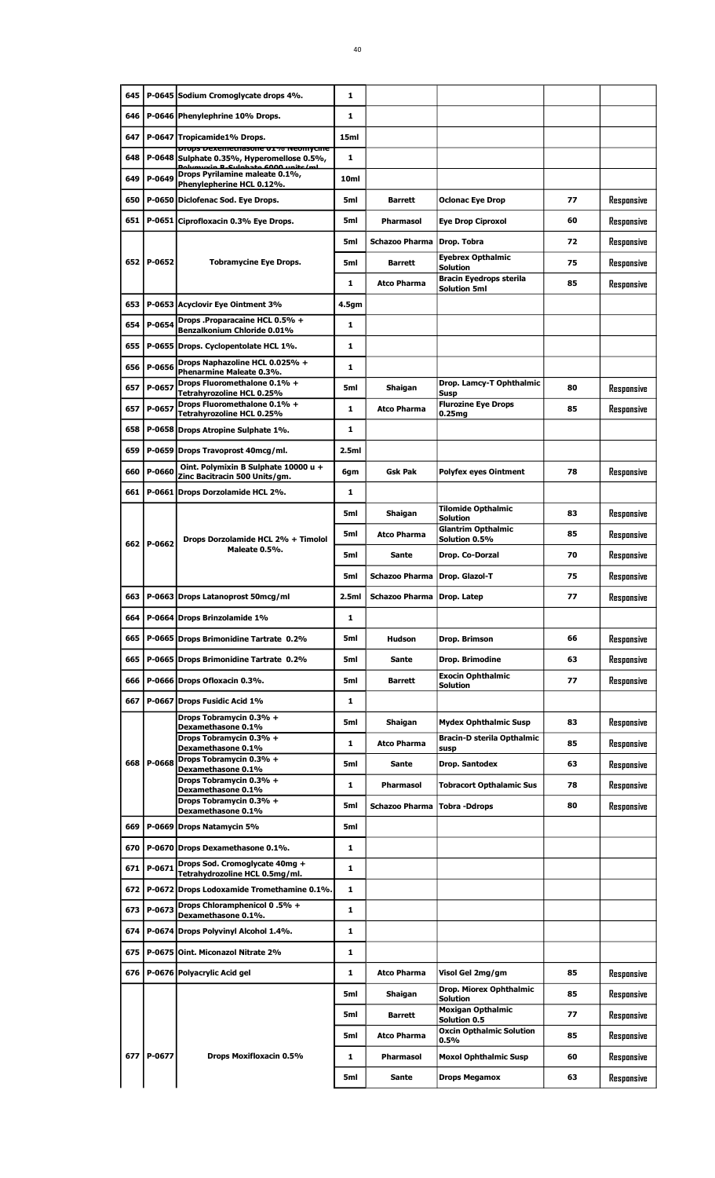| | | | | | | | |
|---|---|---|---|---|---|---|---|
| 645 | P-0645 | Sodium Cromoglycate drops 4%. | 1 | | | | |
| 646 | P-0646 | Phenylephrine 10% Drops. | 1 | | | | |
| 647 | P-0647 | Tropicamide1% Drops. | 15ml | | | | |
| 648 | P-0648 | Drops Dexemethasone 01% Neomycine Sulphate 0.35%, Hyperomellose 0.5%, Polymyxin B Sulphate 6000 units/ml | 1 | | | | |
| 649 | P-0649 | Drops Pyrilamine maleate 0.1%, Phenylepherine HCL 0.12%. | 10ml | | | | |
| 650 | P-0650 | Diclofenac Sod. Eye Drops. | 5ml | Barrett | Oclonac Eye Drop | 77 | Responsive |
| 651 | P-0651 | Ciprofloxacin 0.3% Eye Drops. | 5ml | Pharmasol | Eye Drop Ciproxol | 60 | Responsive |
| 652 | P-0652 | Tobramycine Eye Drops. | 5ml | Schazoo Pharma | Drop. Tobra | 72 | Responsive |
| | | | 5ml | Barrett | Eyebrex Opthalmic Solution | 75 | Responsive |
| | | | 1 | Atco Pharma | Bracin Eyedrops sterila Solution 5ml | 85 | Responsive |
| 653 | P-0653 | Acyclovir Eye Ointment 3% | 4.5gm | | | | |
| 654 | P-0654 | Drops .Proparacaine HCL 0.5% + Benzalkonium Chloride 0.01% | 1 | | | | |
| 655 | P-0655 | Drops. Cyclopentolate HCL 1%. | 1 | | | | |
| 656 | P-0656 | Drops Naphazoline HCL 0.025% + Phenarmine Maleate 0.3%. | 1 | | | | |
| 657 | P-0657 | Drops Fluorometholone 0.1% + Tetrahyrozoline HCL 0.25% | 5ml | Shaigan | Drop. Lamcy-T Ophthalmic Susp | 80 | Responsive |
| 657 | P-0657 | Drops Fluorometholone 0.1% + Tetrahyrozoline HCL 0.25% | 1 | Atco Pharma | Flurozine Eye Drops 0.25mg | 85 | Responsive |
| 658 | P-0658 | Drops Atropine Sulphate 1%. | 1 | | | | |
| 659 | P-0659 | Drops Travoprost 40mcg/ml. | 2.5ml | | | | |
| 660 | P-0660 | Oint. Polymixin B Sulphate 10000 u + Zinc Bacitracin 500 Units/gm. | 6gm | Gsk Pak | Polyfex eyes Ointment | 78 | Responsive |
| 661 | P-0661 | Drops Dorzolamide HCL 2%. | 1 | | | | |
| 662 | P-0662 | Drops Dorzolamide HCL 2% + Timolol Maleate 0.5%. | 5ml | Shaigan | Tilomide Opthalmic Solution | 83 | Responsive |
| | | | 5ml | Atco Pharma | Glantrim Opthalmic Solution 0.5% | 85 | Responsive |
| | | | 5ml | Sante | Drop. Co-Dorzal | 70 | Responsive |
| | | | 5ml | Schazoo Pharma | Drop. Glazol-T | 75 | Responsive |
| 663 | P-0663 | Drops Latanoprost 50mcg/ml | 2.5ml | Schazoo Pharma | Drop. Latep | 77 | Responsive |
| 664 | P-0664 | Drops Brinzolamide 1% | 1 | | | | |
| 665 | P-0665 | Drops Brimonidine Tartrate 0.2% | 5ml | Hudson | Drop. Brimson | 66 | Responsive |
| 665 | P-0665 | Drops Brimonidine Tartrate 0.2% | 5ml | Sante | Drop. Brimodine | 63 | Responsive |
| 666 | P-0666 | Drops Ofloxacin 0.3%. | 5ml | Barrett | Exocin Ophthalmic Solution | 77 | Responsive |
| 667 | P-0667 | Drops Fusidic Acid 1% | 1 | | | | |
| 668 | P-0668 | Drops Tobramycin 0.3% + Dexamethasone 0.1% | 5ml | Shaigan | Mydex Ophthalmic Susp | 83 | Responsive |
| | | Drops Tobramycin 0.3% + Dexamethasone 0.1% | 1 | Atco Pharma | Bracin-D sterila Opthalmic susp | 85 | Responsive |
| | | Drops Tobramycin 0.3% + Dexamethasone 0.1% | 5ml | Sante | Drop. Santodex | 63 | Responsive |
| | | Drops Tobramycin 0.3% + Dexamethasone 0.1% | 1 | Pharmasol | Tobracort Opthalamic Sus | 78 | Responsive |
| | | Drops Tobramycin 0.3% + Dexamethasone 0.1% | 5ml | Schazoo Pharma | Tobra -Ddrops | 80 | Responsive |
| 669 | P-0669 | Drops Natamycin 5% | 5ml | | | | |
| 670 | P-0670 | Drops Dexamethasone 0.1%. | 1 | | | | |
| 671 | P-0671 | Drops Sod. Cromoglycate 40mg + Tetrahydrozoline HCL 0.5mg/ml. | 1 | | | | |
| 672 | P-0672 | Drops Lodoxamide Tromethamine 0.1%. | 1 | | | | |
| 673 | P-0673 | Drops Chloramphenicol 0 .5% + Dexamethasone 0.1%. | 1 | | | | |
| 674 | P-0674 | Drops Polyvinyl Alcohol 1.4%. | 1 | | | | |
| 675 | P-0675 | Oint. Miconazol Nitrate 2% | 1 | | | | |
| 676 | P-0676 | Polyacrylic Acid gel | 1 | Atco Pharma | Visol Gel 2mg/gm | 85 | Responsive |
| 677 | P-0677 | Drops Moxifloxacin 0.5% | 5ml | Shaigan | Drop. Miorex Ophthalmic Solution | 85 | Responsive |
| | | | 5ml | Barrett | Moxigan Opthalmic Solution 0.5 | 77 | Responsive |
| | | | 5ml | Atco Pharma | Oxcin Opthalmic Solution 0.5% | 85 | Responsive |
| | | | 1 | Pharmasol | Moxol Ophthalmic Susp | 60 | Responsive |
| | | | 5ml | Sante | Drops Megamox | 63 | Responsive |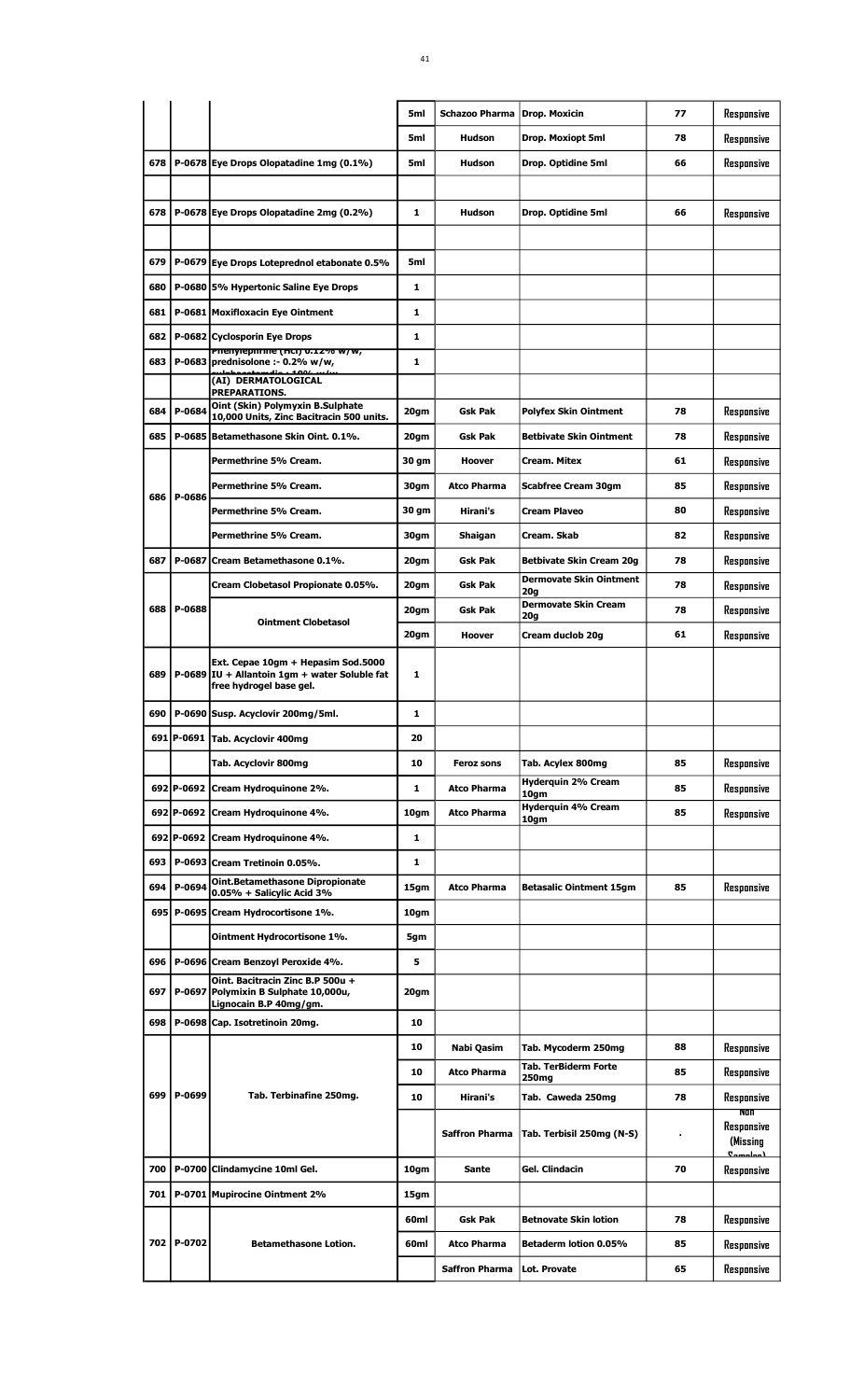| | | | 5ml | Schazoo Pharma | Drop. Moxicin | 77 | Responsive |
|---|---|---|---|---|---|---|---|
| | | | 5ml | Hudson | Drop. Moxiopt 5ml | 78 | Responsive |
| 678 | P-0678 | Eye Drops Olopatadine 1mg (0.1%) | 5ml | Hudson | Drop. Optidine 5ml | 66 | Responsive |
| | | | | | | | |
| 678 | P-0678 | Eye Drops Olopatadine 2mg (0.2%) | 1 | Hudson | Drop. Optidine 5ml | 66 | Responsive |
| | | | | | | | |
| 679 | P-0679 | Eye Drops Loteprednol etabonate 0.5% | 5ml | | | | |
| 680 | P-0680 | 5% Hypertonic Saline Eye Drops | 1 | | | | |
| 681 | P-0681 | Moxifloxacin Eye Ointment | 1 | | | | |
| 682 | P-0682 | Cyclosporin Eye Drops | 1 | | | | |
| 683 | P-0683 | Phenylephrine (HCl) 0.12% w/w, prednisolone :- 0.2% w/w, sulphacetamide : 10% w/w | 1 | | | | |
| | | (AI) DERMATOLOGICAL PREPARATIONS. | | | | | |
| 684 | P-0684 | Oint (Skin) Polymyxin B.Sulphate 10,000 Units, Zinc Bacitracin 500 units. | 20gm | Gsk Pak | Polyfex Skin Ointment | 78 | Responsive |
| 685 | P-0685 | Betamethasone Skin Oint. 0.1%. | 20gm | Gsk Pak | Betbivate Skin Ointment | 78 | Responsive |
| 686 | P-0686 | Permethrine 5% Cream. | 30 gm | Hoover | Cream. Mitex | 61 | Responsive |
| | | Permethrine 5% Cream. | 30gm | Atco Pharma | Scabfree Cream 30gm | 85 | Responsive |
| | | Permethrine 5% Cream. | 30 gm | Hirani's | Cream Plaveo | 80 | Responsive |
| | | Permethrine 5% Cream. | 30gm | Shaigan | Cream. Skab | 82 | Responsive |
| 687 | P-0687 | Cream Betamethasone 0.1%. | 20gm | Gsk Pak | Betbivate Skin Cream 20g | 78 | Responsive |
| 688 | P-0688 | Cream Clobetasol Propionate 0.05%. | 20gm | Gsk Pak | Dermovate Skin Ointment 20g | 78 | Responsive |
| | | Ointment Clobetasol | 20gm | Gsk Pak | Dermovate Skin Cream 20g | 78 | Responsive |
| | | | 20gm | Hoover | Cream duclob 20g | 61 | Responsive |
| 689 | P-0689 | Ext. Cepae 10gm + Hepasim Sod.5000 IU + Allantoin 1gm + water Soluble fat free hydrogel base gel. | 1 | | | | |
| 690 | P-0690 | Susp. Acyclovir 200mg/5ml. | 1 | | | | |
| 691 | P-0691 | Tab. Acyclovir 400mg | 20 | | | | |
| | | Tab. Acyclovir 800mg | 10 | Feroz sons | Tab. Acylex 800mg | 85 | Responsive |
| 692 | P-0692 | Cream Hydroquinone 2%. | 1 | Atco Pharma | Hyderquin 2% Cream 10gm | 85 | Responsive |
| 692 | P-0692 | Cream Hydroquinone 4%. | 10gm | Atco Pharma | Hyderquin 4% Cream 10gm | 85 | Responsive |
| 692 | P-0692 | Cream Hydroquinone 4%. | 1 | | | | |
| 693 | P-0693 | Cream Tretinoin 0.05%. | 1 | | | | |
| 694 | P-0694 | Oint.Betamethasone Dipropionate 0.05% + Salicylic Acid 3% | 15gm | Atco Pharma | Betasalic Ointment 15gm | 85 | Responsive |
| 695 | P-0695 | Cream Hydrocortisone 1%. | 10gm | | | | |
| | | Ointment Hydrocortisone 1%. | 5gm | | | | |
| 696 | P-0696 | Cream Benzoyl Peroxide 4%. | 5 | | | | |
| 697 | P-0697 | Oint. Bacitracin Zinc B.P 500u + Polymixin B Sulphate 10,000u, Lignocain B.P 40mg/gm. | 20gm | | | | |
| 698 | P-0698 | Cap. Isotretinoin 20mg. | 10 | | | | |
| 699 | P-0699 | Tab. Terbinafine 250mg. | 10 | Nabi Qasim | Tab. Mycoderm 250mg | 88 | Responsive |
| | | | 10 | Atco Pharma | Tab. TerBiderm Forte 250mg | 85 | Responsive |
| | | | 10 | Hirani's | Tab. Caweda 250mg | 78 | Responsive |
| | | | | Saffron Pharma | Tab. Terbisil 250mg (N-S) | - | Non Responsive (Missing Samples) |
| 700 | P-0700 | Clindamycine 10ml Gel. | 10gm | Sante | Gel. Clindacin | 70 | Responsive |
| 701 | P-0701 | Mupirocine Ointment 2% | 15gm | | | | |
| 702 | P-0702 | Betamethasone Lotion. | 60ml | Gsk Pak | Betnovate Skin lotion | 78 | Responsive |
| | | | 60ml | Atco Pharma | Betaderm lotion 0.05% | 85 | Responsive |
| | | | | Saffron Pharma | Lot. Provate | 65 | Responsive |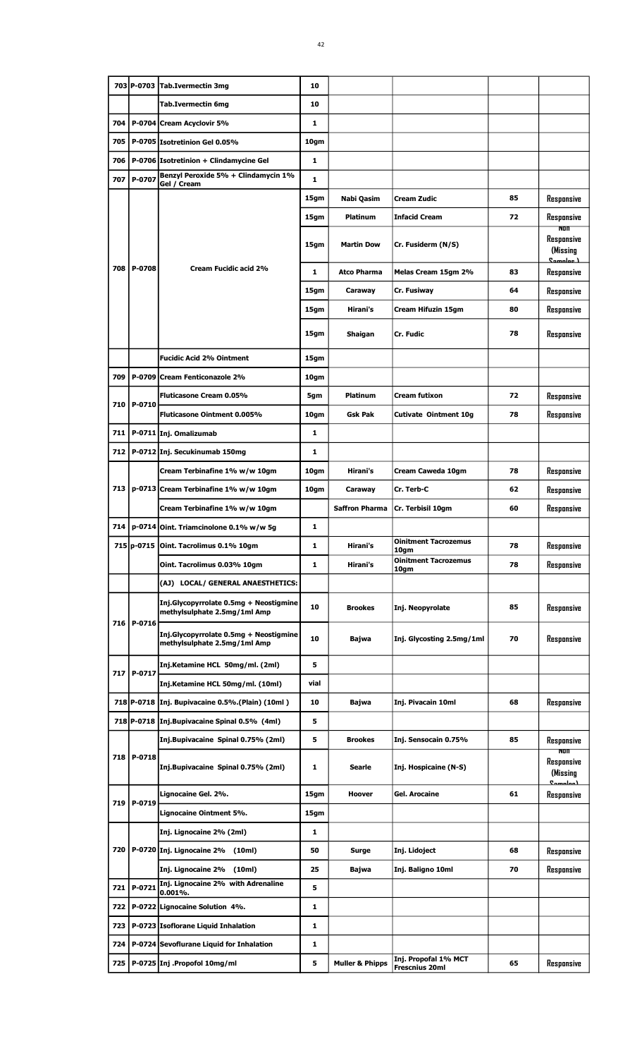| | | | | | | | |
|---|---|---|---|---|---|---|---|
| 703 | P-0703 | Tab.Ivermectin 3mg | 10 | | | | |
| | | Tab.Ivermectin 6mg | 10 | | | | |
| 704 | P-0704 | Cream Acyclovir 5% | 1 | | | | |
| 705 | P-0705 | Isotretinion Gel 0.05% | 10gm | | | | |
| 706 | P-0706 | Isotretinion + Clindamycine Gel | 1 | | | | |
| 707 | P-0707 | Benzyl Peroxide 5% + Clindamycin 1% Gel / Cream | 1 | | | | |
| 708 | P-0708 | Cream Fucidic acid 2% | 15gm | Nabi Qasim | Cream Zudic | 85 | Responsive |
| | | | 15gm | Platinum | Infacid Cream | 72 | Responsive |
| | | | 15gm | Martin Dow | Cr. Fusiderm (N/S) | | Non Responsive (Missing Samples) |
| | | | 1 | Atco Pharma | Melas Cream 15gm 2% | 83 | Responsive |
| | | | 15gm | Caraway | Cr. Fusiway | 64 | Responsive |
| | | | 15gm | Hirani's | Cream Hifuzin 15gm | 80 | Responsive |
| | | | 15gm | Shaigan | Cr. Fudic | 78 | Responsive |
| | | Fucidic Acid 2% Ointment | 15gm | | | | |
| 709 | P-0709 | Cream Fenticonazole 2% | 10gm | | | | |
| 710 | P-0710 | Fluticasone Cream 0.05% | 5gm | Platinum | Cream futixon | 72 | Responsive |
| | | Fluticasone Ointment 0.005% | 10gm | Gsk Pak | Cutivate Ointment 10g | 78 | Responsive |
| 711 | P-0711 | Inj. Omalizumab | 1 | | | | |
| 712 | P-0712 | Inj. Secukinumab 150mg | 1 | | | | |
| 713 | p-0713 | Cream Terbinafine 1% w/w 10gm | 10gm | Hirani's | Cream Caweda 10gm | 78 | Responsive |
| | | Cream Terbinafine 1% w/w 10gm | 10gm | Caraway | Cr. Terb-C | 62 | Responsive |
| | | Cream Terbinafine 1% w/w 10gm | | Saffron Pharma | Cr. Terbisil 10gm | 60 | Responsive |
| 714 | p-0714 | Oint. Triamcinolone 0.1% w/w 5g | 1 | | | | |
| 715 | p-0715 | Oint. Tacrolimus 0.1% 10gm | 1 | Hirani's | Oinitment Tacrozemus 10gm | 78 | Responsive |
| | | Oint. Tacrolimus 0.03% 10gm | 1 | Hirani's | Oinitment Tacrozemus 10gm | 78 | Responsive |
| | | (AJ) LOCAL/ GENERAL ANAESTHETICS: | | | | | |
| 716 | P-0716 | Inj.Glycopyrrolate 0.5mg + Neostigmine methylsulphate 2.5mg/1ml Amp | 10 | Brookes | Inj. Neopyrolate | 85 | Responsive |
| | | Inj.Glycopyrrolate 0.5mg + Neostigmine methylsulphate 2.5mg/1ml Amp | 10 | Bajwa | Inj. Glycosting 2.5mg/1ml | 70 | Responsive |
| 717 | P-0717 | Inj.Ketamine HCL 50mg/ml. (2ml) | 5 | | | | |
| | | Inj.Ketamine HCL 50mg/ml. (10ml) | vial | | | | |
| 718 | P-0718 | Inj. Bupivacaine 0.5%.(Plain) (10ml ) | 10 | Bajwa | Inj. Pivacain 10ml | 68 | Responsive |
| 718 | P-0718 | Inj.Bupivacaine Spinal 0.5% (4ml) | 5 | | | | |
| 718 | P-0718 | Inj.Bupivacaine Spinal 0.75% (2ml) | 5 | Brookes | Inj. Sensocain 0.75% | 85 | Responsive |
| | | Inj.Bupivacaine Spinal 0.75% (2ml) | 1 | Searle | Inj. Hospicaine (N-S) | | Non Responsive (Missing Samples) |
| 719 | P-0719 | Lignocaine Gel. 2%. | 15gm | Hoover | Gel. Arocaine | 61 | Responsive |
| | | Lignocaine Ointment 5%. | 15gm | | | | |
| 720 | P-0720 | Inj. Lignocaine 2% (2ml) | 1 | | | | |
| | | Inj. Lignocaine 2% (10ml) | 50 | Surge | Inj. Lidoject | 68 | Responsive |
| | | Inj. Lignocaine 2% (10ml) | 25 | Bajwa | Inj. Baligno 10ml | 70 | Responsive |
| 721 | P-0721 | Inj. Lignocaine 2% with Adrenaline 0.001%. | 5 | | | | |
| 722 | P-0722 | Lignocaine Solution 4%. | 1 | | | | |
| 723 | P-0723 | Isoflorane Liquid Inhalation | 1 | | | | |
| 724 | P-0724 | Sevoflurane Liquid for Inhalation | 1 | | | | |
| 725 | P-0725 | Inj .Propofol 10mg/ml | 5 | Muller & Phipps | Inj. Propofal 1% MCT Frescnius 20ml | 65 | Responsive |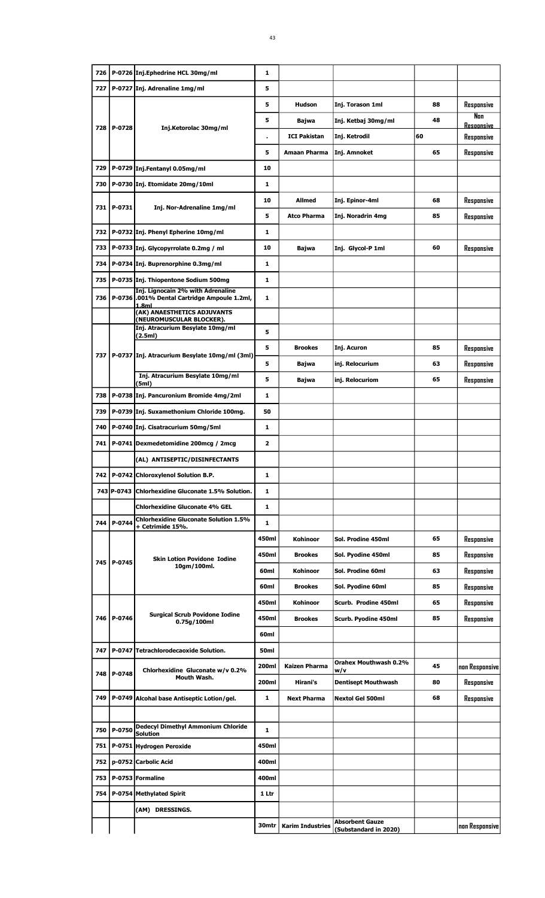| | | | | | | | |
|---|---|---|---|---|---|---|---|
| 726 | P-0726 | Inj.Ephedrine HCL 30mg/ml | 1 | | | | |
| 727 | P-0727 | Inj. Adrenaline 1mg/ml | 5 | | | | |
| 728 | P-0728 | Inj.Ketorolac 30mg/ml | 5 | Hudson | Inj. Torason 1ml | 88 | Responsive |
| | | | 5 | Bajwa | Inj. Ketbaj 30mg/ml | 48 | Non Responsive |
| | | | . | ICI Pakistan | Inj. Ketrodil | 60 | Responsive |
| | | | 5 | Amaan Pharma | Inj. Amnoket | 65 | Responsive |
| 729 | P-0729 | Inj.Fentanyl 0.05mg/ml | 10 | | | | |
| 730 | P-0730 | Inj. Etomidate 20mg/10ml | 1 | | | | |
| 731 | P-0731 | Inj. Nor-Adrenaline 1mg/ml | 10 | Allmed | Inj. Epinor-4ml | 68 | Responsive |
| | | | 5 | Atco Pharma | Inj. Noradrin 4mg | 85 | Responsive |
| 732 | P-0732 | Inj. Phenyl Epherine 10mg/ml | 1 | | | | |
| 733 | P-0733 | Inj. Glycopyrrolate 0.2mg / ml | 10 | Bajwa | Inj. Glycol-P 1ml | 60 | Responsive |
| 734 | P-0734 | Inj. Buprenorphine 0.3mg/ml | 1 | | | | |
| 735 | P-0735 | Inj. Thiopentone Sodium 500mg | 1 | | | | |
| 736 | P-0736 | Inj. Lignocain 2% with Adrenaline .001% Dental Cartridge Ampoule 1.2ml, 1.8ml | 1 | | | | |
| | | (AK) ANAESTHETICS ADJUVANTS (NEUROMUSCULAR BLOCKER). | | | | | |
| 737 | P-0737 | Inj. Atracurium Besylate 10mg/ml (2.5ml) | 5 | | | | |
| | | Inj. Atracurium Besylate 10mg/ml (3ml) | 5 | Brookes | Inj. Acuron | 85 | Responsive |
| | | | 5 | Bajwa | inj. Relocurium | 63 | Responsive |
| | | Inj. Atracurium Besylate 10mg/ml (5ml) | 5 | Bajwa | inj. Relocuriom | 65 | Responsive |
| 738 | P-0738 | Inj. Pancuronium Bromide 4mg/2ml | 1 | | | | |
| 739 | P-0739 | Inj. Suxamethonium Chloride 100mg. | 50 | | | | |
| 740 | P-0740 | Inj. Cisatracurium 50mg/5ml | 1 | | | | |
| 741 | P-0741 | Dexmedetomidine 200mcg / 2mcg | 2 | | | | |
| | | (AL) ANTISEPTIC/DISINFECTANTS | | | | | |
| 742 | P-0742 | Chloroxylenol Solution B.P. | 1 | | | | |
| 743 | P-0743 | Chlorhexidine Gluconate 1.5% Solution. | 1 | | | | |
| | | Chlorhexidine Gluconate 4% GEL | 1 | | | | |
| 744 | P-0744 | Chlorhexidine Gluconate Solution 1.5% + Cetrimide 15%. | 1 | | | | |
| 745 | P-0745 | Skin Lotion Povidone Iodine 10gm/100ml. | 450ml | Kohinoor | Sol. Prodine 450ml | 65 | Responsive |
| | | | 450ml | Brookes | Sol. Pyodine 450ml | 85 | Responsive |
| | | | 60ml | Kohinoor | Sol. Prodine 60ml | 63 | Responsive |
| | | | 60ml | Brookes | Sol. Pyodine 60ml | 85 | Responsive |
| 746 | P-0746 | Surgical Scrub Povidone Iodine 0.75g/100ml | 450ml | Kohinoor | Scurb. Prodine 450ml | 65 | Responsive |
| | | | 450ml | Brookes | Scurb. Pyodine 450ml | 85 | Responsive |
| | | | 60ml | | | | |
| 747 | P-0747 | Tetrachlorodecaoxide Solution. | 50ml | | | | |
| 748 | P-0748 | Chlorhexidine Gluconate w/v 0.2% Mouth Wash. | 200ml | Kaizen Pharma | Orahex Mouthwash 0.2% w/v | 45 | non Responsive |
| | | | 200ml | Hirani's | Dentisept Mouthwash | 80 | Responsive |
| 749 | P-0749 | Alcohal base Antiseptic Lotion/gel. | 1 | Next Pharma | Nextol Gel 500ml | 68 | Responsive |
| | | | | | | | |
| 750 | P-0750 | Dedecyl Dimethyl Ammonium Chloride Solution | 1 | | | | |
| 751 | P-0751 | Hydrogen Peroxide | 450ml | | | | |
| 752 | p-0752 | Carbolic Acid | 400ml | | | | |
| 753 | P-0753 | Formaline | 400ml | | | | |
| 754 | P-0754 | Methylated Spirit | 1 Ltr | | | | |
| | | (AM) DRESSINGS. | | | | | |
| | | | 30mtr | Karim Industries | Absorbent Gauze (Substandard in 2020) | | non Responsive |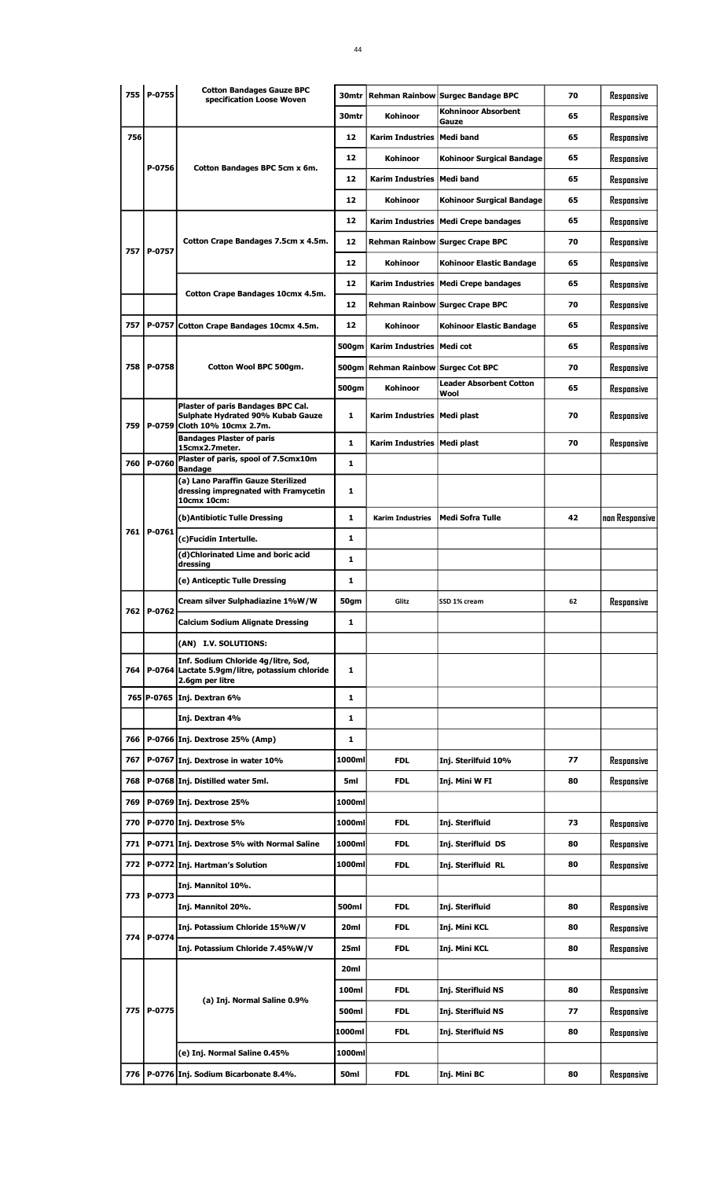| | | | | | | | |
|---|---|---|---|---|---|---|---|
| 755 | P-0755 | Cotton Bandages Gauze BPC specification Loose Woven | 30mtr | Rehman Rainbow | Surgec Bandage BPC | 70 | Responsive |
| | | | 30mtr | Kohinoor | Kohninoor Absorbent Gauze | 65 | Responsive |
| 756 | P-0756 | Cotton Bandages BPC 5cm x 6m. | 12 | Karim Industries | Medi band | 65 | Responsive |
| | | | 12 | Kohinoor | Kohinoor Surgical Bandage | 65 | Responsive |
| | | | 12 | Karim Industries | Medi band | 65 | Responsive |
| | | | 12 | Kohinoor | Kohinoor Surgical Bandage | 65 | Responsive |
| 757 | P-0757 | Cotton Crape Bandages 7.5cm x 4.5m. | 12 | Karim Industries | Medi Crepe bandages | 65 | Responsive |
| | | | 12 | Rehman Rainbow | Surgec Crape BPC | 70 | Responsive |
| | | | 12 | Kohinoor | Kohinoor Elastic Bandage | 65 | Responsive |
| | | Cotton Crape Bandages 10cmx 4.5m. | 12 | Karim Industries | Medi Crepe bandages | 65 | Responsive |
| | | | 12 | Rehman Rainbow | Surgec Crape BPC | 70 | Responsive |
| 757 | P-0757 | Cotton Crape Bandages 10cmx 4.5m. | 12 | Kohinoor | Kohinoor Elastic Bandage | 65 | Responsive |
| 758 | P-0758 | Cotton Wool BPC 500gm. | 500gm | Karim Industries | Medi cot | 65 | Responsive |
| | | | 500gm | Rehman Rainbow | Surgec Cot BPC | 70 | Responsive |
| | | | 500gm | Kohinoor | Leader Absorbent Cotton Wool | 65 | Responsive |
| 759 | P-0759 | Plaster of paris Bandages BPC Cal. Sulphate Hydrated 90% Kubab Gauze Cloth 10% 10cmx 2.7m. | 1 | Karim Industries | Medi plast | 70 | Responsive |
| | | Bandages Plaster of paris 15cmx2.7meter. | 1 | Karim Industries | Medi plast | 70 | Responsive |
| 760 | P-0760 | Plaster of paris, spool of 7.5cmx10m Bandage | 1 | | | | |
| 761 | P-0761 | (a) Lano Paraffin Gauze Sterilized dressing impregnated with Framycetin 10cmx 10cm: | 1 | | | | |
| | | (b)Antibiotic Tulle Dressing | 1 | Karim Industries | Medi Sofra Tulle | 42 | non Responsive |
| | | (c)Fucidin Intertulle. | 1 | | | | |
| | | (d)Chlorinated Lime and boric acid dressing | 1 | | | | |
| | | (e) Anticeptic Tulle Dressing | 1 | | | | |
| 762 | P-0762 | Cream silver Sulphadiazine 1%W/W | 50gm | Glitz | SSD 1% cream | 62 | Responsive |
| | | Calcium Sodium Alignate Dressing | 1 | | | | |
| | | (AN) I.V. SOLUTIONS: | | | | | |
| 764 | P-0764 | Inf. Sodium Chloride 4g/litre, Sod, Lactate 5.9gm/litre, potassium chloride 2.6gm per litre | 1 | | | | |
| 765 | P-0765 | Inj. Dextran 6% | 1 | | | | |
| | | Inj. Dextran 4% | 1 | | | | |
| 766 | P-0766 | Inj. Dextrose 25% (Amp) | 1 | | | | |
| 767 | P-0767 | Inj. Dextrose in water 10% | 1000ml | FDL | Inj. Sterilfuid 10% | 77 | Responsive |
| 768 | P-0768 | Inj. Distilled water 5ml. | 5ml | FDL | Inj. Mini W FI | 80 | Responsive |
| 769 | P-0769 | Inj. Dextrose 25% | 1000ml | | | | |
| 770 | P-0770 | Inj. Dextrose 5% | 1000ml | FDL | Inj. Sterifluid | 73 | Responsive |
| 771 | P-0771 | Inj. Dextrose 5% with Normal Saline | 1000ml | FDL | Inj. Sterifluid DS | 80 | Responsive |
| 772 | P-0772 | Inj. Hartman's Solution | 1000ml | FDL | Inj. Sterifluid RL | 80 | Responsive |
| 773 | P-0773 | Inj. Mannitol 10%. | | | | | |
| | | Inj. Mannitol 20%. | 500ml | FDL | Inj. Sterifluid | 80 | Responsive |
| 774 | P-0774 | Inj. Potassium Chloride 15%W/V | 20ml | FDL | Inj. Mini KCL | 80 | Responsive |
| | | Inj. Potassium Chloride 7.45%W/V | 25ml | FDL | Inj. Mini KCL | 80 | Responsive |
| 775 | P-0775 | (a) Inj. Normal Saline 0.9% | 20ml | | | | |
| | | | 100ml | FDL | Inj. Sterifluid NS | 80 | Responsive |
| | | | 500ml | FDL | Inj. Sterifluid NS | 77 | Responsive |
| | | | 1000ml | FDL | Inj. Sterifluid NS | 80 | Responsive |
| | | (e) Inj. Normal Saline 0.45% | 1000ml | | | | |
| 776 | P-0776 | Inj. Sodium Bicarbonate 8.4%. | 50ml | FDL | Inj. Mini BC | 80 | Responsive |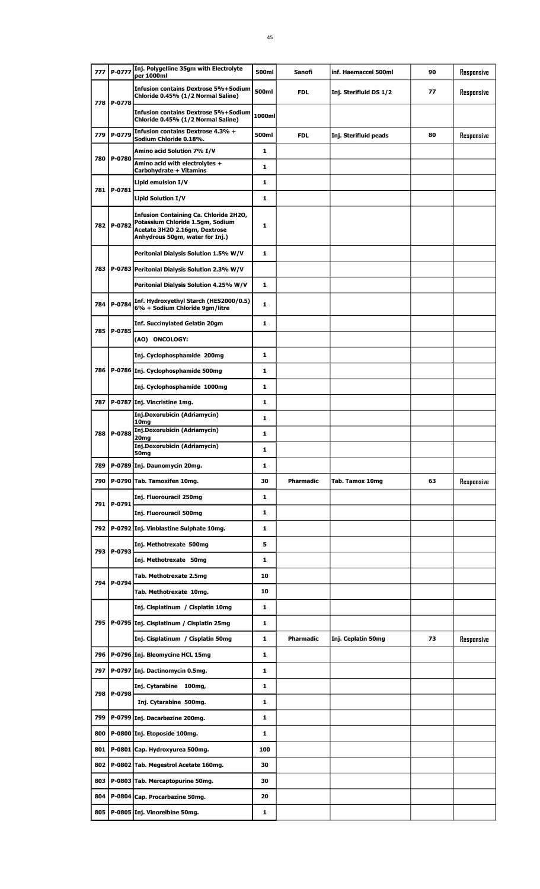| | | | | | | | |
|---|---|---|---|---|---|---|---|
| 777 | P-0777 | Inj. Polygelline 35gm with Electrolyte per 1000ml | 500ml | Sanofi | inf. Haemaccel 500ml | 90 | Responsive |
| 778 | P-0778 | Infusion contains Dextrose 5%+Sodium Chloride 0.45% (1/2 Normal Saline) | 500ml | FDL | Inj. Sterifluid DS 1/2 | 77 | Responsive |
| | | Infusion contains Dextrose 5%+Sodium Chloride 0.45% (1/2 Normal Saline) | 1000ml | | | | |
| 779 | P-0779 | Infusion contains Dextrose 4.3% + Sodium Chloride 0.18%. | 500ml | FDL | Inj. Sterifluid peads | 80 | Responsive |
| 780 | P-0780 | Amino acid Solution 7% I/V | 1 | | | | |
| | | Amino acid with electrolytes + Carbohydrate + Vitamins | 1 | | | | |
| 781 | P-0781 | Lipid emulsion I/V | 1 | | | | |
| | | Lipid Solution I/V | 1 | | | | |
| 782 | P-0782 | Infusion Containing Ca. Chloride 2H2O, Potassium Chloride 1.5gm, Sodium Acetate 3H2O 2.16gm, Dextrose Anhydrous 50gm, water for Inj.) | 1 | | | | |
| 783 | P-0783 | Peritonial Dialysis Solution 1.5% W/V | 1 | | | | |
| | | Peritonial Dialysis Solution 2.3% W/V | | | | | |
| | | Peritonial Dialysis Solution 4.25% W/V | 1 | | | | |
| 784 | P-0784 | Inf. Hydroxyethyl Starch (HES2000/0.5) 6% + Sodium Chloride 9gm/litre | 1 | | | | |
| 785 | P-0785 | Inf. Succinylated Gelatin 20gm | 1 | | | | |
| | | (AO) ONCOLOGY: | | | | | |
| 786 | P-0786 | Inj. Cyclophosphamide 200mg | 1 | | | | |
| | | Inj. Cyclophosphamide 500mg | 1 | | | | |
| | | Inj. Cyclophosphamide 1000mg | 1 | | | | |
| 787 | P-0787 | Inj. Vincristine 1mg. | 1 | | | | |
| 788 | P-0788 | Inj.Doxorubicin (Adriamycin) 10mg | 1 | | | | |
| | | Inj.Doxorubicin (Adriamycin) 20mg | 1 | | | | |
| | | Inj.Doxorubicin (Adriamycin) 50mg | 1 | | | | |
| 789 | P-0789 | Inj. Daunomycin 20mg. | 1 | | | | |
| 790 | P-0790 | Tab. Tamoxifen 10mg. | 30 | Pharmadic | Tab. Tamox 10mg | 63 | Responsive |
| 791 | P-0791 | Inj. Fluorouracil 250mg | 1 | | | | |
| | | Inj. Fluorouracil 500mg | 1 | | | | |
| 792 | P-0792 | Inj. Vinblastine Sulphate 10mg. | 1 | | | | |
| 793 | P-0793 | Inj. Methotrexate 500mg | 5 | | | | |
| | | Inj. Methotrexate 50mg | 1 | | | | |
| 794 | P-0794 | Tab. Methotrexate 2.5mg | 10 | | | | |
| | | Tab. Methotrexate 10mg. | 10 | | | | |
| 795 | P-0795 | Inj. Cisplatinum / Cisplatin 10mg | 1 | | | | |
| | | Inj. Cisplatinum / Cisplatin 25mg | 1 | | | | |
| | | Inj. Cisplatinum / Cisplatin 50mg | 1 | Pharmadic | Inj. Ceplatin 50mg | 73 | Responsive |
| 796 | P-0796 | Inj. Bleomycine HCL 15mg | 1 | | | | |
| 797 | P-0797 | Inj. Dactinomycin 0.5mg. | 1 | | | | |
| 798 | P-0798 | Inj. Cytarabine 100mg, | 1 | | | | |
| | | Inj. Cytarabine 500mg. | 1 | | | | |
| 799 | P-0799 | Inj. Dacarbazine 200mg. | 1 | | | | |
| 800 | P-0800 | Inj. Etoposide 100mg. | 1 | | | | |
| 801 | P-0801 | Cap. Hydroxyurea 500mg. | 100 | | | | |
| 802 | P-0802 | Tab. Megestrol Acetate 160mg. | 30 | | | | |
| 803 | P-0803 | Tab. Mercaptopurine 50mg. | 30 | | | | |
| 804 | P-0804 | Cap. Procarbazine 50mg. | 20 | | | | |
| 805 | P-0805 | Inj. Vinorelbine 50mg. | 1 | | | | |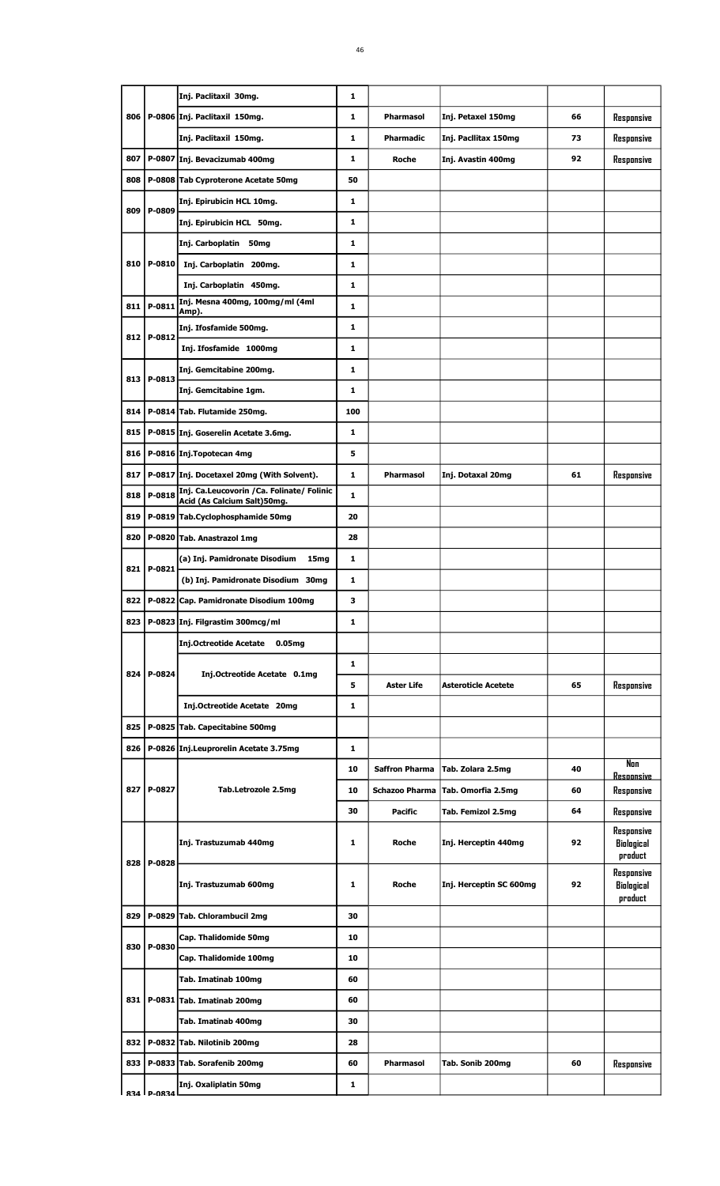| | | Inj. Paclitaxil 30mg. | 1 | | | | |
|---|---|---|---|---|---|---|---|
| 806 | P-0806 | Inj. Paclitaxil 150mg. | 1 | Pharmasol | Inj. Petaxel 150mg | 66 | Responsive |
| | | Inj. Paclitaxil 150mg. | 1 | Pharmadic | Inj. Pacllitax 150mg | 73 | Responsive |
| 807 | P-0807 | Inj. Bevacizumab 400mg | 1 | Roche | Inj. Avastin 400mg | 92 | Responsive |
| 808 | P-0808 | Tab Cyproterone Acetate 50mg | 50 | | | | |
| 809 | P-0809 | Inj. Epirubicin HCL 10mg. | 1 | | | | |
| | | Inj. Epirubicin HCL 50mg. | 1 | | | | |
| | | Inj. Carboplatin 50mg | 1 | | | | |
| 810 | P-0810 | Inj. Carboplatin 200mg. | 1 | | | | |
| | | Inj. Carboplatin 450mg. | 1 | | | | |
| 811 | P-0811 | Inj. Mesna 400mg, 100mg/ml (4ml Amp). | 1 | | | | |
| 812 | P-0812 | Inj. Ifosfamide 500mg. | 1 | | | | |
| | | Inj. Ifosfamide 1000mg | 1 | | | | |
| 813 | P-0813 | Inj. Gemcitabine 200mg. | 1 | | | | |
| | | Inj. Gemcitabine 1gm. | 1 | | | | |
| 814 | P-0814 | Tab. Flutamide 250mg. | 100 | | | | |
| 815 | P-0815 | Inj. Goserelin Acetate 3.6mg. | 1 | | | | |
| 816 | P-0816 | Inj.Topotecan 4mg | 5 | | | | |
| 817 | P-0817 | Inj. Docetaxel 20mg (With Solvent). | 1 | Pharmasol | Inj. Dotaxal 20mg | 61 | Responsive |
| 818 | P-0818 | Inj. Ca.Leucovorin /Ca. Folinate/ Folinic Acid (As Calcium Salt)50mg. | 1 | | | | |
| 819 | P-0819 | Tab.Cyclophosphamide 50mg | 20 | | | | |
| 820 | P-0820 | Tab. Anastrazol 1mg | 28 | | | | |
| 821 | P-0821 | (a) Inj. Pamidronate Disodium 15mg | 1 | | | | |
| | | (b) Inj. Pamidronate Disodium 30mg | 1 | | | | |
| 822 | P-0822 | Cap. Pamidronate Disodium 100mg | 3 | | | | |
| 823 | P-0823 | Inj. Filgrastim 300mcg/ml | 1 | | | | |
| | | Inj.Octreotide Acetate 0.05mg | | | | | |
| 824 | P-0824 | Inj.Octreotide Acetate 0.1mg | 1 | | | | |
| | | | 5 | Aster Life | Asteroticle Acetete | 65 | Responsive |
| | | Inj.Octreotide Acetate 20mg | 1 | | | | |
| 825 | P-0825 | Tab. Capecitabine 500mg | | | | | |
| 826 | P-0826 | Inj.Leuprorelin Acetate 3.75mg | 1 | | | | |
| | | | 10 | Saffron Pharma | Tab. Zolara 2.5mg | 40 | Non Responsive |
| 827 | P-0827 | Tab.Letrozole 2.5mg | 10 | Schazoo Pharma | Tab. Omorfia 2.5mg | 60 | Responsive |
| | | | 30 | Pacific | Tab. Femizol 2.5mg | 64 | Responsive |
| 828 | P-0828 | Inj. Trastuzumab 440mg | 1 | Roche | Inj. Herceptin 440mg | 92 | Responsive Biological product |
| | | Inj. Trastuzumab 600mg | 1 | Roche | Inj. Herceptin SC 600mg | 92 | Responsive Biological product |
| 829 | P-0829 | Tab. Chlorambucil 2mg | 30 | | | | |
| 830 | P-0830 | Cap. Thalidomide 50mg | 10 | | | | |
| | | Cap. Thalidomide 100mg | 10 | | | | |
| | | Tab. Imatinab 100mg | 60 | | | | |
| 831 | P-0831 | Tab. Imatinab 200mg | 60 | | | | |
| | | Tab. Imatinab 400mg | 30 | | | | |
| 832 | P-0832 | Tab. Nilotinib 200mg | 28 | | | | |
| 833 | P-0833 | Tab. Sorafenib 200mg | 60 | Pharmasol | Tab. Sonib 200mg | 60 | Responsive |
| 834 | P-0834 | Inj. Oxaliplatin 50mg | 1 | | | | |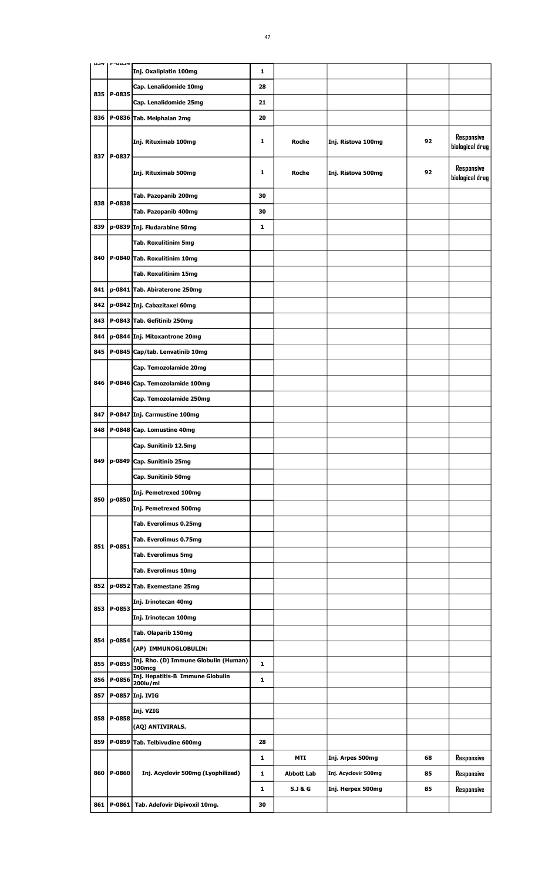| | | | | | | | |
|---|---|---|---|---|---|---|---|
| 834 | P-0834 | Inj. Oxaliplatin 100mg | 1 | | | | |
| 835 | P-0835 | Cap. Lenalidomide 10mg | 28 | | | | |
| | | Cap. Lenalidomide 25mg | 21 | | | | |
| 836 | P-0836 | Tab. Melphalan 2mg | 20 | | | | |
| 837 | P-0837 | Inj. Rituximab 100mg | 1 | Roche | Inj. Ristova 100mg | 92 | Responsive biological drug |
| | | Inj. Rituximab 500mg | 1 | Roche | Inj. Ristova 500mg | 92 | Responsive biological drug |
| 838 | P-0838 | Tab. Pazopanib 200mg | 30 | | | | |
| | | Tab. Pazopanib 400mg | 30 | | | | |
| 839 | p-0839 | Inj. Fludarabine 50mg | 1 | | | | |
| 840 | P-0840 | Tab. Roxulitinim 5mg | | | | | |
| | | Tab. Roxulitinim 10mg | | | | | |
| | | Tab. Roxulitinim 15mg | | | | | |
| 841 | p-0841 | Tab. Abiraterone 250mg | | | | | |
| 842 | p-0842 | Inj. Cabazitaxel 60mg | | | | | |
| 843 | P-0843 | Tab. Gefitinib 250mg | | | | | |
| 844 | p-0844 | Inj. Mitoxantrone 20mg | | | | | |
| 845 | P-0845 | Cap/tab. Lenvatinib 10mg | | | | | |
| 846 | P-0846 | Cap. Temozolamide 20mg | | | | | |
| | | Cap. Temozolamide 100mg | | | | | |
| | | Cap. Temozolamide 250mg | | | | | |
| 847 | P-0847 | Inj. Carmustine 100mg | | | | | |
| 848 | P-0848 | Cap. Lomustine 40mg | | | | | |
| 849 | p-0849 | Cap. Sunitinib 12.5mg | | | | | |
| | | Cap. Sunitinib 25mg | | | | | |
| | | Cap. Sunitinib 50mg | | | | | |
| 850 | p-0850 | Inj. Pemetrexed 100mg | | | | | |
| | | Inj. Pemetrexed 500mg | | | | | |
| 851 | P-0851 | Tab. Everolimus 0.25mg | | | | | |
| | | Tab. Everolimus 0.75mg | | | | | |
| | | Tab. Everolimus 5mg | | | | | |
| | | Tab. Everolimus 10mg | | | | | |
| 852 | p-0852 | Tab. Exemestane 25mg | | | | | |
| 853 | P-0853 | Inj. Irinotecan 40mg | | | | | |
| | | Inj. Irinotecan 100mg | | | | | |
| 854 | p-0854 | Tab. Olaparib 150mg | | | | | |
| | | (AP) IMMUNOGLOBULIN: | | | | | |
| 855 | P-0855 | Inj. Rho. (D) Immune Globulin (Human) 300mcg | 1 | | | | |
| 856 | P-0856 | Inj. Hepatitis-B Immune Globulin 200iu/ml | 1 | | | | |
| 857 | P-0857 | Inj. IVIG | | | | | |
| 858 | P-0858 | Inj. VZIG | | | | | |
| | | (AQ) ANTIVIRALS. | | | | | |
| 859 | P-0859 | Tab. Telbivudine 600mg | 28 | | | | |
| 860 | P-0860 | Inj. Acyclovir 500mg (Lyophilized) | 1 | MTI | Inj. Arpes 500mg | 68 | Responsive |
| | | | 1 | Abbott Lab | Inj. Acyclovir 500mg | 85 | Responsive |
| | | | 1 | S.J & G | Inj. Herpex 500mg | 85 | Responsive |
| 861 | P-0861 | Tab. Adefovir Dipivoxil 10mg. | 30 | | | | |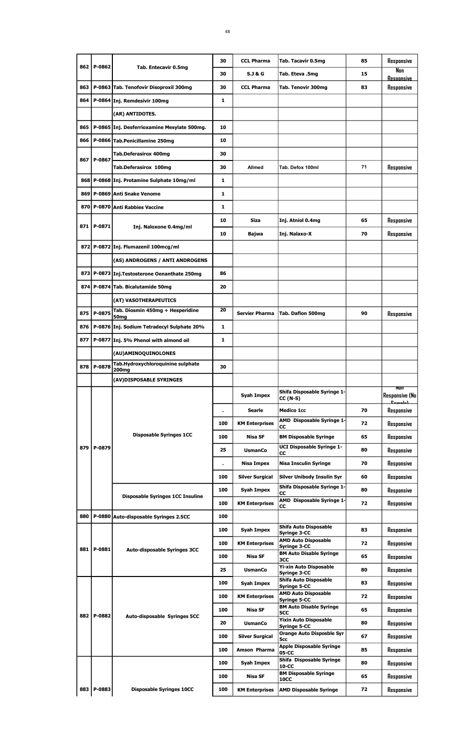| | | | | | | | |
|---|---|---|---|---|---|---|---|
| 862 | P-0862 | Tab. Entecavir 0.5mg | 30 | CCL Pharma | Tab. Tacavir 0.5mg | 85 | Responsive |
| | | | 30 | S.J & G | Tab. Eteva .5mg | 15 | Non Responsive |
| 863 | P-0863 | Tab. Tenofovir Disoproxil 300mg | 30 | CCL Pharma | Tab. Tenovir 300mg | 83 | Responsive |
| 864 | P-0864 | Inj. Remdesivir 100mg | 1 | | | | |
| | | (AR) ANTIDOTES. | | | | | |
| 865 | P-0865 | Inj. Desferrioxamine Mesylate 500mg. | 10 | | | | |
| 866 | P-0866 | Tab.Penicillamine 250mg | 10 | | | | |
| 867 | P-0867 | Tab.Deferasirox 400mg | 30 | | | | |
| | | Tab.Deferasirox 100mg | 30 | Allmed | Tab. Defox 100ml | 71 | Responsive |
| 868 | P-0868 | Inj. Protamine Sulphate 10mg/ml | 1 | | | | |
| 869 | P-0869 | Anti Snake Venome | 1 | | | | |
| 870 | P-0870 | Anti Rabbies Vaccine | 1 | | | | |
| 871 | P-0871 | Inj. Naloxone 0.4mg/ml | 10 | Siza | Inj. Atniol 0.4mg | 65 | Responsive |
| | | | 10 | Bajwa | Inj. Nalaxo-X | 70 | Responsive |
| 872 | P-0872 | Inj. Flumazenil 100mcg/ml | | | | | |
| | | (AS) ANDROGENS / ANTI ANDROGENS | | | | | |
| 873 | P-0873 | Inj.Testosterone Oenanthate 250mg | 86 | | | | |
| 874 | P-0874 | Tab. Bicalutamide 50mg | 20 | | | | |
| | | (AT) VASOTHERAPEUTICS | | | | | |
| 875 | P-0875 | Tab. Diosmin 450mg + Hesperidine 50mg | 20 | Servier Pharma | Tab. Daflon 500mg | 90 | Responsive |
| 876 | P-0876 | Inj. Sodium Tetradecyl Sulphate 20% | 1 | | | | |
| 877 | P-0877 | Inj. 5% Phenol with almond oil | 1 | | | | |
| | | (AU)AMINOQUINOLONES | | | | | |
| 878 | P-0878 | Tab.Hydroxychloroquinine sulphate 200mg | 30 | | | | |
| | | (AV)DISPOSABLE SYRINGES | | | | | |
| 879 | P-0879 | Disposable Syringes 1CC | | Syah Impex | Shifa Disposable Syringe 1-CC (N-S) | | Non Responsive (No Sample) |
| | | | . | Searle | Medico 1cc | 70 | Responsive |
| | | | 100 | KM Enterprises | AMD Disposable Syringe 1-CC | 72 | Responsive |
| | | | 100 | Nisa SF | BM Disposable Syringe | 65 | Responsive |
| | | | 25 | UsmanCo | UCI Disposable Syringe 1-CC | 80 | Responsive |
| | | | . | Nisa Impex | Nisa Insculin Syringe | 70 | Responsive |
| | | | 100 | Silver Surgical | Silver Unibody Insulin Syr | 60 | Responsive |
| | | Disposable Syringes 1CC Insuline | 100 | Syah Impex | Shifa Disposable Syringe 1-CC | 80 | Responsive |
| | | | 100 | KM Enterprises | AMD Disposable Syringe 1-CC | 72 | Responsive |
| 880 | P-0880 | Auto-disposable Syringes 2.5CC | 100 | | | | |
| 881 | P-0881 | Auto-disposable Syringes 3CC | 100 | Syah Impex | Shifa Auto Disposable Syringe 3-CC | 83 | Responsive |
| | | | 100 | KM Enterprises | AMD Auto Disposable Syringe 3-CC | 72 | Responsive |
| | | | 100 | Nisa SF | BM Auto Disable Syringe 3CC | 65 | Responsive |
| | | | 25 | UsmanCo | Yi-xin Auto Disposable Syringe 3-CC | 80 | Responsive |
| 882 | P-0882 | Auto-disposable Syringes 5CC | 100 | Syah Impex | Shifa Auto Disposable Syringe 5-CC | 83 | Responsive |
| | | | 100 | KM Enterprises | AMD Auto Disposable Syringe 5-CC | 72 | Responsive |
| | | | 100 | Nisa SF | BM Auto Disable Syringe 5CC | 65 | Responsive |
| | | | 20 | UsmanCo | Yixin Auto Disposable Syringe 5-CC | 80 | Responsive |
| | | | 100 | Silver Surgical | Orange Auto Disposble Syr 5cc | 67 | Responsive |
| | | | 100 | Amson Pharma | Apple Disposable Syringe 05-CC | 85 | Responsive |
| 883 | P-0883 | Disposable Syringes 10CC | 100 | Syah Impex | Shifa Disposable Syringe 10-CC | 80 | Responsive |
| | | | 100 | Nisa SF | BM Disposable Syringe 10CC | 65 | Responsive |
| | | | 100 | KM Enterprises | AMD Disposable Syringe | 72 | Responsive |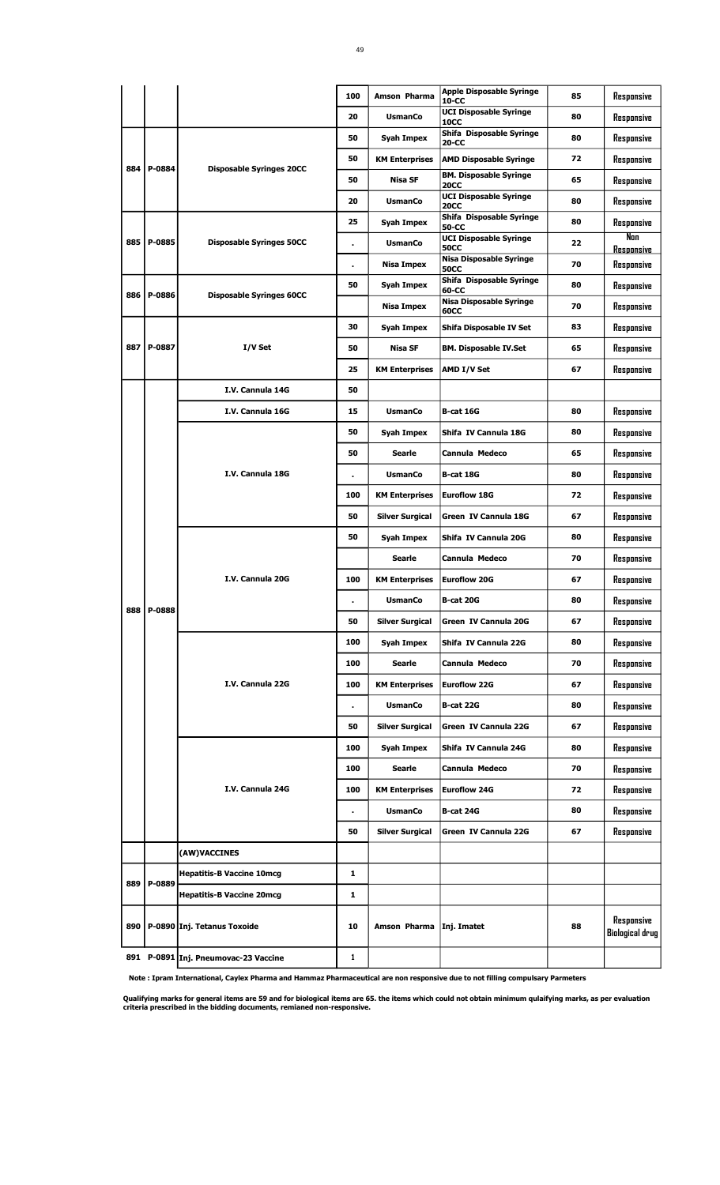| | | | | | | | |
|---|---|---|---|---|---|---|---|
| | | | 100 | Amson Pharma | Apple Disposable Syringe 10-CC | 85 | Responsive |
| | | | 20 | UsmanCo | UCI Disposable Syringe 10CC | 80 | Responsive |
| 884 | P-0884 | Disposable Syringes 20CC | 50 | Syah Impex | Shifa Disposable Syringe 20-CC | 80 | Responsive |
| | | | 50 | KM Enterprises | AMD Disposable Syringe | 72 | Responsive |
| | | | 50 | Nisa SF | BM. Disposable Syringe 20CC | 65 | Responsive |
| | | | 20 | UsmanCo | UCI Disposable Syringe 20CC | 80 | Responsive |
| 885 | P-0885 | Disposable Syringes 50CC | 25 | Syah Impex | Shifa Disposable Syringe 50-CC | 80 | Responsive |
| | | | . | UsmanCo | UCI Disposable Syringe 50CC | 22 | Non Responsive |
| | | | . | Nisa Impex | Nisa Disposable Syringe 50CC | 70 | Responsive |
| 886 | P-0886 | Disposable Syringes 60CC | 50 | Syah Impex | Shifa Disposable Syringe 60-CC | 80 | Responsive |
| | | | | Nisa Impex | Nisa Disposable Syringe 60CC | 70 | Responsive |
| 887 | P-0887 | I/V Set | 30 | Syah Impex | Shifa Disposable IV Set | 83 | Responsive |
| | | | 50 | Nisa SF | BM. Disposable IV.Set | 65 | Responsive |
| | | | 25 | KM Enterprises | AMD I/V Set | 67 | Responsive |
| 888 | P-0888 | I.V. Cannula 14G | 50 | | | | |
| | | I.V. Cannula 16G | 15 | UsmanCo | B-cat 16G | 80 | Responsive |
| | | I.V. Cannula 18G | 50 | Syah Impex | Shifa IV Cannula 18G | 80 | Responsive |
| | | | 50 | Searle | Cannula Medeco | 65 | Responsive |
| | | | . | UsmanCo | B-cat 18G | 80 | Responsive |
| | | | 100 | KM Enterprises | Euroflow 18G | 72 | Responsive |
| | | | 50 | Silver Surgical | Green IV Cannula 18G | 67 | Responsive |
| | | I.V. Cannula 20G | 50 | Syah Impex | Shifa IV Cannula 20G | 80 | Responsive |
| | | | | Searle | Cannula Medeco | 70 | Responsive |
| | | | 100 | KM Enterprises | Euroflow 20G | 67 | Responsive |
| | | | . | UsmanCo | B-cat 20G | 80 | Responsive |
| | | | 50 | Silver Surgical | Green IV Cannula 20G | 67 | Responsive |
| | | I.V. Cannula 22G | 100 | Syah Impex | Shifa IV Cannula 22G | 80 | Responsive |
| | | | 100 | Searle | Cannula Medeco | 70 | Responsive |
| | | | 100 | KM Enterprises | Euroflow 22G | 67 | Responsive |
| | | | . | UsmanCo | B-cat 22G | 80 | Responsive |
| | | | 50 | Silver Surgical | Green IV Cannula 22G | 67 | Responsive |
| | | I.V. Cannula 24G | 100 | Syah Impex | Shifa IV Cannula 24G | 80 | Responsive |
| | | | 100 | Searle | Cannula Medeco | 70 | Responsive |
| | | | 100 | KM Enterprises | Euroflow 24G | 72 | Responsive |
| | | | . | UsmanCo | B-cat 24G | 80 | Responsive |
| | | | 50 | Silver Surgical | Green IV Cannula 22G | 67 | Responsive |
| | | (AW)VACCINES | | | | | |
| 889 | P-0889 | Hepatitis-B Vaccine 10mcg | 1 | | | | |
| | | Hepatitis-B Vaccine 20mcg | 1 | | | | |
| 890 | P-0890 | Inj. Tetanus Toxoide | 10 | Amson Pharma | Inj. Imatet | 88 | Responsive Biological drug |
| 891 | P-0891 | Inj. Pneumovac-23 Vaccine | 1 | | | | |

**Note : Ipram International, Caylex Pharma and Hammaz Pharmaceutical are non responsive due to not filling compulsary Parmeters**

**Qualifying marks for general items are 59 and for biological items are 65. the items which could not obtain minimum qulaifying marks, as per evaluation criteria prescribed in the bidding documents, remianed non-responsive.**